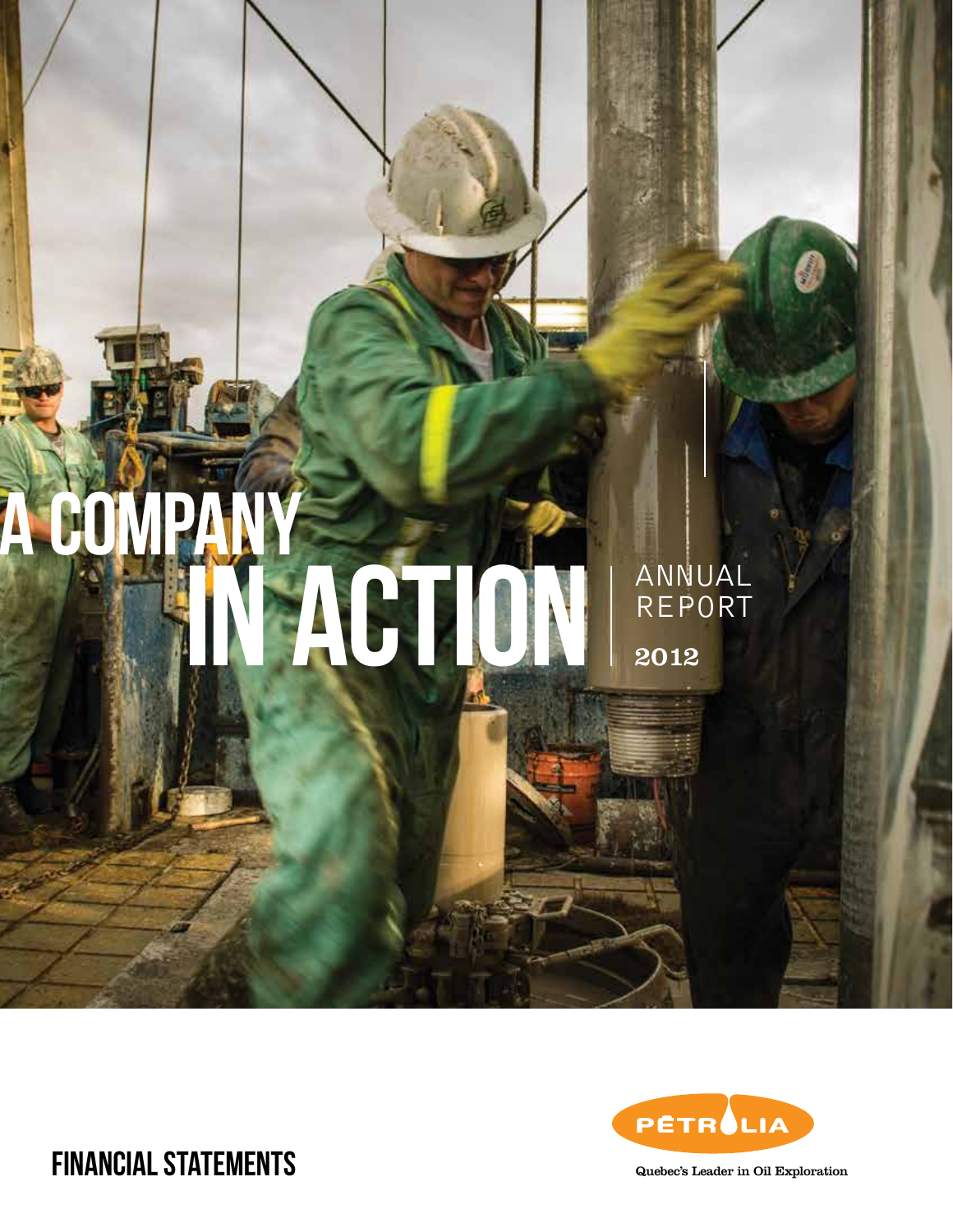# A COMPANY IN ACTION

ANNUAL REPORT 2012

## FINANCIAL STATEMENTS

PÉTROLIA

Quebec's Leader in Oil Exploration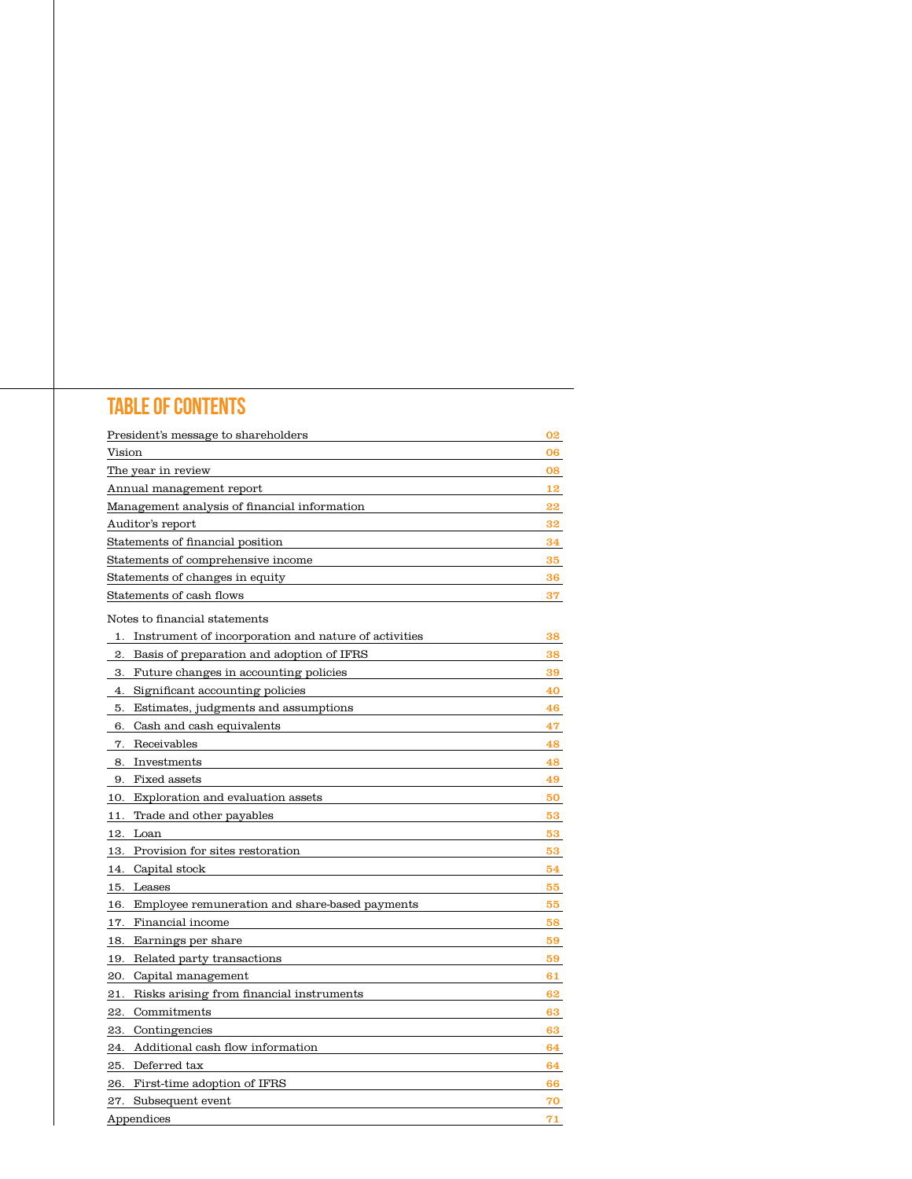# TABLE OF CONTENTS

| | |
|---|---|
| President's message to shareholders | 02 |
| Vision | 06 |
| The year in review | 08 |
| Annual management report | 12 |
| Management analysis of financial information | 22 |
| Auditor's report | 32 |
| Statements of financial position | 34 |
| Statements of comprehensive income | 35 |
| Statements of changes in equity | 36 |
| Statements of cash flows | 37 |
| **Notes to financial statements** | |
| 1. Instrument of incorporation and nature of activities | 38 |
| 2. Basis of preparation and adoption of IFRS | 38 |
| 3. Future changes in accounting policies | 39 |
| 4. Significant accounting policies | 40 |
| 5. Estimates, judgments and assumptions | 46 |
| 6. Cash and cash equivalents | 47 |
| 7. Receivables | 48 |
| 8. Investments | 48 |
| 9. Fixed assets | 49 |
| 10. Exploration and evaluation assets | 50 |
| 11. Trade and other payables | 53 |
| 12. Loan | 53 |
| 13. Provision for sites restoration | 53 |
| 14. Capital stock | 54 |
| 15. Leases | 55 |
| 16. Employee remuneration and share-based payments | 55 |
| 17. Financial income | 58 |
| 18. Earnings per share | 59 |
| 19. Related party transactions | 59 |
| 20. Capital management | 61 |
| 21. Risks arising from financial instruments | 62 |
| 22. Commitments | 63 |
| 23. Contingencies | 63 |
| 24. Additional cash flow information | 64 |
| 25. Deferred tax | 64 |
| 26. First-time adoption of IFRS | 66 |
| 27. Subsequent event | 70 |
| Appendices | 71 |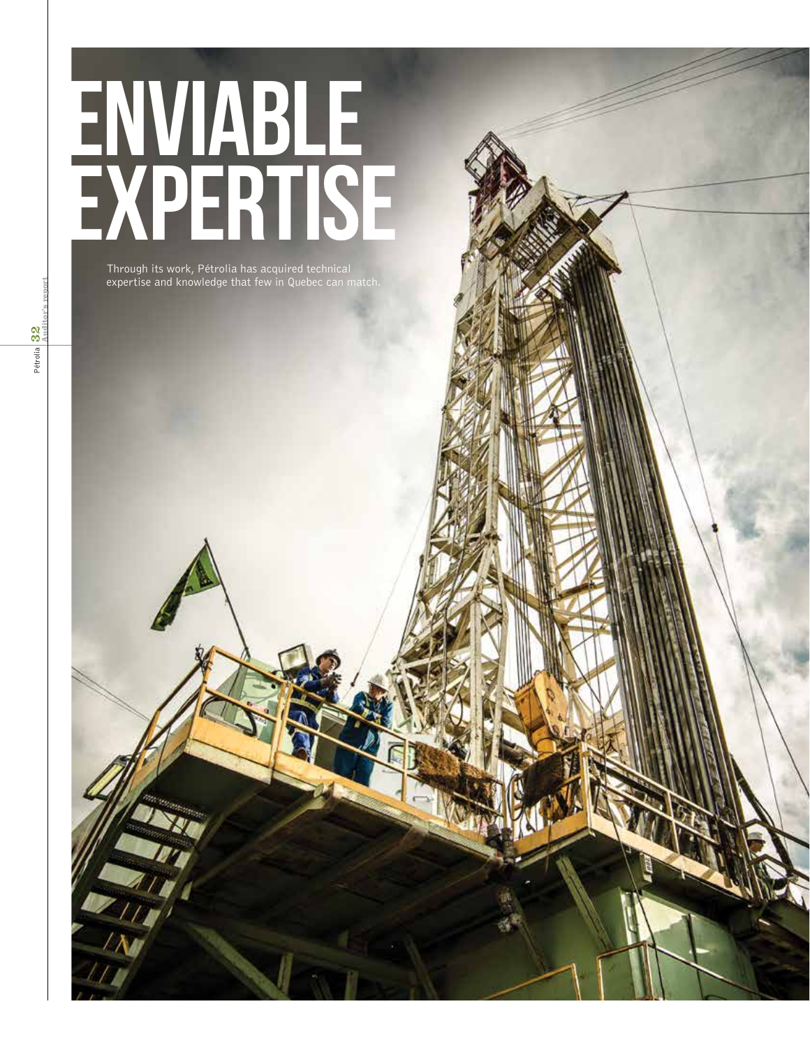# ENVIABLE EXPERTISE

Through its work, Pétrolia has acquired technical expertise and knowledge that few in Quebec can match.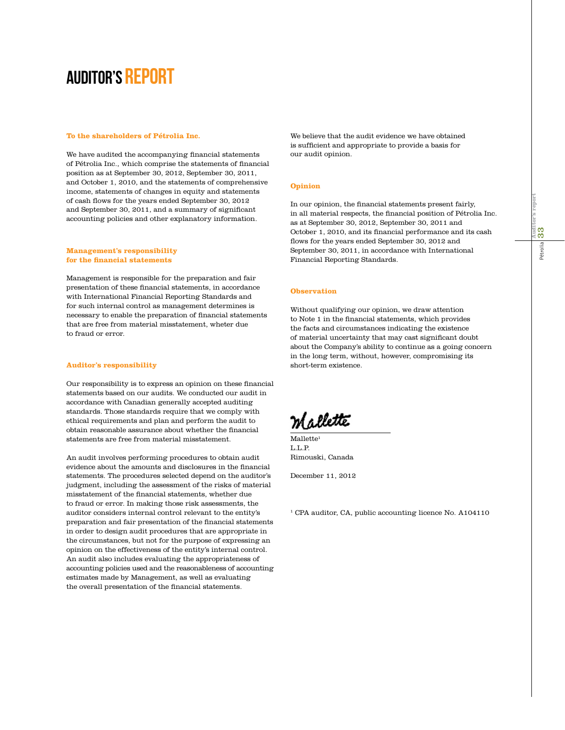# AUDITOR'S REPORT

**To the shareholders of Pétrolia Inc.**

We have audited the accompanying financial statements of Pétrolia Inc., which comprise the statements of financial position as at September 30, 2012, September 30, 2011, and October 1, 2010, and the statements of comprehensive income, statements of changes in equity and statements of cash flows for the years ended September 30, 2012 and September 30, 2011, and a summary of significant accounting policies and other explanatory information.

## Management's responsibility for the financial statements

Management is responsible for the preparation and fair presentation of these financial statements, in accordance with International Financial Reporting Standards and for such internal control as management determines is necessary to enable the preparation of financial statements that are free from material misstatement, wheter due to fraud or error.

## Auditor's responsibility

Our responsibility is to express an opinion on these financial statements based on our audits. We conducted our audit in accordance with Canadian generally accepted auditing standards. Those standards require that we comply with ethical requirements and plan and perform the audit to obtain reasonable assurance about whether the financial statements are free from material misstatement.

An audit involves performing procedures to obtain audit evidence about the amounts and disclosures in the financial statements. The procedures selected depend on the auditor's judgment, including the assessment of the risks of material misstatement of the financial statements, whether due to fraud or error. In making those risk assessments, the auditor considers internal control relevant to the entity's preparation and fair presentation of the financial statements in order to design audit procedures that are appropriate in the circumstances, but not for the purpose of expressing an opinion on the effectiveness of the entity's internal control. An audit also includes evaluating the appropriateness of accounting policies used and the reasonableness of accounting estimates made by Management, as well as evaluating the overall presentation of the financial statements.

We believe that the audit evidence we have obtained is sufficient and appropriate to provide a basis for our audit opinion.

## Opinion

In our opinion, the financial statements present fairly, in all material respects, the financial position of Pétrolia Inc. as at September 30, 2012, September 30, 2011 and October 1, 2010, and its financial performance and its cash flows for the years ended September 30, 2012 and September 30, 2011, in accordance with International Financial Reporting Standards.

## Observation

Without qualifying our opinion, we draw attention to Note 1 in the financial statements, which provides the facts and circumstances indicating the existence of material uncertainty that may cast significant doubt about the Company's ability to continue as a going concern in the long term, without, however, compromising its short-term existence.

Mallette

Mallette[1]
L.L.P.
Rimouski, Canada

December 11, 2012

[1] CPA auditor, CA, public accounting licence No. A104110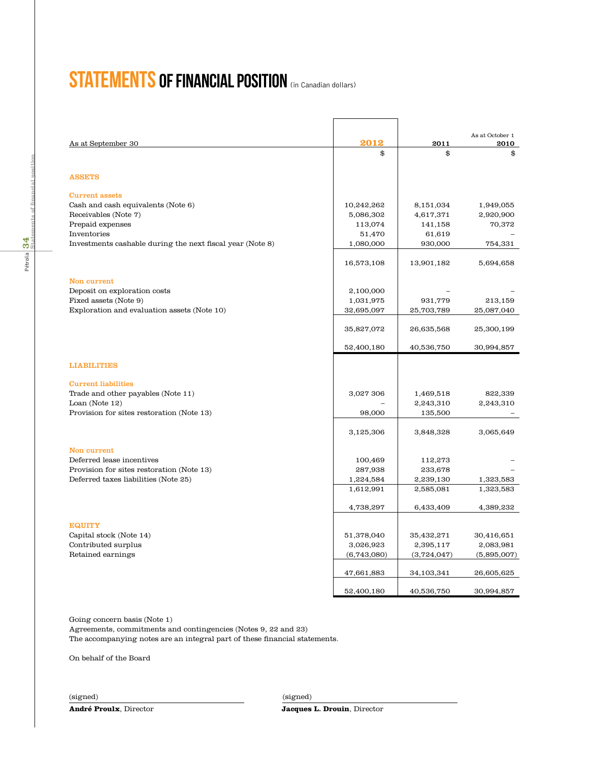# STATEMENTS OF FINANCIAL POSITION (in Canadian dollars)

| As at September 30 | 2012 | 2011 | As at October 1 2010 |
|---|---|---|---|
| | $ | $ | $ |
| **ASSETS** | | | |
| **Current assets** | | | |
| Cash and cash equivalents (Note 6) | 10,242,262 | 8,151,034 | 1,949,055 |
| Receivables (Note 7) | 5,086,302 | 4,617,371 | 2,920,900 |
| Prepaid expenses | 113,074 | 141,158 | 70,372 |
| Inventories | 51,470 | 61,619 | – |
| Investments cashable during the next fiscal year (Note 8) | 1,080,000 | 930,000 | 754,331 |
| | 16,573,108 | 13,901,182 | 5,694,658 |
| **Non current** | | | |
| Deposit on exploration costs | 2,100,000 | – | – |
| Fixed assets (Note 9) | 1,031,975 | 931,779 | 213,159 |
| Exploration and evaluation assets (Note 10) | 32,695,097 | 25,703,789 | 25,087,040 |
| | 35,827,072 | 26,635,568 | 25,300,199 |
| | 52,400,180 | 40,536,750 | 30,994,857 |
| **LIABILITIES** | | | |
| **Current liabilities** | | | |
| Trade and other payables (Note 11) | 3,027 306 | 1,469,518 | 822,339 |
| Loan (Note 12) | – | 2,243,310 | 2,243,310 |
| Provision for sites restoration (Note 13) | 98,000 | 135,500 | – |
| | 3,125,306 | 3,848,328 | 3,065,649 |
| **Non current** | | | |
| Deferred lease incentives | 100,469 | 112,273 | – |
| Provision for sites restoration (Note 13) | 287,938 | 233,678 | – |
| Deferred taxes liabilities (Note 25) | 1,224,584 | 2,239,130 | 1,323,583 |
| | 1,612,991 | 2,585,081 | 1,323,583 |
| | 4,738,297 | 6,433,409 | 4,389,232 |
| **EQUITY** | | | |
| Capital stock (Note 14) | 51,378,040 | 35,432,271 | 30,416,651 |
| Contributed surplus | 3,026,923 | 2,395,117 | 2,083,981 |
| Retained earnings | (6,743,080) | (3,724,047) | (5,895,007) |
| | 47,661,883 | 34,103,341 | 26,605,625 |
| | 52,400,180 | 40,536,750 | 30,994,857 |

Going concern basis (Note 1)
Agreements, commitments and contingencies (Notes 9, 22 and 23)
The accompanying notes are an integral part of these financial statements.

On behalf of the Board

(signed)
**André Proulx**, Director

(signed)
**Jacques L. Drouin**, Director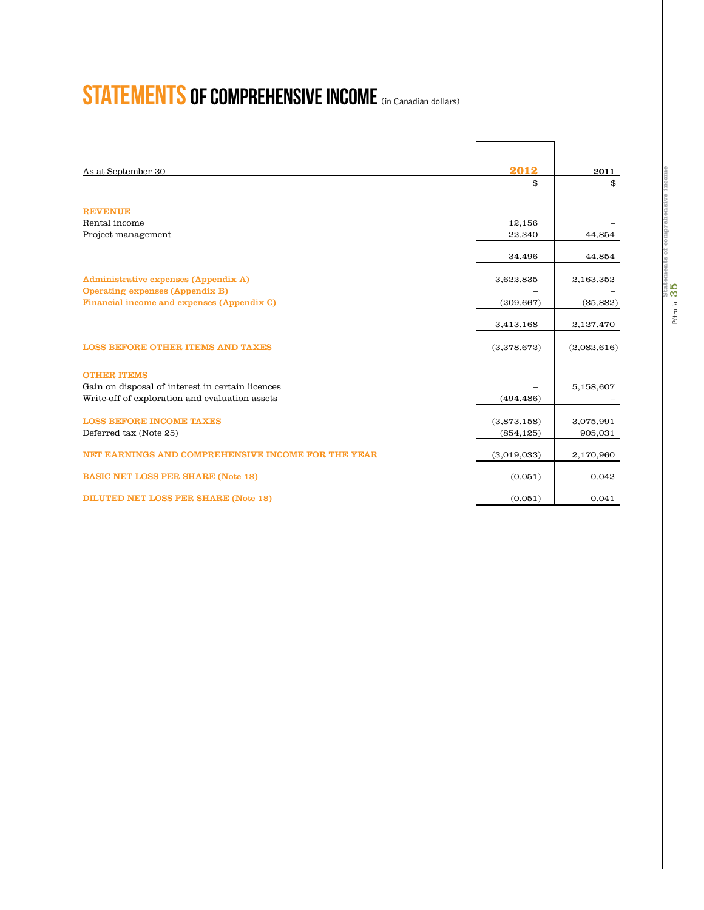# STATEMENTS OF COMPREHENSIVE INCOME (in Canadian dollars)

| As at September 30 | 2012 | 2011 |
| --- | --- | --- |
| | $ | $ |
| **REVENUE** | | |
| Rental income | 12,156 | – |
| Project management | 22,340 | 44,854 |
| | 34,496 | 44,854 |
| **Administrative expenses (Appendix A)** | 3,622,835 | 2,163,352 |
| **Operating expenses (Appendix B)** | – | – |
| **Financial income and expenses (Appendix C)** | (209,667) | (35,882) |
| | 3,413,168 | 2,127,470 |
| **LOSS BEFORE OTHER ITEMS AND TAXES** | (3,378,672) | (2,082,616) |
| **OTHER ITEMS** | | |
| Gain on disposal of interest in certain licences | – | 5,158,607 |
| Write-off of exploration and evaluation assets | (494,486) | – |
| **LOSS BEFORE INCOME TAXES** | (3,873,158) | 3,075,991 |
| Deferred tax (Note 25) | (854,125) | 905,031 |
| **NET EARNINGS AND COMPREHENSIVE INCOME FOR THE YEAR** | (3,019,033) | 2,170,960 |
| **BASIC NET LOSS PER SHARE (Note 18)** | (0.051) | 0.042 |
| **DILUTED NET LOSS PER SHARE (Note 18)** | (0.051) | 0.041 |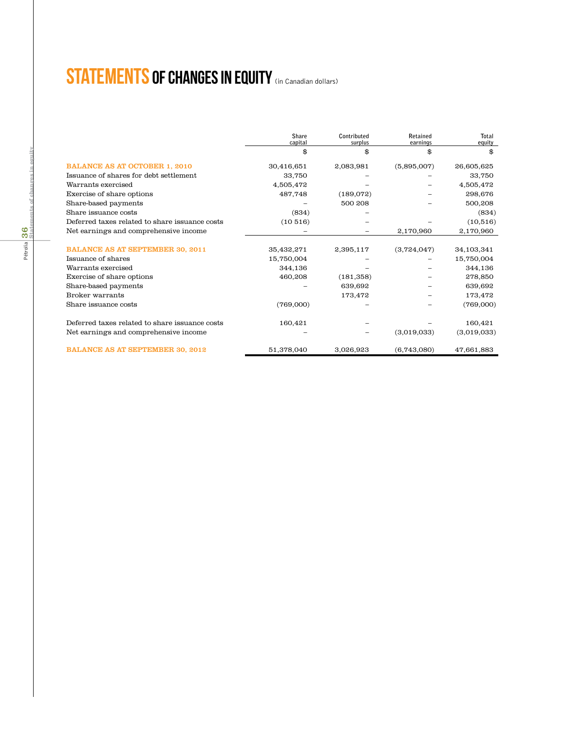# STATEMENTS OF CHANGES IN EQUITY (in Canadian dollars)

| | Share capital | Contributed surplus | Retained earnings | Total equity |
|---|---|---|---|---|
| | $ | $ | $ | $ |
| **BALANCE AS AT OCTOBER 1, 2010** | 30,416,651 | 2,083,981 | (5,895,007) | 26,605,625 |
| Issuance of shares for debt settlement | 33,750 | – | – | 33,750 |
| Warrants exercised | 4,505,472 | – | – | 4,505,472 |
| Exercise of share options | 487,748 | (189,072) | – | 298,676 |
| Share-based payments | – | 500 208 | – | 500,208 |
| Share issuance costs | (834) | – | | (834) |
| Deferred taxes related to share issuance costs | (10 516) | – | – | (10,516) |
| Net earnings and comprehensive income | – | – | 2,170,960 | 2,170,960 |
| **BALANCE AS AT SEPTEMBER 30, 2011** | 35,432,271 | 2,395,117 | (3,724,047) | 34,103,341 |
| Issuance of shares | 15,750,004 | – | – | 15,750,004 |
| Warrants exercised | 344,136 | – | – | 344,136 |
| Exercise of share options | 460,208 | (181,358) | – | 278,850 |
| Share-based payments | – | 639,692 | – | 639,692 |
| Broker warrants | | 173,472 | – | 173,472 |
| Share issuance costs | (769,000) | – | – | (769,000) |
| Deferred taxes related to share issuance costs | 160,421 | – | – | 160,421 |
| Net earnings and comprehensive income | – | – | (3,019,033) | (3,019,033) |
| **BALANCE AS AT SEPTEMBER 30, 2012** | 51,378,040 | 3,026,923 | (6,743,080) | 47,661,883 |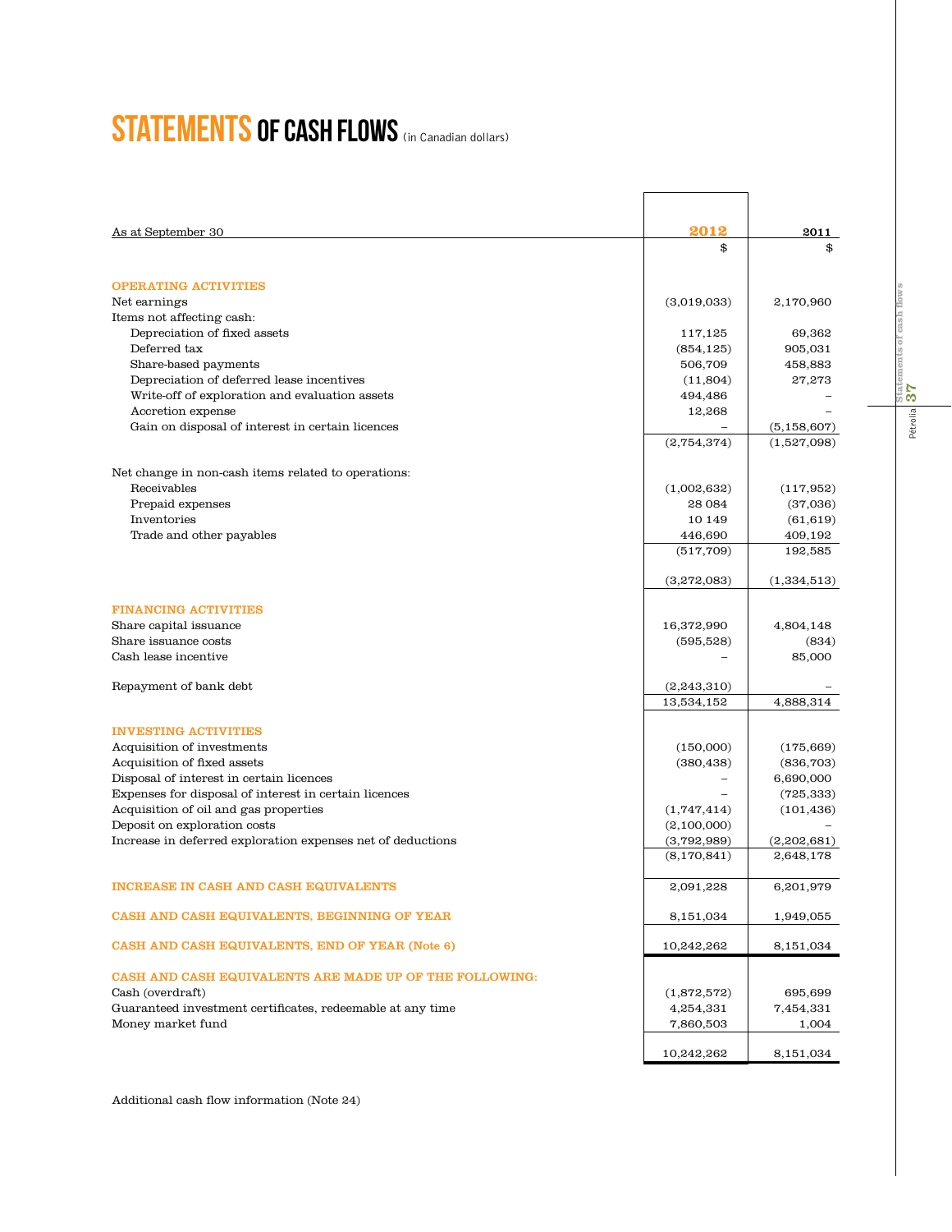# STATEMENTS OF CASH FLOWS (in Canadian dollars)

| As at September 30 | 2012 | 2011 |
|---|---|---|
| | $ | $ |
| **OPERATING ACTIVITIES** | | |
| Net earnings | (3,019,033) | 2,170,960 |
| Items not affecting cash: | | |
| Depreciation of fixed assets | 117,125 | 69,362 |
| Deferred tax | (854,125) | 905,031 |
| Share-based payments | 506,709 | 458,883 |
| Depreciation of deferred lease incentives | (11,804) | 27,273 |
| Write-off of exploration and evaluation assets | 494,486 | – |
| Accretion expense | 12,268 | – |
| Gain on disposal of interest in certain licences | – | (5,158,607) |
| | (2,754,374) | (1,527,098) |
| Net change in non-cash items related to operations: | | |
| Receivables | (1,002,632) | (117,952) |
| Prepaid expenses | 28 084 | (37,036) |
| Inventories | 10 149 | (61,619) |
| Trade and other payables | 446,690 | 409,192 |
| | (517,709) | 192,585 |
| | (3,272,083) | (1,334,513) |
| **FINANCING ACTIVITIES** | | |
| Share capital issuance | 16,372,990 | 4,804,148 |
| Share issuance costs | (595,528) | (834) |
| Cash lease incentive | – | 85,000 |
| Repayment of bank debt | (2,243,310) | – |
| | 13,534,152 | 4,888,314 |
| **INVESTING ACTIVITIES** | | |
| Acquisition of investments | (150,000) | (175,669) |
| Acquisition of fixed assets | (380,438) | (836,703) |
| Disposal of interest in certain licences | – | 6,690,000 |
| Expenses for disposal of interest in certain licences | – | (725,333) |
| Acquisition of oil and gas properties | (1,747,414) | (101,436) |
| Deposit on exploration costs | (2,100,000) | – |
| Increase in deferred exploration expenses net of deductions | (3,792,989) | (2,202,681) |
| | (8,170,841) | 2,648,178 |
| **INCREASE IN CASH AND CASH EQUIVALENTS** | 2,091,228 | 6,201,979 |
| **CASH AND CASH EQUIVALENTS, BEGINNING OF YEAR** | 8,151,034 | 1,949,055 |
| **CASH AND CASH EQUIVALENTS, END OF YEAR (Note 6)** | 10,242,262 | 8,151,034 |
| **CASH AND CASH EQUIVALENTS ARE MADE UP OF THE FOLLOWING:** | | |
| Cash (overdraft) | (1,872,572) | 695,699 |
| Guaranteed investment certificates, redeemable at any time | 4,254,331 | 7,454,331 |
| Money market fund | 7,860,503 | 1,004 |
| | 10,242,262 | 8,151,034 |

Additional cash flow information (Note 24)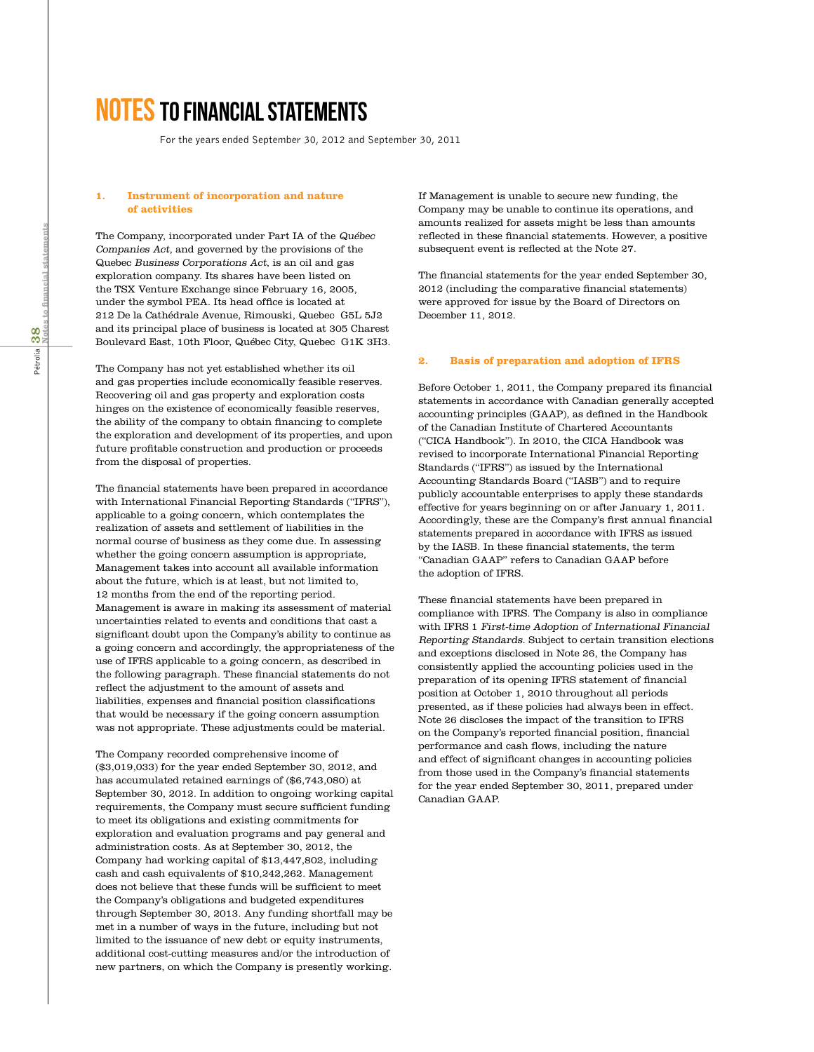# NOTES TO FINANCIAL STATEMENTS

For the years ended September 30, 2012 and September 30, 2011

## 1. Instrument of incorporation and nature of activities

The Company, incorporated under Part IA of the *Québec Companies Act*, and governed by the provisions of the Quebec *Business Corporations Act*, is an oil and gas exploration company. Its shares have been listed on the TSX Venture Exchange since February 16, 2005, under the symbol PEA. Its head office is located at 212 De la Cathédrale Avenue, Rimouski, Quebec G5L 5J2 and its principal place of business is located at 305 Charest Boulevard East, 10th Floor, Québec City, Quebec G1K 3H3.

The Company has not yet established whether its oil and gas properties include economically feasible reserves. Recovering oil and gas property and exploration costs hinges on the existence of economically feasible reserves, the ability of the company to obtain financing to complete the exploration and development of its properties, and upon future profitable construction and production or proceeds from the disposal of properties.

The financial statements have been prepared in accordance with International Financial Reporting Standards ("IFRS"), applicable to a going concern, which contemplates the realization of assets and settlement of liabilities in the normal course of business as they come due. In assessing whether the going concern assumption is appropriate, Management takes into account all available information about the future, which is at least, but not limited to, 12 months from the end of the reporting period. Management is aware in making its assessment of material uncertainties related to events and conditions that cast a significant doubt upon the Company's ability to continue as a going concern and accordingly, the appropriateness of the use of IFRS applicable to a going concern, as described in the following paragraph. These financial statements do not reflect the adjustment to the amount of assets and liabilities, expenses and financial position classifications that would be necessary if the going concern assumption was not appropriate. These adjustments could be material.

The Company recorded comprehensive income of ($3,019,033) for the year ended September 30, 2012, and has accumulated retained earnings of ($6,743,080) at September 30, 2012. In addition to ongoing working capital requirements, the Company must secure sufficient funding to meet its obligations and existing commitments for exploration and evaluation programs and pay general and administration costs. As at September 30, 2012, the Company had working capital of $13,447,802, including cash and cash equivalents of $10,242,262. Management does not believe that these funds will be sufficient to meet the Company's obligations and budgeted expenditures through September 30, 2013. Any funding shortfall may be met in a number of ways in the future, including but not limited to the issuance of new debt or equity instruments, additional cost-cutting measures and/or the introduction of new partners, on which the Company is presently working. If Management is unable to secure new funding, the Company may be unable to continue its operations, and amounts realized for assets might be less than amounts reflected in these financial statements. However, a positive subsequent event is reflected at the Note 27.

The financial statements for the year ended September 30, 2012 (including the comparative financial statements) were approved for issue by the Board of Directors on December 11, 2012.

## 2. Basis of preparation and adoption of IFRS

Before October 1, 2011, the Company prepared its financial statements in accordance with Canadian generally accepted accounting principles (GAAP), as defined in the Handbook of the Canadian Institute of Chartered Accountants ("CICA Handbook"). In 2010, the CICA Handbook was revised to incorporate International Financial Reporting Standards ("IFRS") as issued by the International Accounting Standards Board ("IASB") and to require publicly accountable enterprises to apply these standards effective for years beginning on or after January 1, 2011. Accordingly, these are the Company's first annual financial statements prepared in accordance with IFRS as issued by the IASB. In these financial statements, the term "Canadian GAAP" refers to Canadian GAAP before the adoption of IFRS.

These financial statements have been prepared in compliance with IFRS. The Company is also in compliance with IFRS 1 *First-time Adoption of International Financial Reporting Standards*. Subject to certain transition elections and exceptions disclosed in Note 26, the Company has consistently applied the accounting policies used in the preparation of its opening IFRS statement of financial position at October 1, 2010 throughout all periods presented, as if these policies had always been in effect. Note 26 discloses the impact of the transition to IFRS on the Company's reported financial position, financial performance and cash flows, including the nature and effect of significant changes in accounting policies from those used in the Company's financial statements for the year ended September 30, 2011, prepared under Canadian GAAP.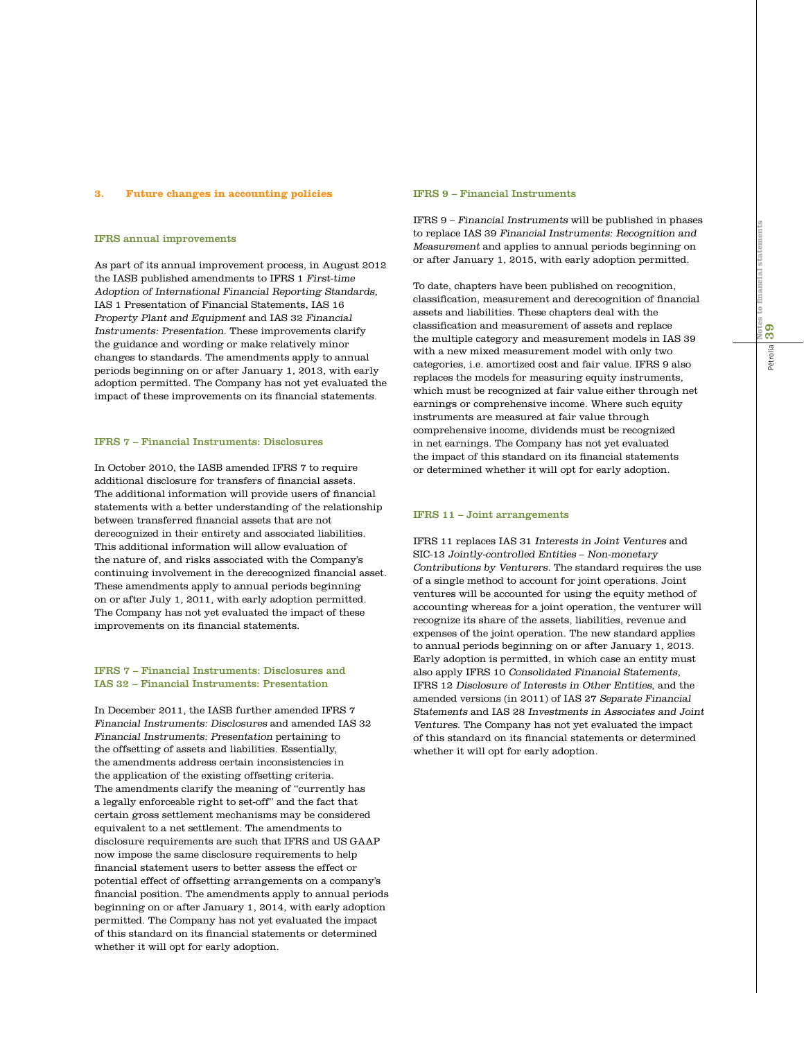## 3. Future changes in accounting policies

### IFRS annual improvements

As part of its annual improvement process, in August 2012 the IASB published amendments to IFRS 1 *First-time Adoption of International Financial Reporting Standards*, IAS 1 Presentation of Financial Statements, IAS 16 *Property Plant and Equipment* and IAS 32 *Financial Instruments: Presentation*. These improvements clarify the guidance and wording or make relatively minor changes to standards. The amendments apply to annual periods beginning on or after January 1, 2013, with early adoption permitted. The Company has not yet evaluated the impact of these improvements on its financial statements.

### IFRS 7 – Financial Instruments: Disclosures

In October 2010, the IASB amended IFRS 7 to require additional disclosure for transfers of financial assets. The additional information will provide users of financial statements with a better understanding of the relationship between transferred financial assets that are not derecognized in their entirety and associated liabilities. This additional information will allow evaluation of the nature of, and risks associated with the Company's continuing involvement in the derecognized financial asset. These amendments apply to annual periods beginning on or after July 1, 2011, with early adoption permitted. The Company has not yet evaluated the impact of these improvements on its financial statements.

### IFRS 7 – Financial Instruments: Disclosures and IAS 32 – Financial Instruments: Presentation

In December 2011, the IASB further amended IFRS 7 *Financial Instruments: Disclosures* and amended IAS 32 *Financial Instruments: Presentation* pertaining to the offsetting of assets and liabilities. Essentially, the amendments address certain inconsistencies in the application of the existing offsetting criteria. The amendments clarify the meaning of "currently has a legally enforceable right to set-off" and the fact that certain gross settlement mechanisms may be considered equivalent to a net settlement. The amendments to disclosure requirements are such that IFRS and US GAAP now impose the same disclosure requirements to help financial statement users to better assess the effect or potential effect of offsetting arrangements on a company's financial position. The amendments apply to annual periods beginning on or after January 1, 2014, with early adoption permitted. The Company has not yet evaluated the impact of this standard on its financial statements or determined whether it will opt for early adoption.

### IFRS 9 – Financial Instruments

IFRS 9 – *Financial Instruments* will be published in phases to replace IAS 39 *Financial Instruments: Recognition and Measurement* and applies to annual periods beginning on or after January 1, 2015, with early adoption permitted.

To date, chapters have been published on recognition, classification, measurement and derecognition of financial assets and liabilities. These chapters deal with the classification and measurement of assets and replace the multiple category and measurement models in IAS 39 with a new mixed measurement model with only two categories, i.e. amortized cost and fair value. IFRS 9 also replaces the models for measuring equity instruments, which must be recognized at fair value either through net earnings or comprehensive income. Where such equity instruments are measured at fair value through comprehensive income, dividends must be recognized in net earnings. The Company has not yet evaluated the impact of this standard on its financial statements or determined whether it will opt for early adoption.

### IFRS 11 – Joint arrangements

IFRS 11 replaces IAS 31 *Interests in Joint Ventures* and SIC-13 *Jointly-controlled Entities – Non-monetary Contributions by Venturers*. The standard requires the use of a single method to account for joint operations. Joint ventures will be accounted for using the equity method of accounting whereas for a joint operation, the venturer will recognize its share of the assets, liabilities, revenue and expenses of the joint operation. The new standard applies to annual periods beginning on or after January 1, 2013. Early adoption is permitted, in which case an entity must also apply IFRS 10 *Consolidated Financial Statements*, IFRS 12 *Disclosure of Interests in Other Entities*, and the amended versions (in 2011) of IAS 27 *Separate Financial Statements* and IAS 28 *Investments in Associates and Joint Ventures*. The Company has not yet evaluated the impact of this standard on its financial statements or determined whether it will opt for early adoption.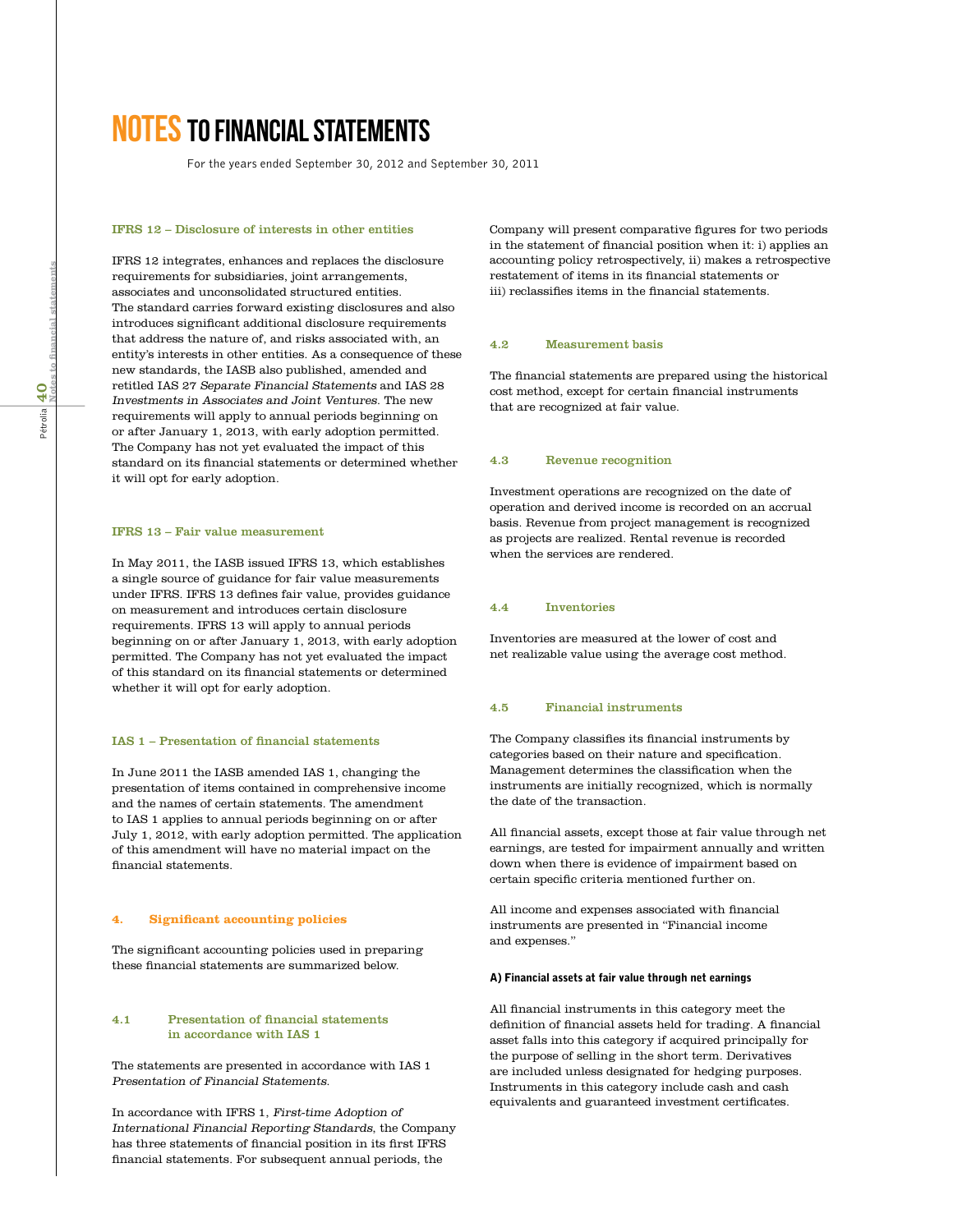#### IFRS 12 – Disclosure of interests in other entities

IFRS 12 integrates, enhances and replaces the disclosure requirements for subsidiaries, joint arrangements, associates and unconsolidated structured entities. The standard carries forward existing disclosures and also introduces significant additional disclosure requirements that address the nature of, and risks associated with, an entity's interests in other entities. As a consequence of these new standards, the IASB also published, amended and retitled IAS 27 *Separate Financial Statements* and IAS 28 *Investments in Associates and Joint Ventures*. The new requirements will apply to annual periods beginning on or after January 1, 2013, with early adoption permitted. The Company has not yet evaluated the impact of this standard on its financial statements or determined whether it will opt for early adoption.

#### IFRS 13 – Fair value measurement

In May 2011, the IASB issued IFRS 13, which establishes a single source of guidance for fair value measurements under IFRS. IFRS 13 defines fair value, provides guidance on measurement and introduces certain disclosure requirements. IFRS 13 will apply to annual periods beginning on or after January 1, 2013, with early adoption permitted. The Company has not yet evaluated the impact of this standard on its financial statements or determined whether it will opt for early adoption.

#### IAS 1 – Presentation of financial statements

In June 2011 the IASB amended IAS 1, changing the presentation of items contained in comprehensive income and the names of certain statements. The amendment to IAS 1 applies to annual periods beginning on or after July 1, 2012, with early adoption permitted. The application of this amendment will have no material impact on the financial statements.

## 4. Significant accounting policies

The significant accounting policies used in preparing these financial statements are summarized below.

### 4.1 Presentation of financial statements in accordance with IAS 1

The statements are presented in accordance with IAS 1 *Presentation of Financial Statements*.

In accordance with IFRS 1, *First-time Adoption of International Financial Reporting Standards*, the Company has three statements of financial position in its first IFRS financial statements. For subsequent annual periods, the Company will present comparative figures for two periods in the statement of financial position when it: i) applies an accounting policy retrospectively, ii) makes a retrospective restatement of items in its financial statements or iii) reclassifies items in the financial statements.

### 4.2 Measurement basis

The financial statements are prepared using the historical cost method, except for certain financial instruments that are recognized at fair value.

### 4.3 Revenue recognition

Investment operations are recognized on the date of operation and derived income is recorded on an accrual basis. Revenue from project management is recognized as projects are realized. Rental revenue is recorded when the services are rendered.

### 4.4 Inventories

Inventories are measured at the lower of cost and net realizable value using the average cost method.

### 4.5 Financial instruments

The Company classifies its financial instruments by categories based on their nature and specification. Management determines the classification when the instruments are initially recognized, which is normally the date of the transaction.

All financial assets, except those at fair value through net earnings, are tested for impairment annually and written down when there is evidence of impairment based on certain specific criteria mentioned further on.

All income and expenses associated with financial instruments are presented in "Financial income and expenses."

#### A) Financial assets at fair value through net earnings

All financial instruments in this category meet the definition of financial assets held for trading. A financial asset falls into this category if acquired principally for the purpose of selling in the short term. Derivatives are included unless designated for hedging purposes. Instruments in this category include cash and cash equivalents and guaranteed investment certificates.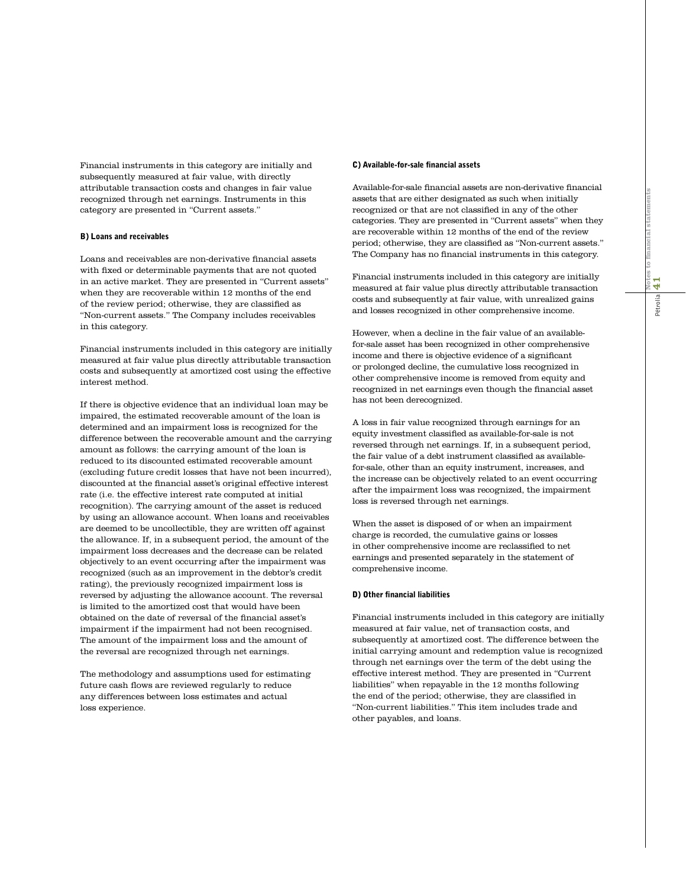Financial instruments in this category are initially and subsequently measured at fair value, with directly attributable transaction costs and changes in fair value recognized through net earnings. Instruments in this category are presented in "Current assets."

### B) Loans and receivables

Loans and receivables are non-derivative financial assets with fixed or determinable payments that are not quoted in an active market. They are presented in "Current assets" when they are recoverable within 12 months of the end of the review period; otherwise, they are classified as "Non-current assets." The Company includes receivables in this category.

Financial instruments included in this category are initially measured at fair value plus directly attributable transaction costs and subsequently at amortized cost using the effective interest method.

If there is objective evidence that an individual loan may be impaired, the estimated recoverable amount of the loan is determined and an impairment loss is recognized for the difference between the recoverable amount and the carrying amount as follows: the carrying amount of the loan is reduced to its discounted estimated recoverable amount (excluding future credit losses that have not been incurred), discounted at the financial asset's original effective interest rate (i.e. the effective interest rate computed at initial recognition). The carrying amount of the asset is reduced by using an allowance account. When loans and receivables are deemed to be uncollectible, they are written off against the allowance. If, in a subsequent period, the amount of the impairment loss decreases and the decrease can be related objectively to an event occurring after the impairment was recognized (such as an improvement in the debtor's credit rating), the previously recognized impairment loss is reversed by adjusting the allowance account. The reversal is limited to the amortized cost that would have been obtained on the date of reversal of the financial asset's impairment if the impairment had not been recognised. The amount of the impairment loss and the amount of the reversal are recognized through net earnings.

The methodology and assumptions used for estimating future cash flows are reviewed regularly to reduce any differences between loss estimates and actual loss experience.

### C) Available-for-sale financial assets

Available-for-sale financial assets are non-derivative financial assets that are either designated as such when initially recognized or that are not classified in any of the other categories. They are presented in "Current assets" when they are recoverable within 12 months of the end of the review period; otherwise, they are classified as "Non-current assets." The Company has no financial instruments in this category.

Financial instruments included in this category are initially measured at fair value plus directly attributable transaction costs and subsequently at fair value, with unrealized gains and losses recognized in other comprehensive income.

However, when a decline in the fair value of an available-for-sale asset has been recognized in other comprehensive income and there is objective evidence of a significant or prolonged decline, the cumulative loss recognized in other comprehensive income is removed from equity and recognized in net earnings even though the financial asset has not been derecognized.

A loss in fair value recognized through earnings for an equity investment classified as available-for-sale is not reversed through net earnings. If, in a subsequent period, the fair value of a debt instrument classified as available-for-sale, other than an equity instrument, increases, and the increase can be objectively related to an event occurring after the impairment loss was recognized, the impairment loss is reversed through net earnings.

When the asset is disposed of or when an impairment charge is recorded, the cumulative gains or losses in other comprehensive income are reclassified to net earnings and presented separately in the statement of comprehensive income.

### D) Other financial liabilities

Financial instruments included in this category are initially measured at fair value, net of transaction costs, and subsequently at amortized cost. The difference between the initial carrying amount and redemption value is recognized through net earnings over the term of the debt using the effective interest method. They are presented in "Current liabilities" when repayable in the 12 months following the end of the period; otherwise, they are classified in "Non-current liabilities." This item includes trade and other payables, and loans.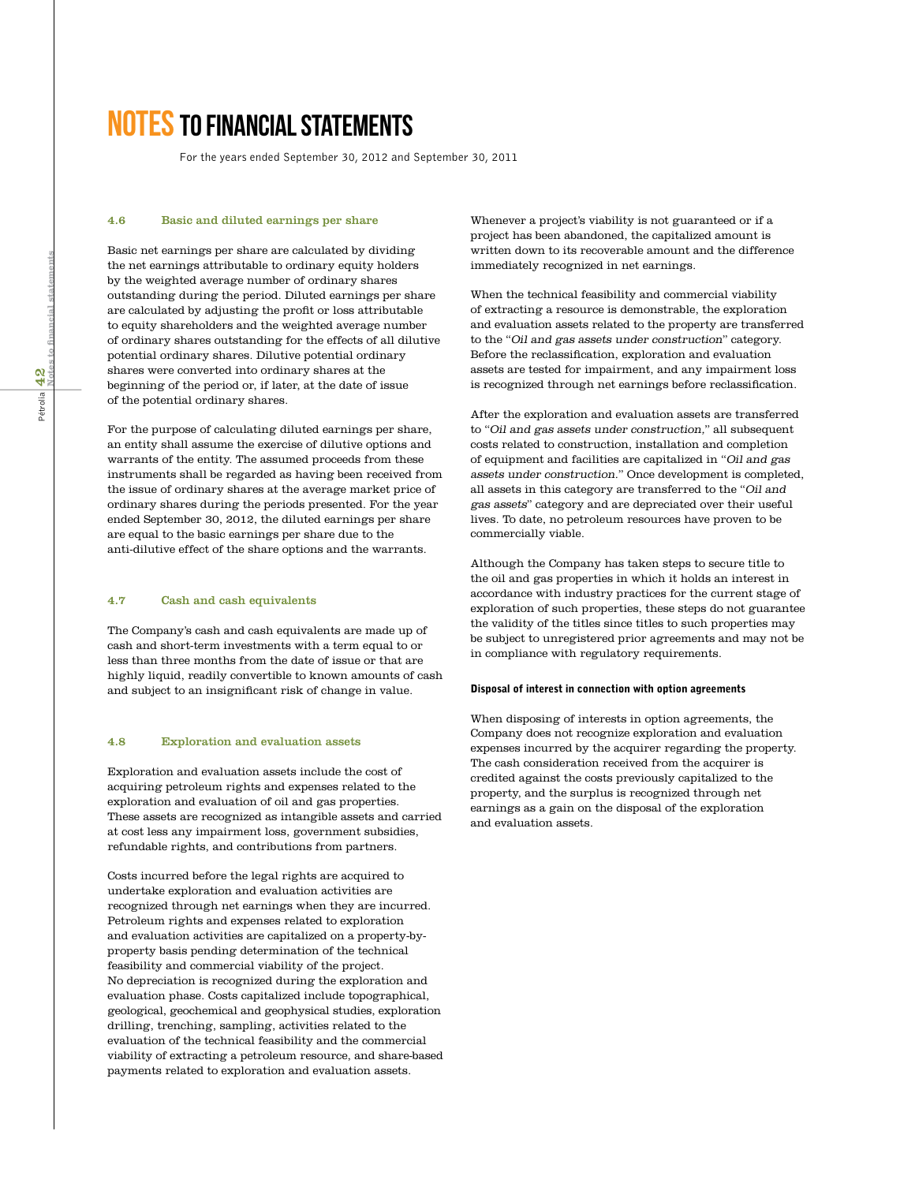# NOTES TO FINANCIAL STATEMENTS

For the years ended September 30, 2012 and September 30, 2011

### 4.6 Basic and diluted earnings per share

Basic net earnings per share are calculated by dividing the net earnings attributable to ordinary equity holders by the weighted average number of ordinary shares outstanding during the period. Diluted earnings per share are calculated by adjusting the profit or loss attributable to equity shareholders and the weighted average number of ordinary shares outstanding for the effects of all dilutive potential ordinary shares. Dilutive potential ordinary shares were converted into ordinary shares at the beginning of the period or, if later, at the date of issue of the potential ordinary shares.

For the purpose of calculating diluted earnings per share, an entity shall assume the exercise of dilutive options and warrants of the entity. The assumed proceeds from these instruments shall be regarded as having been received from the issue of ordinary shares at the average market price of ordinary shares during the periods presented. For the year ended September 30, 2012, the diluted earnings per share are equal to the basic earnings per share due to the anti-dilutive effect of the share options and the warrants.

### 4.7 Cash and cash equivalents

The Company's cash and cash equivalents are made up of cash and short-term investments with a term equal to or less than three months from the date of issue or that are highly liquid, readily convertible to known amounts of cash and subject to an insignificant risk of change in value.

### 4.8 Exploration and evaluation assets

Exploration and evaluation assets include the cost of acquiring petroleum rights and expenses related to the exploration and evaluation of oil and gas properties. These assets are recognized as intangible assets and carried at cost less any impairment loss, government subsidies, refundable rights, and contributions from partners.

Costs incurred before the legal rights are acquired to undertake exploration and evaluation activities are recognized through net earnings when they are incurred. Petroleum rights and expenses related to exploration and evaluation activities are capitalized on a property-by-property basis pending determination of the technical feasibility and commercial viability of the project. No depreciation is recognized during the exploration and evaluation phase. Costs capitalized include topographical, geological, geochemical and geophysical studies, exploration drilling, trenching, sampling, activities related to the evaluation of the technical feasibility and the commercial viability of extracting a petroleum resource, and share-based payments related to exploration and evaluation assets.

Whenever a project's viability is not guaranteed or if a project has been abandoned, the capitalized amount is written down to its recoverable amount and the difference immediately recognized in net earnings.

When the technical feasibility and commercial viability of extracting a resource is demonstrable, the exploration and evaluation assets related to the property are transferred to the "*Oil and gas assets under construction*" category. Before the reclassification, exploration and evaluation assets are tested for impairment, and any impairment loss is recognized through net earnings before reclassification.

After the exploration and evaluation assets are transferred to "*Oil and gas assets under construction,*" all subsequent costs related to construction, installation and completion of equipment and facilities are capitalized in "*Oil and gas assets under construction.*" Once development is completed, all assets in this category are transferred to the "*Oil and gas assets*" category and are depreciated over their useful lives. To date, no petroleum resources have proven to be commercially viable.

Although the Company has taken steps to secure title to the oil and gas properties in which it holds an interest in accordance with industry practices for the current stage of exploration of such properties, these steps do not guarantee the validity of the titles since titles to such properties may be subject to unregistered prior agreements and may not be in compliance with regulatory requirements.

#### Disposal of interest in connection with option agreements

When disposing of interests in option agreements, the Company does not recognize exploration and evaluation expenses incurred by the acquirer regarding the property. The cash consideration received from the acquirer is credited against the costs previously capitalized to the property, and the surplus is recognized through net earnings as a gain on the disposal of the exploration and evaluation assets.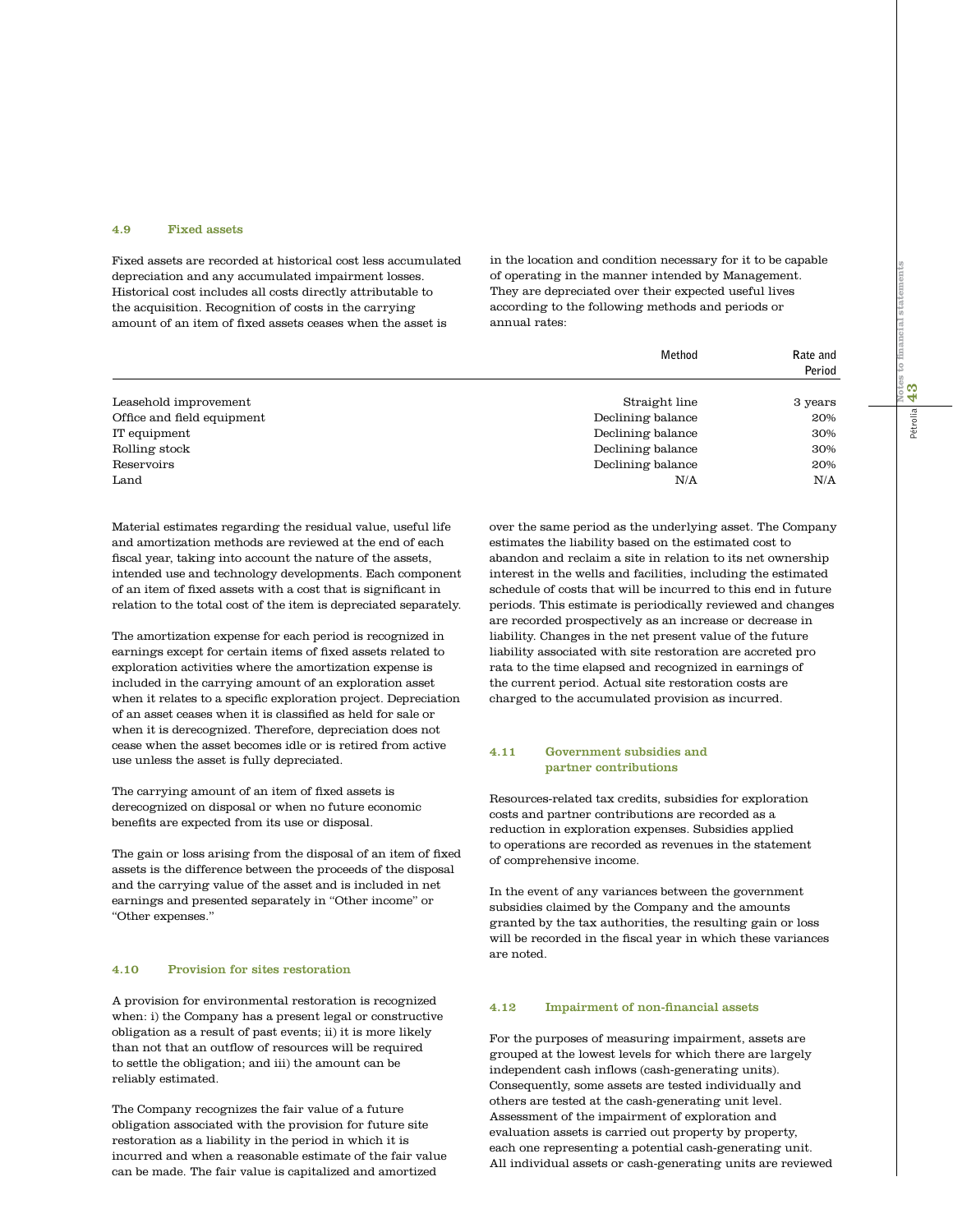### 4.9 Fixed assets

Fixed assets are recorded at historical cost less accumulated depreciation and any accumulated impairment losses. Historical cost includes all costs directly attributable to the acquisition. Recognition of costs in the carrying amount of an item of fixed assets ceases when the asset is in the location and condition necessary for it to be capable of operating in the manner intended by Management. They are depreciated over their expected useful lives according to the following methods and periods or annual rates:

| | Method | Rate and Period |
|---|---|---|
| Leasehold improvement | Straight line | 3 years |
| Office and field equipment | Declining balance | 20% |
| IT equipment | Declining balance | 30% |
| Rolling stock | Declining balance | 30% |
| Reservoirs | Declining balance | 20% |
| Land | N/A | N/A |

Material estimates regarding the residual value, useful life and amortization methods are reviewed at the end of each fiscal year, taking into account the nature of the assets, intended use and technology developments. Each component of an item of fixed assets with a cost that is significant in relation to the total cost of the item is depreciated separately.

The amortization expense for each period is recognized in earnings except for certain items of fixed assets related to exploration activities where the amortization expense is included in the carrying amount of an exploration asset when it relates to a specific exploration project. Depreciation of an asset ceases when it is classified as held for sale or when it is derecognized. Therefore, depreciation does not cease when the asset becomes idle or is retired from active use unless the asset is fully depreciated.

The carrying amount of an item of fixed assets is derecognized on disposal or when no future economic benefits are expected from its use or disposal.

The gain or loss arising from the disposal of an item of fixed assets is the difference between the proceeds of the disposal and the carrying value of the asset and is included in net earnings and presented separately in "Other income" or "Other expenses."

### 4.10 Provision for sites restoration

A provision for environmental restoration is recognized when: i) the Company has a present legal or constructive obligation as a result of past events; ii) it is more likely than not that an outflow of resources will be required to settle the obligation; and iii) the amount can be reliably estimated.

The Company recognizes the fair value of a future obligation associated with the provision for future site restoration as a liability in the period in which it is incurred and when a reasonable estimate of the fair value can be made. The fair value is capitalized and amortized over the same period as the underlying asset. The Company estimates the liability based on the estimated cost to abandon and reclaim a site in relation to its net ownership interest in the wells and facilities, including the estimated schedule of costs that will be incurred to this end in future periods. This estimate is periodically reviewed and changes are recorded prospectively as an increase or decrease in liability. Changes in the net present value of the future liability associated with site restoration are accreted pro rata to the time elapsed and recognized in earnings of the current period. Actual site restoration costs are charged to the accumulated provision as incurred.

### 4.11 Government subsidies and partner contributions

Resources-related tax credits, subsidies for exploration costs and partner contributions are recorded as a reduction in exploration expenses. Subsidies applied to operations are recorded as revenues in the statement of comprehensive income.

In the event of any variances between the government subsidies claimed by the Company and the amounts granted by the tax authorities, the resulting gain or loss will be recorded in the fiscal year in which these variances are noted.

### 4.12 Impairment of non-financial assets

For the purposes of measuring impairment, assets are grouped at the lowest levels for which there are largely independent cash inflows (cash-generating units). Consequently, some assets are tested individually and others are tested at the cash-generating unit level. Assessment of the impairment of exploration and evaluation assets is carried out property by property, each one representing a potential cash-generating unit. All individual assets or cash-generating units are reviewed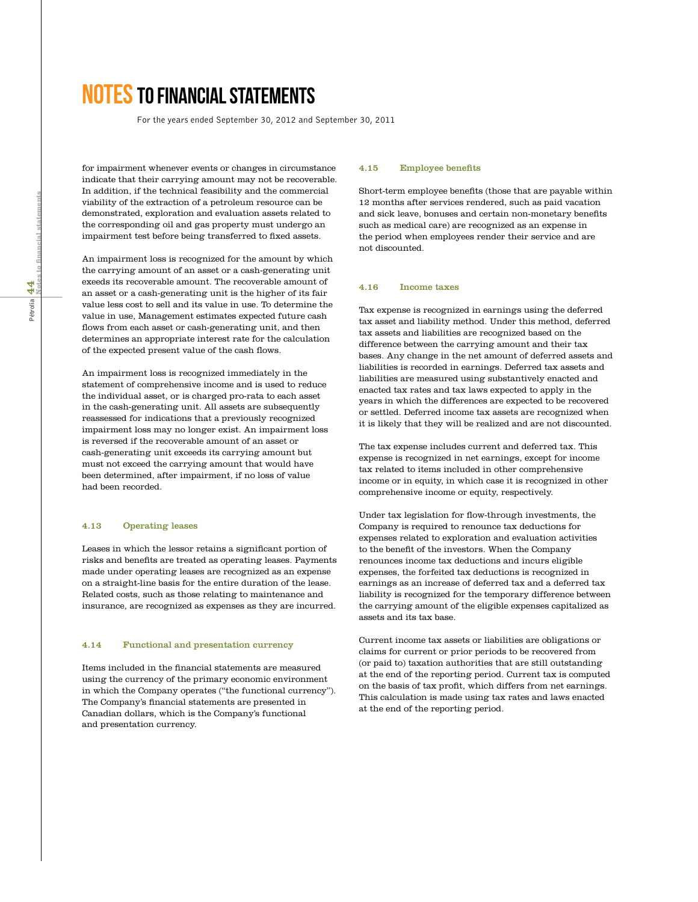# NOTES TO FINANCIAL STATEMENTS

For the years ended September 30, 2012 and September 30, 2011

for impairment whenever events or changes in circumstance indicate that their carrying amount may not be recoverable. In addition, if the technical feasibility and the commercial viability of the extraction of a petroleum resource can be demonstrated, exploration and evaluation assets related to the corresponding oil and gas property must undergo an impairment test before being transferred to fixed assets.

An impairment loss is recognized for the amount by which the carrying amount of an asset or a cash-generating unit exeeds its recoverable amount. The recoverable amount of an asset or a cash-generating unit is the higher of its fair value less cost to sell and its value in use. To determine the value in use, Management estimates expected future cash flows from each asset or cash-generating unit, and then determines an appropriate interest rate for the calculation of the expected present value of the cash flows.

An impairment loss is recognized immediately in the statement of comprehensive income and is used to reduce the individual asset, or is charged pro-rata to each asset in the cash-generating unit. All assets are subsequently reassessed for indications that a previously recognized impairment loss may no longer exist. An impairment loss is reversed if the recoverable amount of an asset or cash-generating unit exceeds its carrying amount but must not exceed the carrying amount that would have been determined, after impairment, if no loss of value had been recorded.

### 4.13 Operating leases

Leases in which the lessor retains a significant portion of risks and benefits are treated as operating leases. Payments made under operating leases are recognized as an expense on a straight-line basis for the entire duration of the lease. Related costs, such as those relating to maintenance and insurance, are recognized as expenses as they are incurred.

### 4.14 Functional and presentation currency

Items included in the financial statements are measured using the currency of the primary economic environment in which the Company operates ("the functional currency"). The Company's financial statements are presented in Canadian dollars, which is the Company's functional and presentation currency.

### 4.15 Employee benefits

Short-term employee benefits (those that are payable within 12 months after services rendered, such as paid vacation and sick leave, bonuses and certain non-monetary benefits such as medical care) are recognized as an expense in the period when employees render their service and are not discounted.

### 4.16 Income taxes

Tax expense is recognized in earnings using the deferred tax asset and liability method. Under this method, deferred tax assets and liabilities are recognized based on the difference between the carrying amount and their tax bases. Any change in the net amount of deferred assets and liabilities is recorded in earnings. Deferred tax assets and liabilities are measured using substantively enacted and enacted tax rates and tax laws expected to apply in the years in which the differences are expected to be recovered or settled. Deferred income tax assets are recognized when it is likely that they will be realized and are not discounted.

The tax expense includes current and deferred tax. This expense is recognized in net earnings, except for income tax related to items included in other comprehensive income or in equity, in which case it is recognized in other comprehensive income or equity, respectively.

Under tax legislation for flow-through investments, the Company is required to renounce tax deductions for expenses related to exploration and evaluation activities to the benefit of the investors. When the Company renounces income tax deductions and incurs eligible expenses, the forfeited tax deductions is recognized in earnings as an increase of deferred tax and a deferred tax liability is recognized for the temporary difference between the carrying amount of the eligible expenses capitalized as assets and its tax base.

Current income tax assets or liabilities are obligations or claims for current or prior periods to be recovered from (or paid to) taxation authorities that are still outstanding at the end of the reporting period. Current tax is computed on the basis of tax profit, which differs from net earnings. This calculation is made using tax rates and laws enacted at the end of the reporting period.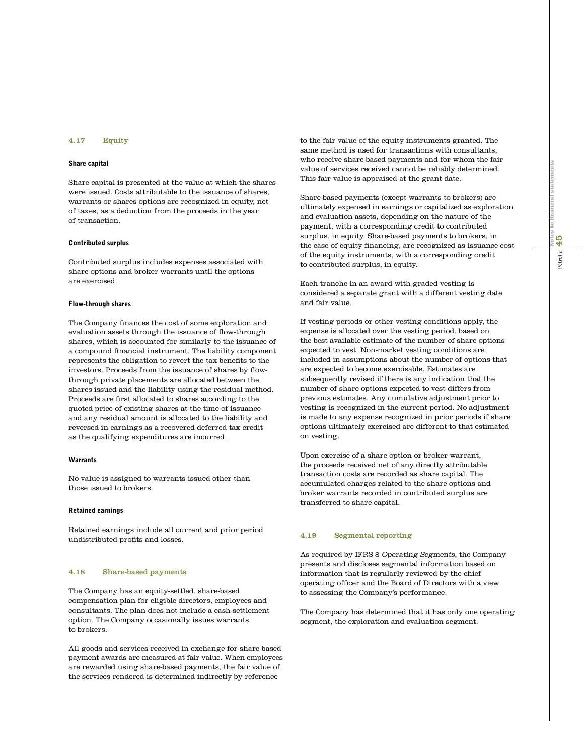## 4.17 Equity

### Share capital

Share capital is presented at the value at which the shares were issued. Costs attributable to the issuance of shares, warrants or shares options are recognized in equity, net of taxes, as a deduction from the proceeds in the year of transaction.

### Contributed surplus

Contributed surplus includes expenses associated with share options and broker warrants until the options are exercised.

### Flow-through shares

The Company finances the cost of some exploration and evaluation assets through the issuance of flow-through shares, which is accounted for similarly to the issuance of a compound financial instrument. The liability component represents the obligation to revert the tax benefits to the investors. Proceeds from the issuance of shares by flow-through private placements are allocated between the shares issued and the liability using the residual method. Proceeds are first allocated to shares according to the quoted price of existing shares at the time of issuance and any residual amount is allocated to the liability and reversed in earnings as a recovered deferred tax credit as the qualifying expenditures are incurred.

### Warrants

No value is assigned to warrants issued other than those issued to brokers.

### Retained earnings

Retained earnings include all current and prior period undistributed profits and losses.

## 4.18 Share-based payments

The Company has an equity-settled, share-based compensation plan for eligible directors, employees and consultants. The plan does not include a cash-settlement option. The Company occasionally issues warrants to brokers.

All goods and services received in exchange for share-based payment awards are measured at fair value. When employees are rewarded using share-based payments, the fair value of the services rendered is determined indirectly by reference to the fair value of the equity instruments granted. The same method is used for transactions with consultants, who receive share-based payments and for whom the fair value of services received cannot be reliably determined. This fair value is appraised at the grant date.

Share-based payments (except warrants to brokers) are ultimately expensed in earnings or capitalized as exploration and evaluation assets, depending on the nature of the payment, with a corresponding credit to contributed surplus, in equity. Share-based payments to brokers, in the case of equity financing, are recognized as issuance cost of the equity instruments, with a corresponding credit to contributed surplus, in equity.

Each tranche in an award with graded vesting is considered a separate grant with a different vesting date and fair value.

If vesting periods or other vesting conditions apply, the expense is allocated over the vesting period, based on the best available estimate of the number of share options expected to vest. Non-market vesting conditions are included in assumptions about the number of options that are expected to become exercisable. Estimates are subsequently revised if there is any indication that the number of share options expected to vest differs from previous estimates. Any cumulative adjustment prior to vesting is recognized in the current period. No adjustment is made to any expense recognized in prior periods if share options ultimately exercised are different to that estimated on vesting.

Upon exercise of a share option or broker warrant, the proceeds received net of any directly attributable transaction costs are recorded as share capital. The accumulated charges related to the share options and broker warrants recorded in contributed surplus are transferred to share capital.

## 4.19 Segmental reporting

As required by IFRS 8 *Operating Segments*, the Company presents and discloses segmental information based on information that is regularly reviewed by the chief operating officer and the Board of Directors with a view to assessing the Company's performance.

The Company has determined that it has only one operating segment, the exploration and evaluation segment.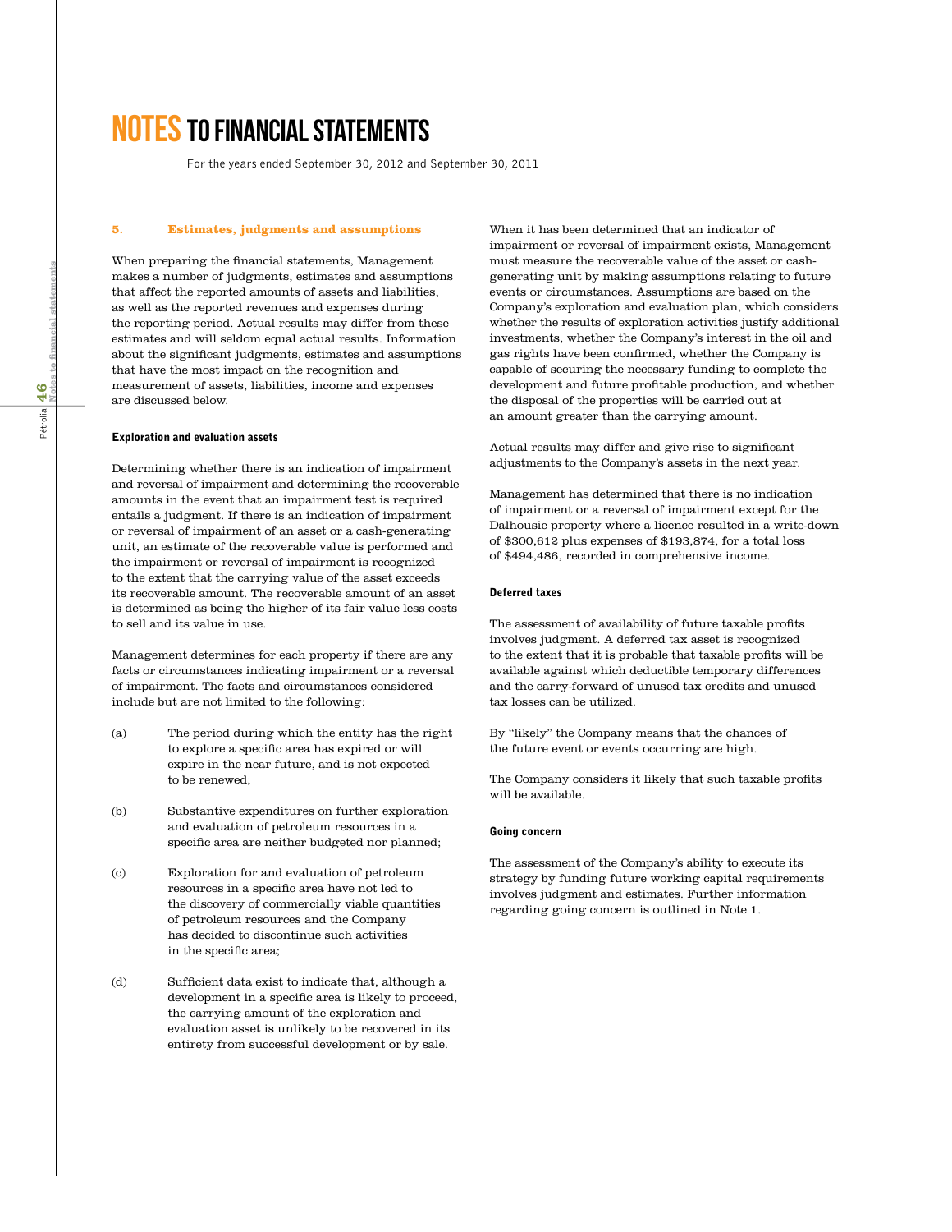# NOTES TO FINANCIAL STATEMENTS

For the years ended September 30, 2012 and September 30, 2011

## 5. Estimates, judgments and assumptions

When preparing the financial statements, Management makes a number of judgments, estimates and assumptions that affect the reported amounts of assets and liabilities, as well as the reported revenues and expenses during the reporting period. Actual results may differ from these estimates and will seldom equal actual results. Information about the significant judgments, estimates and assumptions that have the most impact on the recognition and measurement of assets, liabilities, income and expenses are discussed below.

### Exploration and evaluation assets

Determining whether there is an indication of impairment and reversal of impairment and determining the recoverable amounts in the event that an impairment test is required entails a judgment. If there is an indication of impairment or reversal of impairment of an asset or a cash-generating unit, an estimate of the recoverable value is performed and the impairment or reversal of impairment is recognized to the extent that the carrying value of the asset exceeds its recoverable amount. The recoverable amount of an asset is determined as being the higher of its fair value less costs to sell and its value in use.

Management determines for each property if there are any facts or circumstances indicating impairment or a reversal of impairment. The facts and circumstances considered include but are not limited to the following:

(a) The period during which the entity has the right to explore a specific area has expired or will expire in the near future, and is not expected to be renewed;

(b) Substantive expenditures on further exploration and evaluation of petroleum resources in a specific area are neither budgeted nor planned;

(c) Exploration for and evaluation of petroleum resources in a specific area have not led to the discovery of commercially viable quantities of petroleum resources and the Company has decided to discontinue such activities in the specific area;

(d) Sufficient data exist to indicate that, although a development in a specific area is likely to proceed, the carrying amount of the exploration and evaluation asset is unlikely to be recovered in its entirety from successful development or by sale.

When it has been determined that an indicator of impairment or reversal of impairment exists, Management must measure the recoverable value of the asset or cash-generating unit by making assumptions relating to future events or circumstances. Assumptions are based on the Company's exploration and evaluation plan, which considers whether the results of exploration activities justify additional investments, whether the Company's interest in the oil and gas rights have been confirmed, whether the Company is capable of securing the necessary funding to complete the development and future profitable production, and whether the disposal of the properties will be carried out at an amount greater than the carrying amount.

Actual results may differ and give rise to significant adjustments to the Company's assets in the next year.

Management has determined that there is no indication of impairment or a reversal of impairment except for the Dalhousie property where a licence resulted in a write-down of $300,612 plus expenses of $193,874, for a total loss of $494,486, recorded in comprehensive income.

### Deferred taxes

The assessment of availability of future taxable profits involves judgment. A deferred tax asset is recognized to the extent that it is probable that taxable profits will be available against which deductible temporary differences and the carry-forward of unused tax credits and unused tax losses can be utilized.

By "likely" the Company means that the chances of the future event or events occurring are high.

The Company considers it likely that such taxable profits will be available.

### Going concern

The assessment of the Company's ability to execute its strategy by funding future working capital requirements involves judgment and estimates. Further information regarding going concern is outlined in Note 1.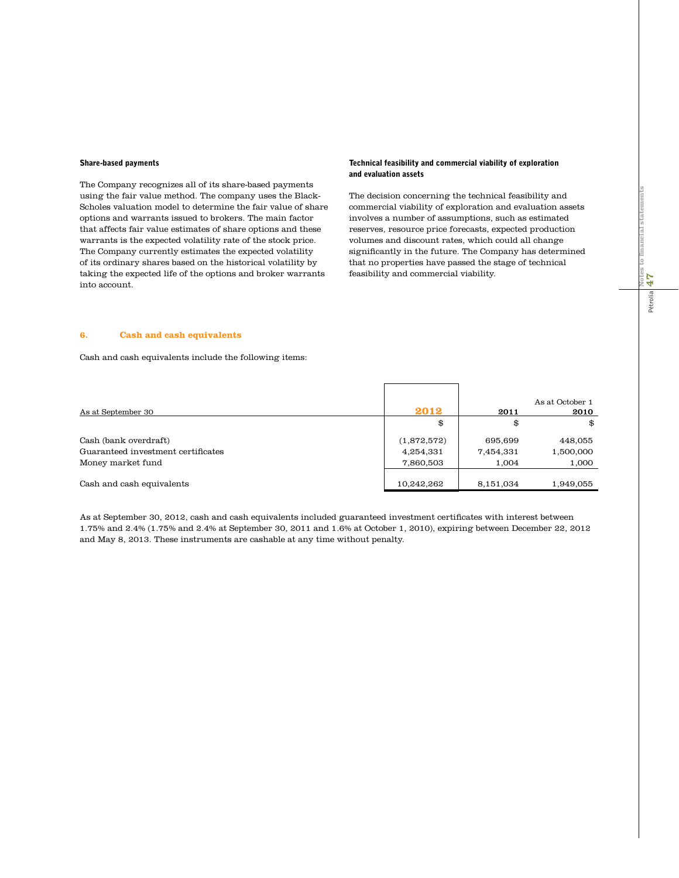#### Share-based payments

The Company recognizes all of its share-based payments using the fair value method. The company uses the Black-Scholes valuation model to determine the fair value of share options and warrants issued to brokers. The main factor that affects fair value estimates of share options and these warrants is the expected volatility rate of the stock price. The Company currently estimates the expected volatility of its ordinary shares based on the historical volatility by taking the expected life of the options and broker warrants into account.

#### Technical feasibility and commercial viability of exploration and evaluation assets

The decision concerning the technical feasibility and commercial viability of exploration and evaluation assets involves a number of assumptions, such as estimated reserves, resource price forecasts, expected production volumes and discount rates, which could all change significantly in the future. The Company has determined that no properties have passed the stage of technical feasibility and commercial viability.

## 6. Cash and cash equivalents

Cash and cash equivalents include the following items:

| As at September 30 | 2012 | 2011 | As at October 1 2010 |
|---|---|---|---|
| | $ | $ | $ |
| Cash (bank overdraft) | (1,872,572) | 695,699 | 448,055 |
| Guaranteed investment certificates | 4,254,331 | 7,454,331 | 1,500,000 |
| Money market fund | 7,860,503 | 1,004 | 1,000 |
| Cash and cash equivalents | 10,242,262 | 8,151,034 | 1,949,055 |

As at September 30, 2012, cash and cash equivalents included guaranteed investment certificates with interest between 1.75% and 2.4% (1.75% and 2.4% at September 30, 2011 and 1.6% at October 1, 2010), expiring between December 22, 2012 and May 8, 2013. These instruments are cashable at any time without penalty.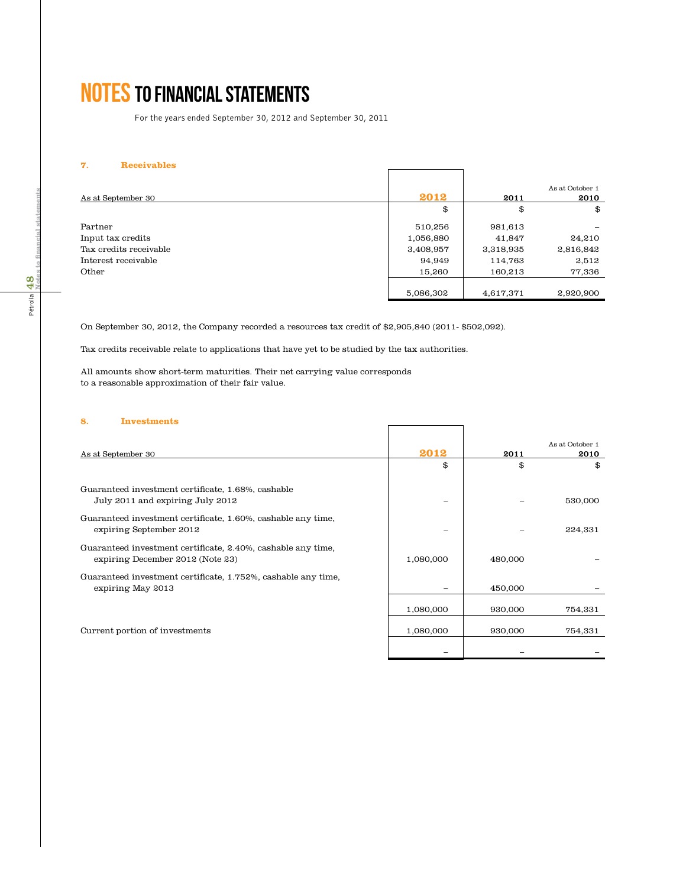# NOTES TO FINANCIAL STATEMENTS

For the years ended September 30, 2012 and September 30, 2011

## 7. Receivables

| As at September 30 | 2012 | 2011 | As at October 1 2010 |
|---|---|---|---|
| | $ | $ | $ |
| Partner | 510,256 | 981,613 | – |
| Input tax credits | 1,056,880 | 41,847 | 24,210 |
| Tax credits receivable | 3,408,957 | 3,318,935 | 2,816,842 |
| Interest receivable | 94,949 | 114,763 | 2,512 |
| Other | 15,260 | 160,213 | 77,336 |
| | 5,086,302 | 4,617,371 | 2,920,900 |

On September 30, 2012, the Company recorded a resources tax credit of $2,905,840 (2011- $502,092).

Tax credits receivable relate to applications that have yet to be studied by the tax authorities.

All amounts show short-term maturities. Their net carrying value corresponds to a reasonable approximation of their fair value.

## 8. Investments

| As at September 30 | 2012 | 2011 | As at October 1 2010 |
|---|---|---|---|
| | $ | $ | $ |
| Guaranteed investment certificate, 1.68%, cashable July 2011 and expiring July 2012 | – | – | 530,000 |
| Guaranteed investment certificate, 1.60%, cashable any time, expiring September 2012 | – | – | 224,331 |
| Guaranteed investment certificate, 2.40%, cashable any time, expiring December 2012 (Note 23) | 1,080,000 | 480,000 | – |
| Guaranteed investment certificate, 1.752%, cashable any time, expiring May 2013 | – | 450,000 | – |
| | 1,080,000 | 930,000 | 754,331 |
| Current portion of investments | 1,080,000 | 930,000 | 754,331 |
| | – | – | – |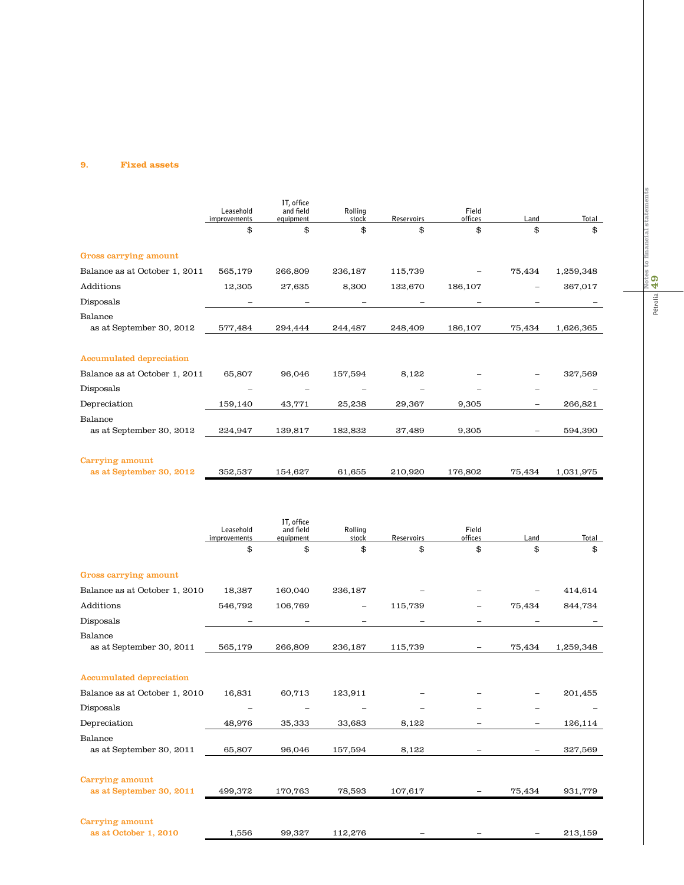## 9. Fixed assets

| | Leasehold improvements | IT, office and field equipment | Rolling stock | Reservoirs | Field offices | Land | Total |
|---|---|---|---|---|---|---|---|
| | $ | $ | $ | $ | $ | $ | $ |
| **Gross carrying amount** | | | | | | | |
| Balance as at October 1, 2011 | 565,179 | 266,809 | 236,187 | 115,739 | – | 75,434 | 1,259,348 |
| Additions | 12,305 | 27,635 | 8,300 | 132,670 | 186,107 | – | 367,017 |
| Disposals | – | – | – | – | – | – | – |
| Balance as at September 30, 2012 | 577,484 | 294,444 | 244,487 | 248,409 | 186,107 | 75,434 | 1,626,365 |
| **Accumulated depreciation** | | | | | | | |
| Balance as at October 1, 2011 | 65,807 | 96,046 | 157,594 | 8,122 | – | – | 327,569 |
| Disposals | – | – | – | – | – | – | – |
| Depreciation | 159,140 | 43,771 | 25,238 | 29,367 | 9,305 | – | 266,821 |
| Balance as at September 30, 2012 | 224,947 | 139,817 | 182,832 | 37,489 | 9,305 | – | 594,390 |
| **Carrying amount as at September 30, 2012** | 352,537 | 154,627 | 61,655 | 210,920 | 176,802 | 75,434 | 1,031,975 |

| | Leasehold improvements | IT, office and field equipment | Rolling stock | Reservoirs | Field offices | Land | Total |
|---|---|---|---|---|---|---|---|
| | $ | $ | $ | $ | $ | $ | $ |
| **Gross carrying amount** | | | | | | | |
| Balance as at October 1, 2010 | 18,387 | 160,040 | 236,187 | – | – | – | 414,614 |
| Additions | 546,792 | 106,769 | – | 115,739 | – | 75,434 | 844,734 |
| Disposals | – | – | – | – | – | – | – |
| Balance as at September 30, 2011 | 565,179 | 266,809 | 236,187 | 115,739 | – | 75,434 | 1,259,348 |
| **Accumulated depreciation** | | | | | | | |
| Balance as at October 1, 2010 | 16,831 | 60,713 | 123,911 | – | – | – | 201,455 |
| Disposals | – | – | – | – | – | – | – |
| Depreciation | 48,976 | 35,333 | 33,683 | 8,122 | – | – | 126,114 |
| Balance as at September 30, 2011 | 65,807 | 96,046 | 157,594 | 8,122 | – | – | 327,569 |
| **Carrying amount as at September 30, 2011** | 499,372 | 170,763 | 78,593 | 107,617 | – | 75,434 | 931,779 |
| **Carrying amount as at October 1, 2010** | 1,556 | 99,327 | 112,276 | – | – | – | 213,159 |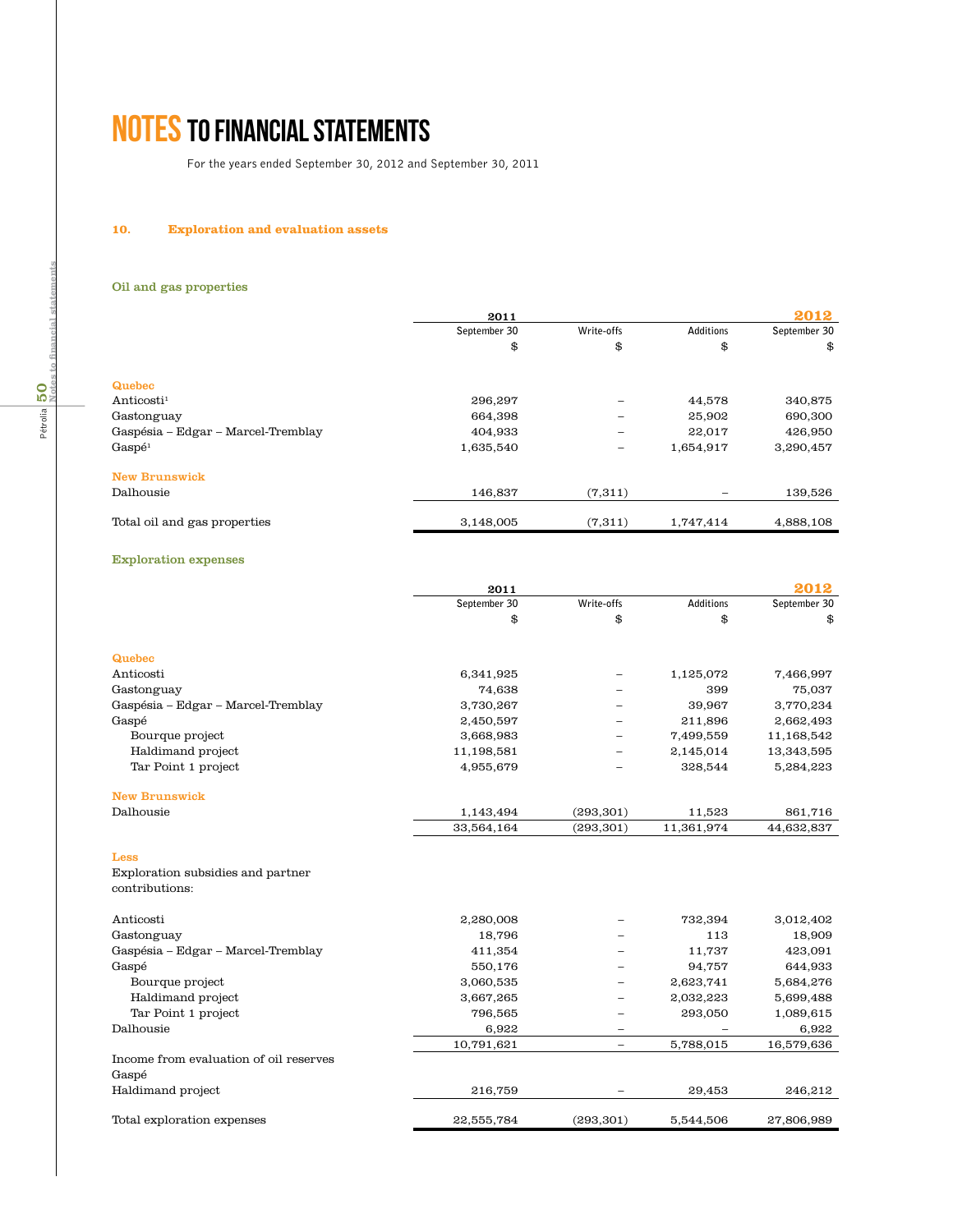# NOTES TO FINANCIAL STATEMENTS

For the years ended September 30, 2012 and September 30, 2011

## 10. Exploration and evaluation assets

### Oil and gas properties

| | 2011 | | | 2012 |
|---|---|---|---|---|
| | September 30 | Write-offs | Additions | September 30 |
| | $ | $ | $ | $ |
| **Quebec** | | | | |
| Anticosti[1] | 296,297 | – | 44,578 | 340,875 |
| Gastonguay | 664,398 | – | 25,902 | 690,300 |
| Gaspésia – Edgar – Marcel-Tremblay | 404,933 | – | 22,017 | 426,950 |
| Gaspé[1] | 1,635,540 | – | 1,654,917 | 3,290,457 |
| **New Brunswick** | | | | |
| Dalhousie | 146,837 | (7,311) | – | 139,526 |
| Total oil and gas properties | 3,148,005 | (7,311) | 1,747,414 | 4,888,108 |

### Exploration expenses

| | 2011 | | | 2012 |
|---|---|---|---|---|
| | September 30 | Write-offs | Additions | September 30 |
| | $ | $ | $ | $ |
| **Quebec** | | | | |
| Anticosti | 6,341,925 | – | 1,125,072 | 7,466,997 |
| Gastonguay | 74,638 | – | 399 | 75,037 |
| Gaspésia – Edgar – Marcel-Tremblay | 3,730,267 | – | 39,967 | 3,770,234 |
| Gaspé | 2,450,597 | – | 211,896 | 2,662,493 |
| Bourque project | 3,668,983 | – | 7,499,559 | 11,168,542 |
| Haldimand project | 11,198,581 | – | 2,145,014 | 13,343,595 |
| Tar Point 1 project | 4,955,679 | – | 328,544 | 5,284,223 |
| **New Brunswick** | | | | |
| Dalhousie | 1,143,494 | (293,301) | 11,523 | 861,716 |
| | 33,564,164 | (293,301) | 11,361,974 | 44,632,837 |
| **Less** | | | | |
| Exploration subsidies and partner contributions: | | | | |
| Anticosti | 2,280,008 | – | 732,394 | 3,012,402 |
| Gastonguay | 18,796 | – | 113 | 18,909 |
| Gaspésia – Edgar – Marcel-Tremblay | 411,354 | – | 11,737 | 423,091 |
| Gaspé | 550,176 | – | 94,757 | 644,933 |
| Bourque project | 3,060,535 | – | 2,623,741 | 5,684,276 |
| Haldimand project | 3,667,265 | – | 2,032,223 | 5,699,488 |
| Tar Point 1 project | 796,565 | – | 293,050 | 1,089,615 |
| Dalhousie | 6,922 | – | – | 6,922 |
| | 10,791,621 | – | 5,788,015 | 16,579,636 |
| Income from evaluation of oil reserves | | | | |
| Gaspé | | | | |
| Haldimand project | 216,759 | – | 29,453 | 246,212 |
| Total exploration expenses | 22,555,784 | (293,301) | 5,544,506 | 27,806,989 |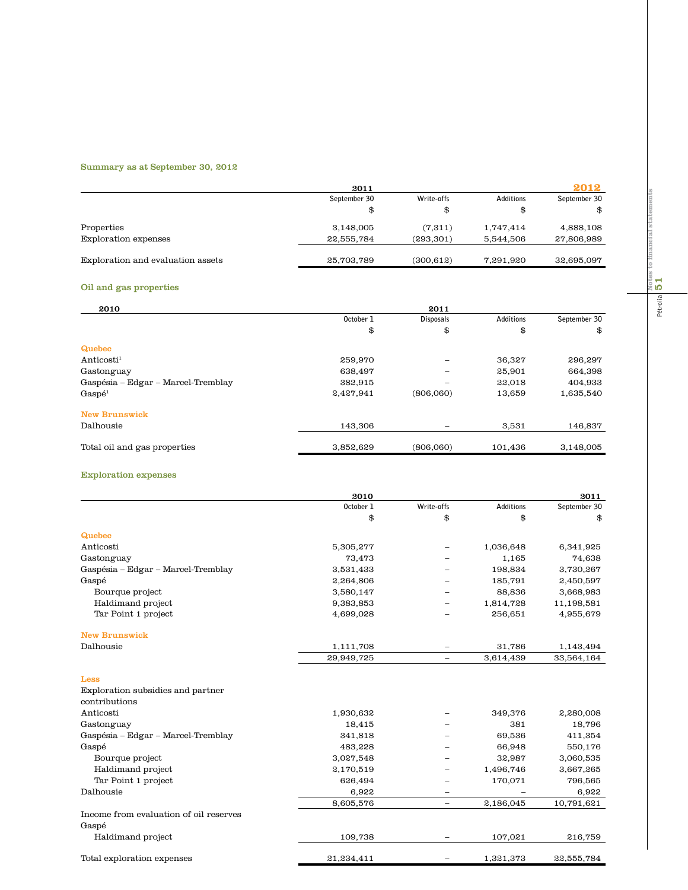### Summary as at September 30, 2012

| | 2011 | | | 2012 |
|---|---|---|---|---|
| | September 30 | Write-offs | Additions | September 30 |
| | $ | $ | $ | $ |
| Properties | 3,148,005 | (7,311) | 1,747,414 | 4,888,108 |
| Exploration expenses | 22,555,784 | (293,301) | 5,544,506 | 27,806,989 |
| Exploration and evaluation assets | 25,703,789 | (300,612) | 7,291,920 | 32,695,097 |

### Oil and gas properties

| 2010 | | 2011 | | |
|---|---|---|---|---|
| | October 1 | Disposals | Additions | September 30 |
| | $ | $ | $ | $ |
| **Quebec** | | | | |
| Anticosti[1] | 259,970 | – | 36,327 | 296,297 |
| Gastonguay | 638,497 | – | 25,901 | 664,398 |
| Gaspésia – Edgar – Marcel-Tremblay | 382,915 | – | 22,018 | 404,933 |
| Gaspé[1] | 2,427,941 | (806,060) | 13,659 | 1,635,540 |
| **New Brunswick** | | | | |
| Dalhousie | 143,306 | – | 3,531 | 146,837 |
| Total oil and gas properties | 3,852,629 | (806,060) | 101,436 | 3,148,005 |

### Exploration expenses

| | 2010 | | | 2011 |
|---|---|---|---|---|
| | October 1 | Write-offs | Additions | September 30 |
| | $ | $ | $ | $ |
| **Quebec** | | | | |
| Anticosti | 5,305,277 | – | 1,036,648 | 6,341,925 |
| Gastonguay | 73,473 | – | 1,165 | 74,638 |
| Gaspésia – Edgar – Marcel-Tremblay | 3,531,433 | – | 198,834 | 3,730,267 |
| Gaspé | 2,264,806 | – | 185,791 | 2,450,597 |
| Bourque project | 3,580,147 | – | 88,836 | 3,668,983 |
| Haldimand project | 9,383,853 | – | 1,814,728 | 11,198,581 |
| Tar Point 1 project | 4,699,028 | – | 256,651 | 4,955,679 |
| **New Brunswick** | | | | |
| Dalhousie | 1,111,708 | – | 31,786 | 1,143,494 |
| | 29,949,725 | – | 3,614,439 | 33,564,164 |
| **Less** | | | | |
| Exploration subsidies and partner contributions | | | | |
| Anticosti | 1,930,632 | – | 349,376 | 2,280,008 |
| Gastonguay | 18,415 | – | 381 | 18,796 |
| Gaspésia – Edgar – Marcel-Tremblay | 341,818 | – | 69,536 | 411,354 |
| Gaspé | 483,228 | – | 66,948 | 550,176 |
| Bourque project | 3,027,548 | – | 32,987 | 3,060,535 |
| Haldimand project | 2,170,519 | – | 1,496,746 | 3,667,265 |
| Tar Point 1 project | 626,494 | – | 170,071 | 796,565 |
| Dalhousie | 6,922 | – | – | 6,922 |
| | 8,605,576 | – | 2,186,045 | 10,791,621 |
| Income from evaluation of oil reserves | | | | |
| Gaspé | | | | |
| Haldimand project | 109,738 | – | 107,021 | 216,759 |
| Total exploration expenses | 21,234,411 | – | 1,321,373 | 22,555,784 |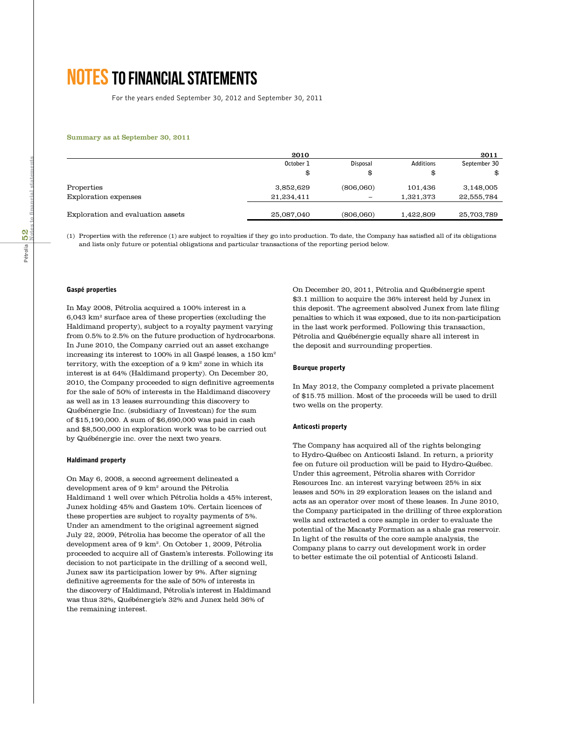# NOTES TO FINANCIAL STATEMENTS

For the years ended September 30, 2012 and September 30, 2011

**Summary as at September 30, 2011**

| | 2010 | | | 2011 |
|---|---|---|---|---|
| | October 1 | Disposal | Additions | September 30 |
| | $ | $ | $ | $ |
| Properties | 3,852,629 | (806,060) | 101,436 | 3,148,005 |
| Exploration expenses | 21,234,411 | – | 1,321,373 | 22,555,784 |
| Exploration and evaluation assets | 25,087,040 | (806,060) | 1,422,809 | 25,703,789 |

(1) Properties with the reference (1) are subject to royalties if they go into production. To date, the Company has satisfied all of its obligations and lists only future or potential obligations and particular transactions of the reporting period below.

#### Gaspé properties

In May 2008, Pétrolia acquired a 100% interest in a 6,043 km² surface area of these properties (excluding the Haldimand property), subject to a royalty payment varying from 0.5% to 2.5% on the future production of hydrocarbons. In June 2010, the Company carried out an asset exchange increasing its interest to 100% in all Gaspé leases, a 150 km² territory, with the exception of a 9 km² zone in which its interest is at 64% (Haldimand property). On December 20, 2010, the Company proceeded to sign definitive agreements for the sale of 50% of interests in the Haldimand discovery as well as in 13 leases surrounding this discovery to Québénergie Inc. (subsidiary of Investcan) for the sum of $15,190,000. A sum of $6,690,000 was paid in cash and $8,500,000 in exploration work was to be carried out by Québénergie inc. over the next two years.

#### Haldimand property

On May 6, 2008, a second agreement delineated a development area of 9 km² around the Pétrolia Haldimand 1 well over which Pétrolia holds a 45% interest, Junex holding 45% and Gastem 10%. Certain licences of these properties are subject to royalty payments of 5%. Under an amendment to the original agreement signed July 22, 2009, Pétrolia has become the operator of all the development area of 9 km². On October 1, 2009, Pétrolia proceeded to acquire all of Gastem's interests. Following its decision to not participate in the drilling of a second well, Junex saw its participation lower by 9%. After signing definitive agreements for the sale of 50% of interests in the discovery of Haldimand, Pétrolia's interest in Haldimand was thus 32%, Québénergie's 32% and Junex held 36% of the remaining interest.

On December 20, 2011, Pétrolia and Québénergie spent $3.1 million to acquire the 36% interest held by Junex in this deposit. The agreement absolved Junex from late filing penalties to which it was exposed, due to its non-participation in the last work performed. Following this transaction, Pétrolia and Québénergie equally share all interest in the deposit and surrounding properties.

#### Bourque property

In May 2012, the Company completed a private placement of $15.75 million. Most of the proceeds will be used to drill two wells on the property.

#### Anticosti property

The Company has acquired all of the rights belonging to Hydro-Québec on Anticosti Island. In return, a priority fee on future oil production will be paid to Hydro-Québec. Under this agreement, Pétrolia shares with Corridor Resources Inc. an interest varying between 25% in six leases and 50% in 29 exploration leases on the island and acts as an operator over most of these leases. In June 2010, the Company participated in the drilling of three exploration wells and extracted a core sample in order to evaluate the potential of the Macasty Formation as a shale gas reservoir. In light of the results of the core sample analysis, the Company plans to carry out development work in order to better estimate the oil potential of Anticosti Island.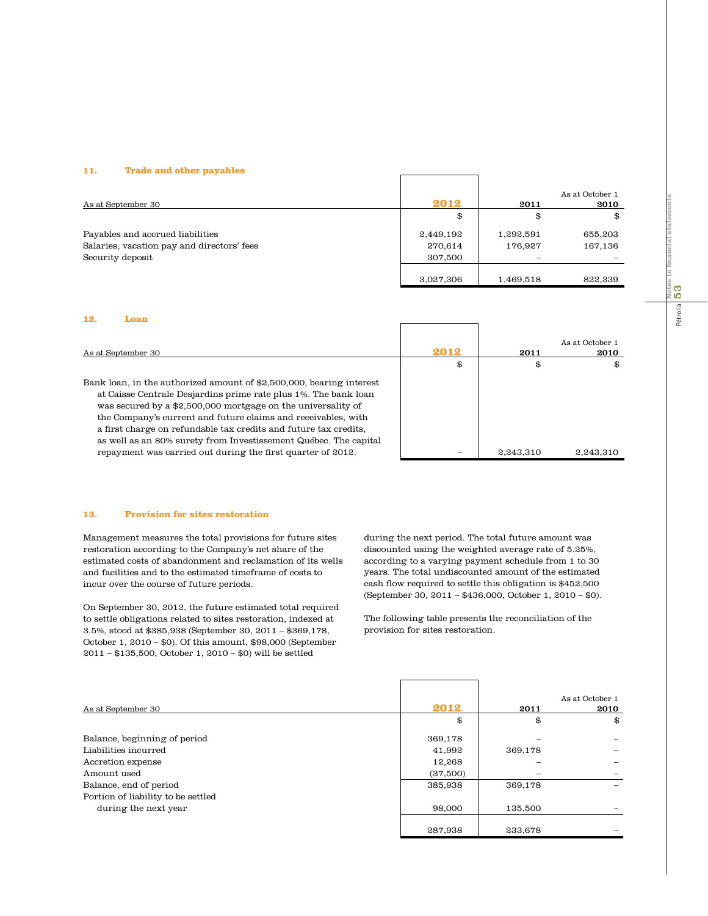## 11. Trade and other payables

| As at September 30 | 2012 | 2011 | As at October 1 2010 |
|---|---|---|---|
| | $ | $ | $ |
| Payables and accrued liabilities | 2,449,192 | 1,292,591 | 655,203 |
| Salaries, vacation pay and directors' fees | 270,614 | 176,927 | 167,136 |
| Security deposit | 307,500 | – | – |
| | 3,027,306 | 1,469,518 | 822,339 |

## 12. Loan

| As at September 30 | 2012 | 2011 | As at October 1 2010 |
|---|---|---|---|
| | $ | $ | $ |
| Bank loan, in the authorized amount of $2,500,000, bearing interest at Caisse Centrale Desjardins prime rate plus 1%. The bank loan was secured by a $2,500,000 mortgage on the universality of the Company's current and future claims and receivables, with a first charge on refundable tax credits and future tax credits, as well as an 80% surety from Investissement Québec. The capital repayment was carried out during the first quarter of 2012. | – | 2,243,310 | 2,243,310 |

## 13. Provision for sites restoration

Management measures the total provisions for future sites restoration according to the Company's net share of the estimated costs of abandonment and reclamation of its wells and facilities and to the estimated timeframe of costs to incur over the course of future periods.

On September 30, 2012, the future estimated total required to settle obligations related to sites restoration, indexed at 3.5%, stood at $385,938 (September 30, 2011 – $369,178, October 1, 2010 – $0). Of this amount, $98,000 (September 2011 – $135,500, October 1, 2010 – $0) will be settled during the next period. The total future amount was discounted using the weighted average rate of 5.25%, according to a varying payment schedule from 1 to 30 years. The total undiscounted amount of the estimated cash flow required to settle this obligation is $452,500 (September 30, 2011 – $436,000, October 1, 2010 – $0).

The following table presents the reconciliation of the provision for sites restoration.

| As at September 30 | 2012 | 2011 | As at October 1 2010 |
|---|---|---|---|
| | $ | $ | $ |
| Balance, beginning of period | 369,178 | – | – |
| Liabilities incurred | 41,992 | 369,178 | – |
| Accretion expense | 12,268 | – | – |
| Amount used | (37,500) | – | – |
| Balance, end of period | 385,938 | 369,178 | – |
| Portion of liability to be settled during the next year | 98,000 | 135,500 | – |
| | 287,938 | 233,678 | – |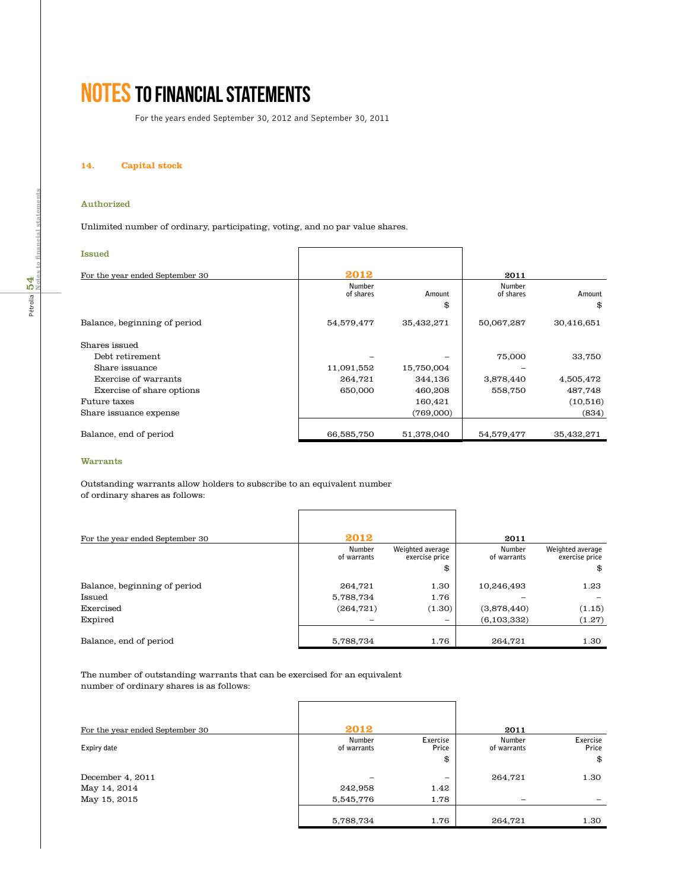# NOTES TO FINANCIAL STATEMENTS

For the years ended September 30, 2012 and September 30, 2011

## 14. Capital stock

### Authorized

Unlimited number of ordinary, participating, voting, and no par value shares.

### Issued

| For the year ended September 30 | 2012 | | 2011 | |
|---|---|---|---|---|
| | Number of shares | Amount $ | Number of shares | Amount $ |
| Balance, beginning of period | 54,579,477 | 35,432,271 | 50,067,287 | 30,416,651 |
| Shares issued | | | | |
| Debt retirement | – | – | 75,000 | 33,750 |
| Share issuance | 11,091,552 | 15,750,004 | – | |
| Exercise of warrants | 264,721 | 344,136 | 3,878,440 | 4,505,472 |
| Exercise of share options | 650,000 | 460,208 | 558,750 | 487,748 |
| Future taxes | | 160,421 | | (10,516) |
| Share issuance expense | | (769,000) | | (834) |
| Balance, end of period | 66,585,750 | 51,378,040 | 54,579,477 | 35,432,271 |

### Warrants

Outstanding warrants allow holders to subscribe to an equivalent number of ordinary shares as follows:

| For the year ended September 30 | 2012 | | 2011 | |
|---|---|---|---|---|
| | Number of warrants | Weighted average exercise price $ | Number of warrants | Weighted average exercise price $ |
| Balance, beginning of period | 264,721 | 1.30 | 10,246,493 | 1.23 |
| Issued | 5,788,734 | 1.76 | – | – |
| Exercised | (264,721) | (1.30) | (3,878,440) | (1.15) |
| Expired | – | – | (6,103,332) | (1.27) |
| Balance, end of period | 5,788,734 | 1.76 | 264,721 | 1.30 |

The number of outstanding warrants that can be exercised for an equivalent number of ordinary shares is as follows:

| For the year ended September 30 | 2012 | | 2011 | |
|---|---|---|---|---|
| Expiry date | Number of warrants | Exercise Price $ | Number of warrants | Exercise Price $ |
| December 4, 2011 | – | – | 264,721 | 1.30 |
| May 14, 2014 | 242,958 | 1.42 | | |
| May 15, 2015 | 5,545,776 | 1.78 | – | – |
| | 5,788,734 | 1.76 | 264,721 | 1.30 |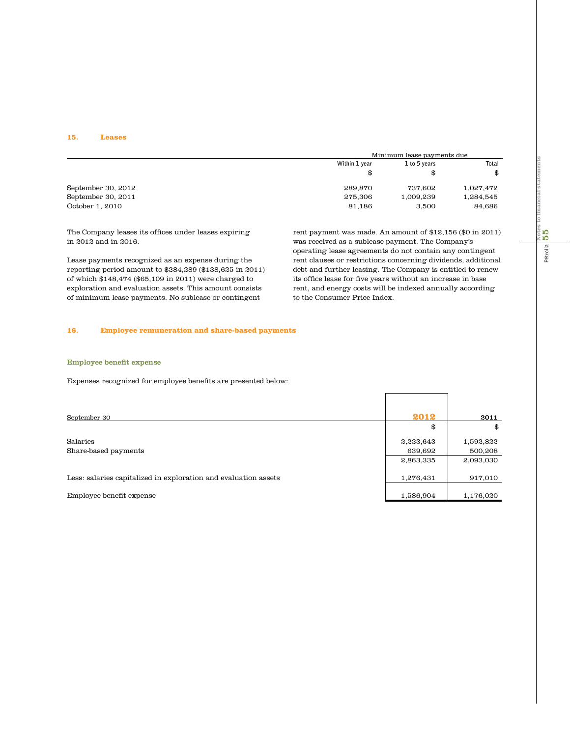## 15. Leases

| | Minimum lease payments due | | |
|---|---|---|---|
| | Within 1 year | 1 to 5 years | Total |
| | $ | $ | $ |
| September 30, 2012 | 289,870 | 737,602 | 1,027,472 |
| September 30, 2011 | 275,306 | 1,009,239 | 1,284,545 |
| October 1, 2010 | 81,186 | 3,500 | 84,686 |

The Company leases its offices under leases expiring in 2012 and in 2016.

Lease payments recognized as an expense during the reporting period amount to $284,289 ($138,625 in 2011) of which $148,474 ($65,109 in 2011) were charged to exploration and evaluation assets. This amount consists of minimum lease payments. No sublease or contingent rent payment was made. An amount of $12,156 ($0 in 2011) was received as a sublease payment. The Company's operating lease agreements do not contain any contingent rent clauses or restrictions concerning dividends, additional debt and further leasing. The Company is entitled to renew its office lease for five years without an increase in base rent, and energy costs will be indexed annually according to the Consumer Price Index.

## 16. Employee remuneration and share-based payments

### Employee benefit expense

Expenses recognized for employee benefits are presented below:

| September 30 | 2012 | 2011 |
|---|---|---|
| | $ | $ |
| Salaries | 2,223,643 | 1,592,822 |
| Share-based payments | 639,692 | 500,208 |
| | 2,863,335 | 2,093,030 |
| Less: salaries capitalized in exploration and evaluation assets | 1,276,431 | 917,010 |
| Employee benefit expense | 1,586,904 | 1,176,020 |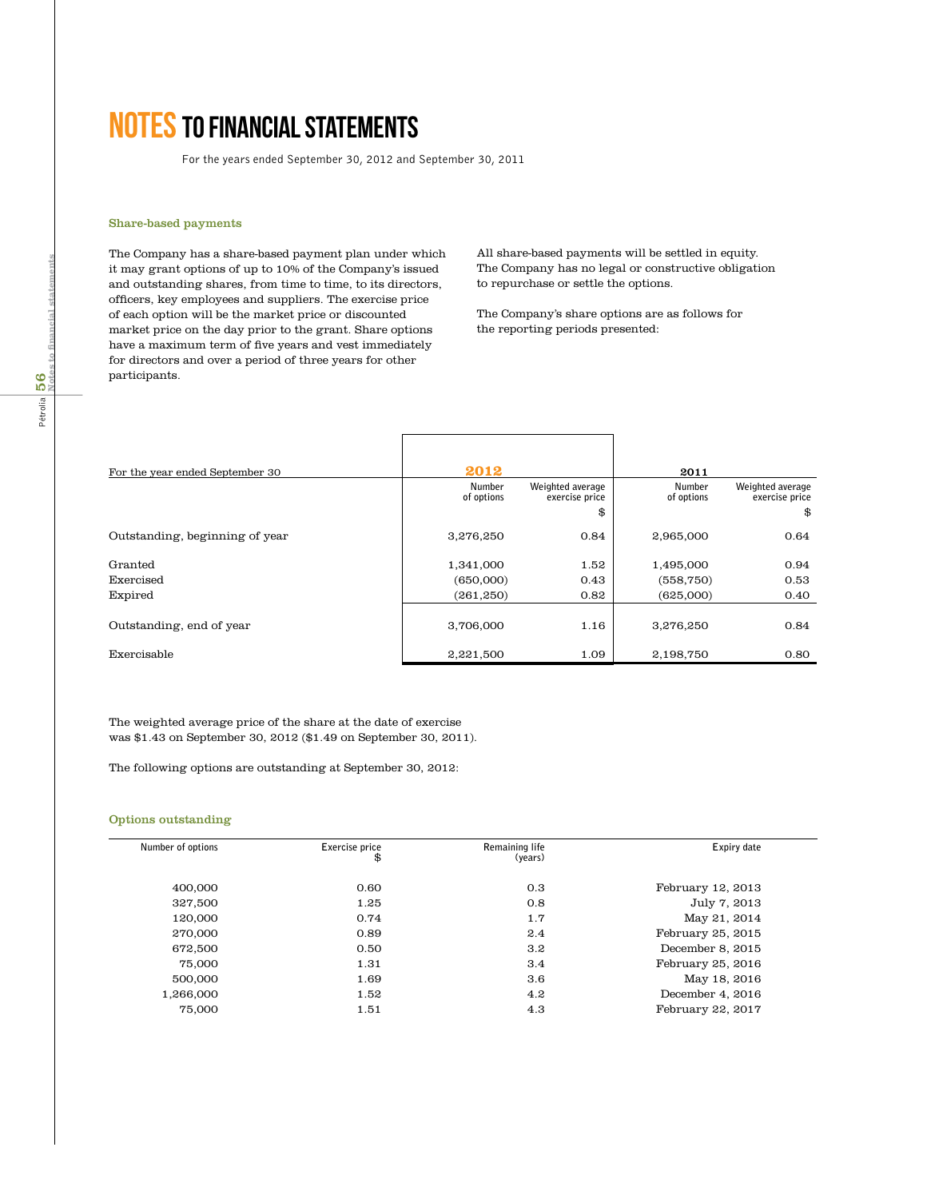# NOTES TO FINANCIAL STATEMENTS

For the years ended September 30, 2012 and September 30, 2011

### Share-based payments

The Company has a share-based payment plan under which it may grant options of up to 10% of the Company's issued and outstanding shares, from time to time, to its directors, officers, key employees and suppliers. The exercise price of each option will be the market price or discounted market price on the day prior to the grant. Share options have a maximum term of five years and vest immediately for directors and over a period of three years for other participants.

All share-based payments will be settled in equity. The Company has no legal or constructive obligation to repurchase or settle the options.

The Company's share options are as follows for the reporting periods presented:

| For the year ended September 30 | 2012 | | 2011 | |
|---|---|---|---|---|
| | Number of options | Weighted average exercise price $ | Number of options | Weighted average exercise price $ |
| Outstanding, beginning of year | 3,276,250 | 0.84 | 2,965,000 | 0.64 |
| Granted | 1,341,000 | 1.52 | 1,495,000 | 0.94 |
| Exercised | (650,000) | 0.43 | (558,750) | 0.53 |
| Expired | (261,250) | 0.82 | (625,000) | 0.40 |
| Outstanding, end of year | 3,706,000 | 1.16 | 3,276,250 | 0.84 |
| Exercisable | 2,221,500 | 1.09 | 2,198,750 | 0.80 |

The weighted average price of the share at the date of exercise was $1.43 on September 30, 2012 ($1.49 on September 30, 2011).

The following options are outstanding at September 30, 2012:

### Options outstanding

| Number of options | Exercise price $ | Remaining life (years) | Expiry date |
|---|---|---|---|
| 400,000 | 0.60 | 0.3 | February 12, 2013 |
| 327,500 | 1.25 | 0.8 | July 7, 2013 |
| 120,000 | 0.74 | 1.7 | May 21, 2014 |
| 270,000 | 0.89 | 2.4 | February 25, 2015 |
| 672,500 | 0.50 | 3.2 | December 8, 2015 |
| 75,000 | 1.31 | 3.4 | February 25, 2016 |
| 500,000 | 1.69 | 3.6 | May 18, 2016 |
| 1,266,000 | 1.52 | 4.2 | December 4, 2016 |
| 75,000 | 1.51 | 4.3 | February 22, 2017 |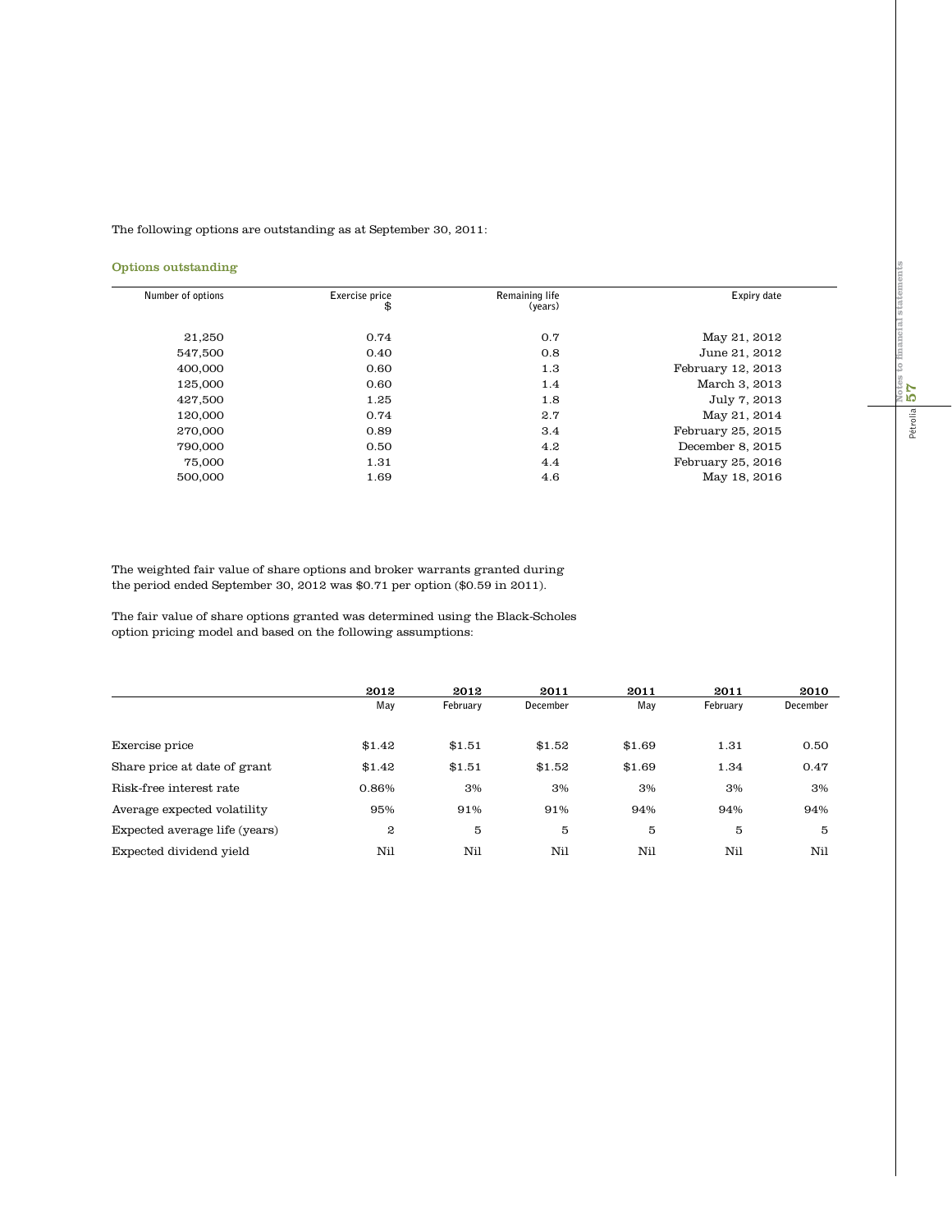The following options are outstanding as at September 30, 2011:

### Options outstanding

| Number of options | Exercise price $ | Remaining life (years) | Expiry date |
|---|---|---|---|
| 21,250 | 0.74 | 0.7 | May 21, 2012 |
| 547,500 | 0.40 | 0.8 | June 21, 2012 |
| 400,000 | 0.60 | 1.3 | February 12, 2013 |
| 125,000 | 0.60 | 1.4 | March 3, 2013 |
| 427,500 | 1.25 | 1.8 | July 7, 2013 |
| 120,000 | 0.74 | 2.7 | May 21, 2014 |
| 270,000 | 0.89 | 3.4 | February 25, 2015 |
| 790,000 | 0.50 | 4.2 | December 8, 2015 |
| 75,000 | 1.31 | 4.4 | February 25, 2016 |
| 500,000 | 1.69 | 4.6 | May 18, 2016 |

The weighted fair value of share options and broker warrants granted during the period ended September 30, 2012 was $0.71 per option ($0.59 in 2011).

The fair value of share options granted was determined using the Black-Scholes option pricing model and based on the following assumptions:

| | 2012 May | 2012 February | 2011 December | 2011 May | 2011 February | 2010 December |
|---|---|---|---|---|---|---|
| Exercise price | $1.42 | $1.51 | $1.52 | $1.69 | 1.31 | 0.50 |
| Share price at date of grant | $1.42 | $1.51 | $1.52 | $1.69 | 1.34 | 0.47 |
| Risk-free interest rate | 0.86% | 3% | 3% | 3% | 3% | 3% |
| Average expected volatility | 95% | 91% | 91% | 94% | 94% | 94% |
| Expected average life (years) | 2 | 5 | 5 | 5 | 5 | 5 |
| Expected dividend yield | Nil | Nil | Nil | Nil | Nil | Nil |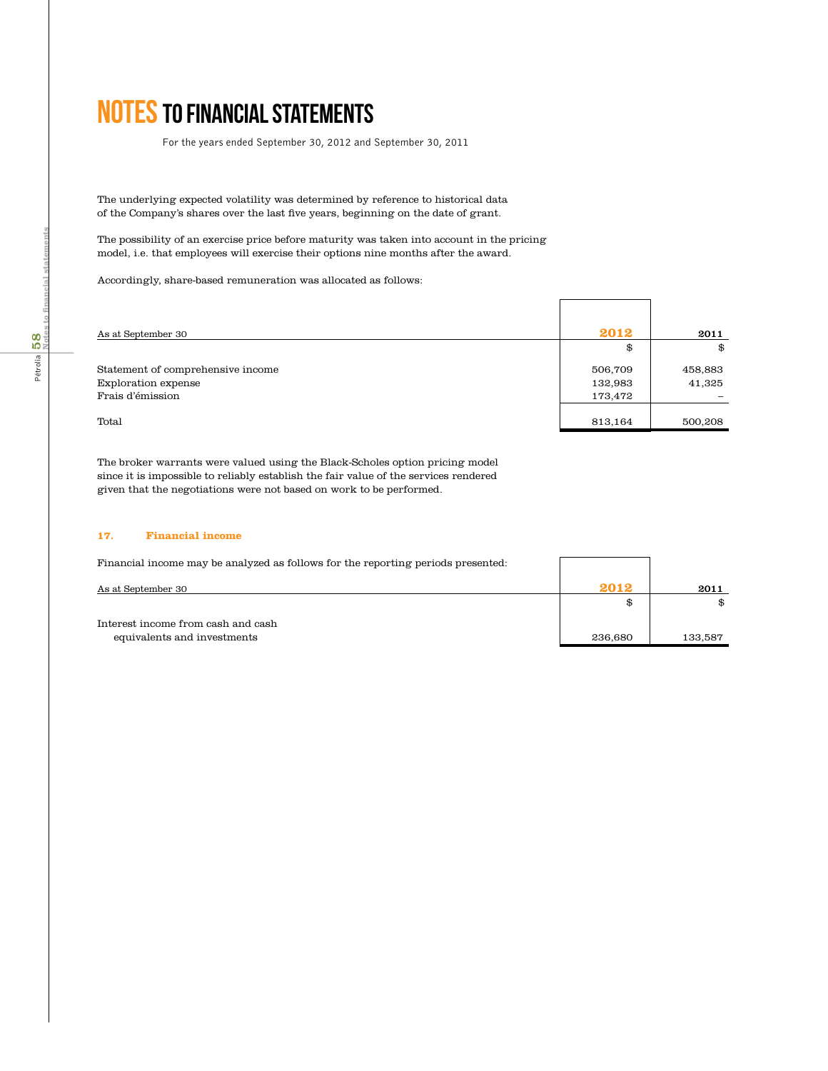# NOTES TO FINANCIAL STATEMENTS

For the years ended September 30, 2012 and September 30, 2011

The underlying expected volatility was determined by reference to historical data of the Company's shares over the last five years, beginning on the date of grant.

The possibility of an exercise price before maturity was taken into account in the pricing model, i.e. that employees will exercise their options nine months after the award.

Accordingly, share-based remuneration was allocated as follows:

| As at September 30 | 2012 | 2011 |
|---|---|---|
| | $ | $ |
| Statement of comprehensive income | 506,709 | 458,883 |
| Exploration expense | 132,983 | 41,325 |
| Frais d'émission | 173,472 | – |
| Total | 813,164 | 500,208 |

The broker warrants were valued using the Black-Scholes option pricing model since it is impossible to reliably establish the fair value of the services rendered given that the negotiations were not based on work to be performed.

### 17. Financial income

Financial income may be analyzed as follows for the reporting periods presented:

| As at September 30 | 2012 | 2011 |
|---|---|---|
| | $ | $ |
| Interest income from cash and cash equivalents and investments | 236,680 | 133,587 |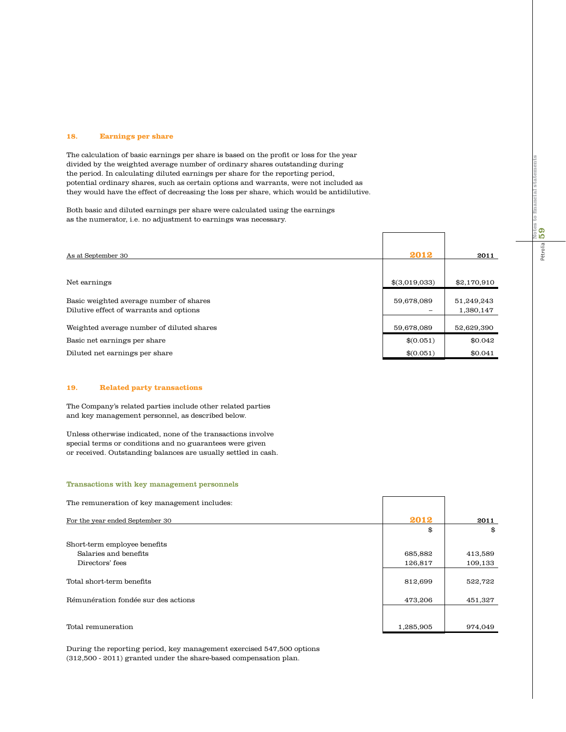## 18. Earnings per share

The calculation of basic earnings per share is based on the profit or loss for the year divided by the weighted average number of ordinary shares outstanding during the period. In calculating diluted earnings per share for the reporting period, potential ordinary shares, such as certain options and warrants, were not included as they would have the effect of decreasing the loss per share, which would be antidilutive.

Both basic and diluted earnings per share were calculated using the earnings as the numerator, i.e. no adjustment to earnings was necessary.

| As at September 30 | 2012 | 2011 |
|---|---|---|
| Net earnings | $(3,019,033) | $2,170,910 |
| Basic weighted average number of shares | 59,678,089 | 51,249,243 |
| Dilutive effect of warrants and options | – | 1,380,147 |
| Weighted average number of diluted shares | 59,678,089 | 52,629,390 |
| Basic net earnings per share | $(0.051) | $0.042 |
| Diluted net earnings per share | $(0.051) | $0.041 |

## 19. Related party transactions

The Company's related parties include other related parties and key management personnel, as described below.

Unless otherwise indicated, none of the transactions involve special terms or conditions and no guarantees were given or received. Outstanding balances are usually settled in cash.

### Transactions with key management personnels

The remuneration of key management includes:

| For the year ended September 30 | 2012 | 2011 |
|---|---|---|
| | $ | $ |
| Short-term employee benefits | | |
| Salaries and benefits | 685,882 | 413,589 |
| Directors' fees | 126,817 | 109,133 |
| Total short-term benefits | 812,699 | 522,722 |
| Rémunération fondée sur des actions | 473,206 | 451,327 |
| Total remuneration | 1,285,905 | 974,049 |

During the reporting period, key management exercised 547,500 options (312,500 - 2011) granted under the share-based compensation plan.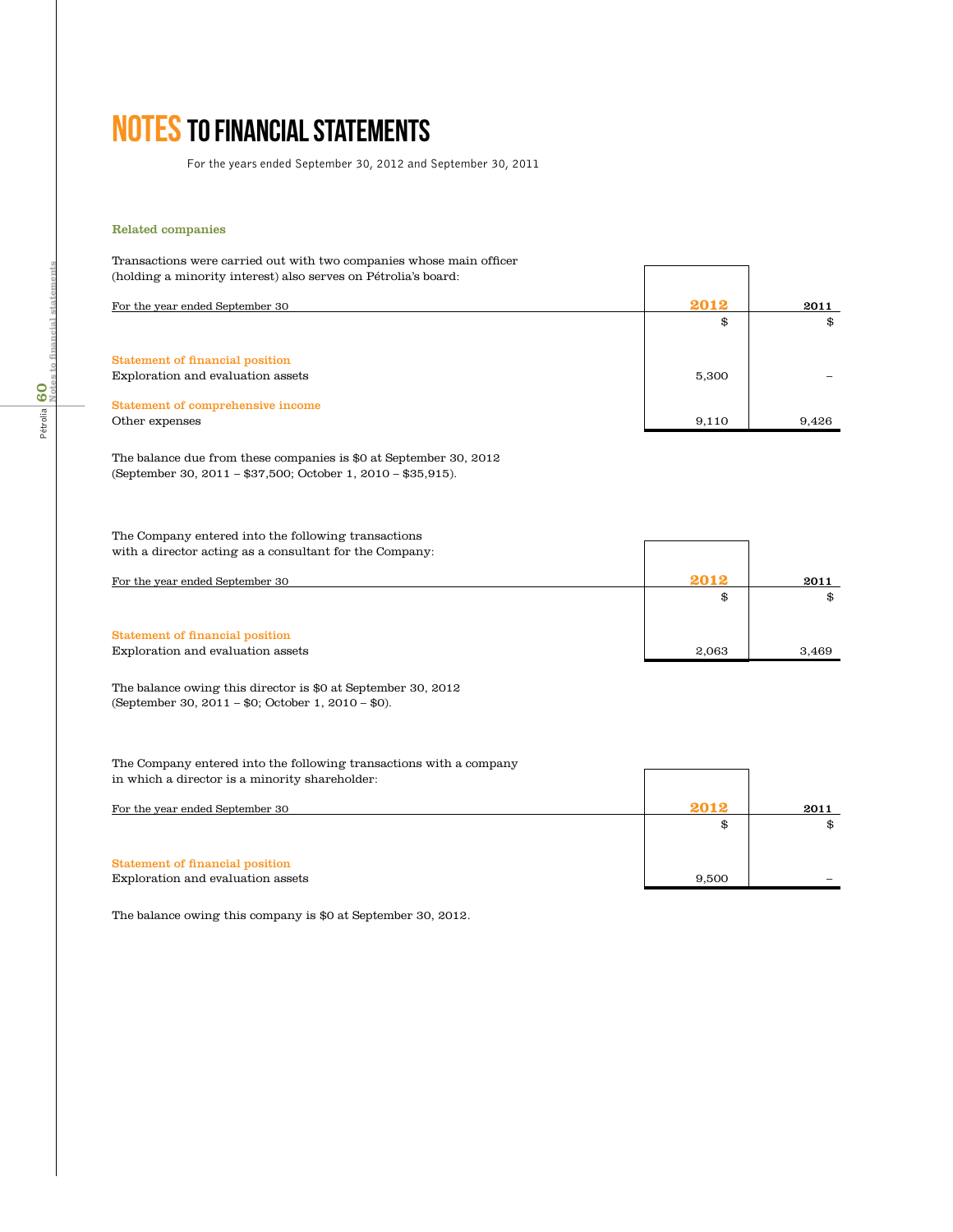# NOTES TO FINANCIAL STATEMENTS

For the years ended September 30, 2012 and September 30, 2011

### Related companies

Transactions were carried out with two companies whose main officer (holding a minority interest) also serves on Pétrolia's board:

| For the year ended September 30 | 2012 | 2011 |
|---|---|---|
| | $ | $ |
| **Statement of financial position** | | |
| Exploration and evaluation assets | 5,300 | – |
| **Statement of comprehensive income** | | |
| Other expenses | 9,110 | 9,426 |

The balance due from these companies is $0 at September 30, 2012 (September 30, 2011 – $37,500; October 1, 2010 – $35,915).

The Company entered into the following transactions with a director acting as a consultant for the Company:

| For the year ended September 30 | 2012 | 2011 |
|---|---|---|
| | $ | $ |
| **Statement of financial position** | | |
| Exploration and evaluation assets | 2,063 | 3,469 |

The balance owing this director is $0 at September 30, 2012 (September 30, 2011 – $0; October 1, 2010 – $0).

The Company entered into the following transactions with a company in which a director is a minority shareholder:

| For the year ended September 30 | 2012 | 2011 |
|---|---|---|
| | $ | $ |
| **Statement of financial position** | | |
| Exploration and evaluation assets | 9,500 | – |

The balance owing this company is $0 at September 30, 2012.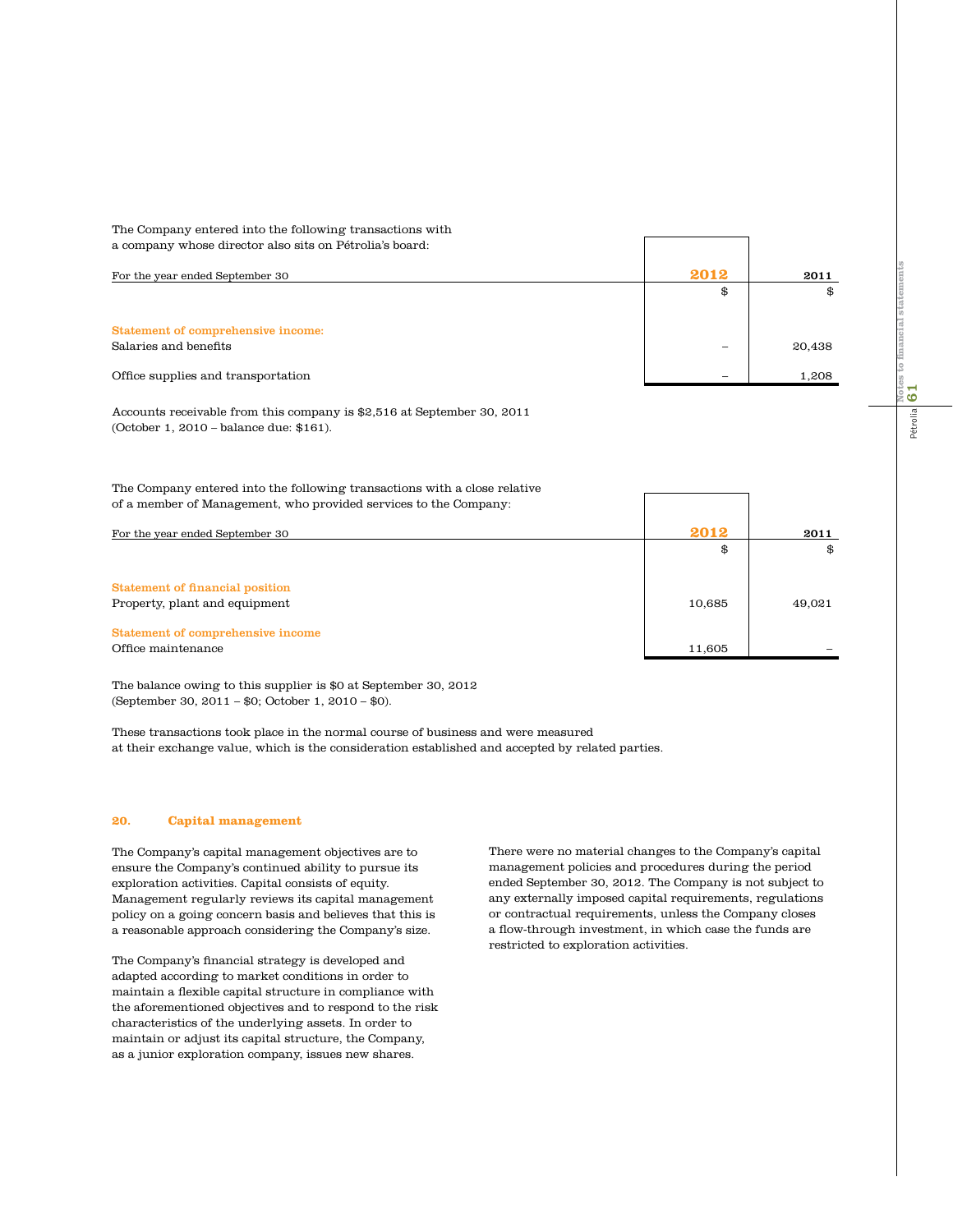The Company entered into the following transactions with a company whose director also sits on Pétrolia's board:

| For the year ended September 30 | 2012 | 2011 |
|---|---|---|
| | $ | $ |
| **Statement of comprehensive income:** | | |
| Salaries and benefits | – | 20,438 |
| Office supplies and transportation | – | 1,208 |

Accounts receivable from this company is $2,516 at September 30, 2011 (October 1, 2010 – balance due: $161).

The Company entered into the following transactions with a close relative of a member of Management, who provided services to the Company:

| For the year ended September 30 | 2012 | 2011 |
|---|---|---|
| | $ | $ |
| **Statement of financial position** | | |
| Property, plant and equipment | 10,685 | 49,021 |
| **Statement of comprehensive income** | | |
| Office maintenance | 11,605 | – |

The balance owing to this supplier is $0 at September 30, 2012 (September 30, 2011 – $0; October 1, 2010 – $0).

These transactions took place in the normal course of business and were measured at their exchange value, which is the consideration established and accepted by related parties.

## 20. Capital management

The Company's capital management objectives are to ensure the Company's continued ability to pursue its exploration activities. Capital consists of equity. Management regularly reviews its capital management policy on a going concern basis and believes that this is a reasonable approach considering the Company's size.

The Company's financial strategy is developed and adapted according to market conditions in order to maintain a flexible capital structure in compliance with the aforementioned objectives and to respond to the risk characteristics of the underlying assets. In order to maintain or adjust its capital structure, the Company, as a junior exploration company, issues new shares.

There were no material changes to the Company's capital management policies and procedures during the period ended September 30, 2012. The Company is not subject to any externally imposed capital requirements, regulations or contractual requirements, unless the Company closes a flow-through investment, in which case the funds are restricted to exploration activities.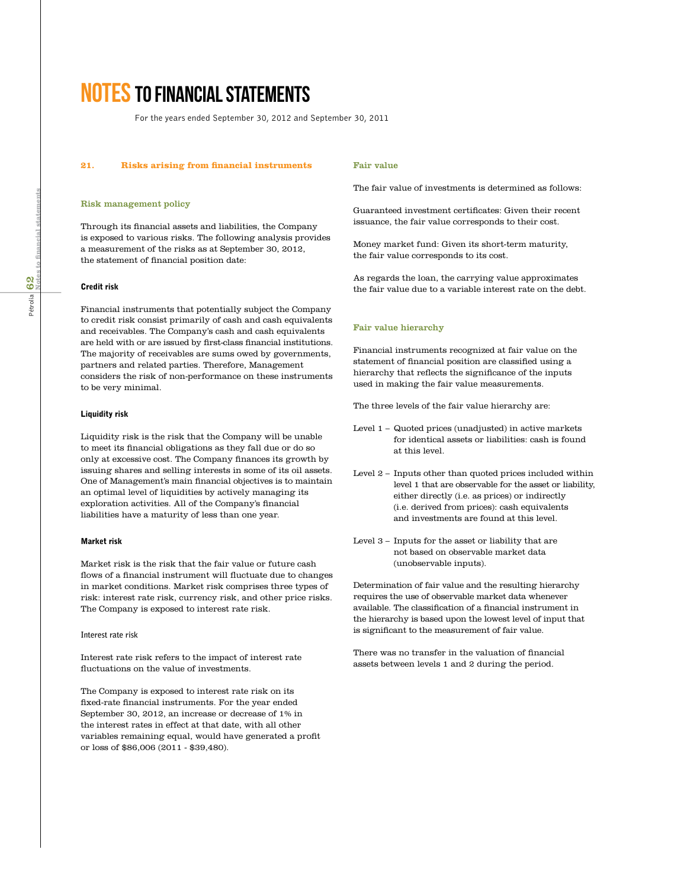# NOTES TO FINANCIAL STATEMENTS

For the years ended September 30, 2012 and September 30, 2011

## 21. Risks arising from financial instruments

### Risk management policy

Through its financial assets and liabilities, the Company is exposed to various risks. The following analysis provides a measurement of the risks as at September 30, 2012, the statement of financial position date:

#### Credit risk

Financial instruments that potentially subject the Company to credit risk consist primarily of cash and cash equivalents and receivables. The Company's cash and cash equivalents are held with or are issued by first-class financial institutions. The majority of receivables are sums owed by governments, partners and related parties. Therefore, Management considers the risk of non-performance on these instruments to be very minimal.

#### Liquidity risk

Liquidity risk is the risk that the Company will be unable to meet its financial obligations as they fall due or do so only at excessive cost. The Company finances its growth by issuing shares and selling interests in some of its oil assets. One of Management's main financial objectives is to maintain an optimal level of liquidities by actively managing its exploration activities. All of the Company's financial liabilities have a maturity of less than one year.

#### Market risk

Market risk is the risk that the fair value or future cash flows of a financial instrument will fluctuate due to changes in market conditions. Market risk comprises three types of risk: interest rate risk, currency risk, and other price risks. The Company is exposed to interest rate risk.

##### Interest rate risk

Interest rate risk refers to the impact of interest rate fluctuations on the value of investments.

The Company is exposed to interest rate risk on its fixed-rate financial instruments. For the year ended September 30, 2012, an increase or decrease of 1% in the interest rates in effect at that date, with all other variables remaining equal, would have generated a profit or loss of $86,006 (2011 - $39,480).

### Fair value

The fair value of investments is determined as follows:

Guaranteed investment certificates: Given their recent issuance, the fair value corresponds to their cost.

Money market fund: Given its short-term maturity, the fair value corresponds to its cost.

As regards the loan, the carrying value approximates the fair value due to a variable interest rate on the debt.

### Fair value hierarchy

Financial instruments recognized at fair value on the statement of financial position are classified using a hierarchy that reflects the significance of the inputs used in making the fair value measurements.

The three levels of the fair value hierarchy are:

- Level 1 – Quoted prices (unadjusted) in active markets for identical assets or liabilities: cash is found at this level.
- Level 2 – Inputs other than quoted prices included within level 1 that are observable for the asset or liability, either directly (i.e. as prices) or indirectly (i.e. derived from prices): cash equivalents and investments are found at this level.
- Level 3 – Inputs for the asset or liability that are not based on observable market data (unobservable inputs).

Determination of fair value and the resulting hierarchy requires the use of observable market data whenever available. The classification of a financial instrument in the hierarchy is based upon the lowest level of input that is significant to the measurement of fair value.

There was no transfer in the valuation of financial assets between levels 1 and 2 during the period.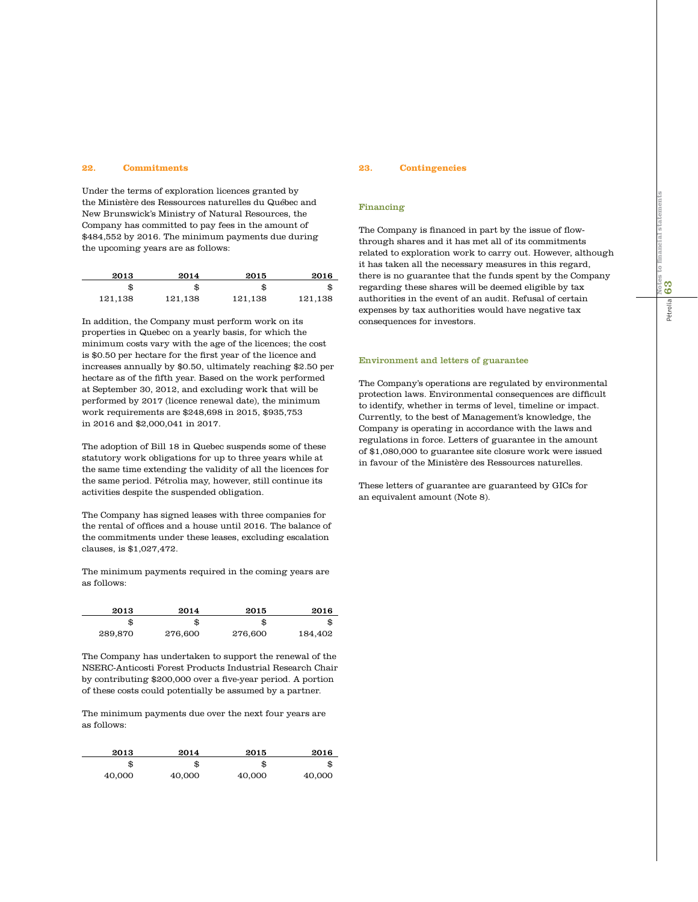## 22. Commitments

Under the terms of exploration licences granted by the Ministère des Ressources naturelles du Québec and New Brunswick's Ministry of Natural Resources, the Company has committed to pay fees in the amount of $484,552 by 2016. The minimum payments due during the upcoming years are as follows:

| 2013 | 2014 | 2015 | 2016 |
|---|---|---|---|
| $ | $ | $ | $ |
| 121,138 | 121,138 | 121,138 | 121,138 |

In addition, the Company must perform work on its properties in Quebec on a yearly basis, for which the minimum costs vary with the age of the licences; the cost is $0.50 per hectare for the first year of the licence and increases annually by $0.50, ultimately reaching $2.50 per hectare as of the fifth year. Based on the work performed at September 30, 2012, and excluding work that will be performed by 2017 (licence renewal date), the minimum work requirements are $248,698 in 2015, $935,753 in 2016 and $2,000,041 in 2017.

The adoption of Bill 18 in Quebec suspends some of these statutory work obligations for up to three years while at the same time extending the validity of all the licences for the same period. Pétrolia may, however, still continue its activities despite the suspended obligation.

The Company has signed leases with three companies for the rental of offices and a house until 2016. The balance of the commitments under these leases, excluding escalation clauses, is $1,027,472.

The minimum payments required in the coming years are as follows:

| 2013 | 2014 | 2015 | 2016 |
|---|---|---|---|
| $ | $ | $ | $ |
| 289,870 | 276,600 | 276,600 | 184,402 |

The Company has undertaken to support the renewal of the NSERC-Anticosti Forest Products Industrial Research Chair by contributing $200,000 over a five-year period. A portion of these costs could potentially be assumed by a partner.

The minimum payments due over the next four years are as follows:

| 2013 | 2014 | 2015 | 2016 |
|---|---|---|---|
| $ | $ | $ | $ |
| 40,000 | 40,000 | 40,000 | 40,000 |

## 23. Contingencies

### Financing

The Company is financed in part by the issue of flow-through shares and it has met all of its commitments related to exploration work to carry out. However, although it has taken all the necessary measures in this regard, there is no guarantee that the funds spent by the Company regarding these shares will be deemed eligible by tax authorities in the event of an audit. Refusal of certain expenses by tax authorities would have negative tax consequences for investors.

### Environment and letters of guarantee

The Company's operations are regulated by environmental protection laws. Environmental consequences are difficult to identify, whether in terms of level, timeline or impact. Currently, to the best of Management's knowledge, the Company is operating in accordance with the laws and regulations in force. Letters of guarantee in the amount of $1,080,000 to guarantee site closure work were issued in favour of the Ministère des Ressources naturelles.

These letters of guarantee are guaranteed by GICs for an equivalent amount (Note 8).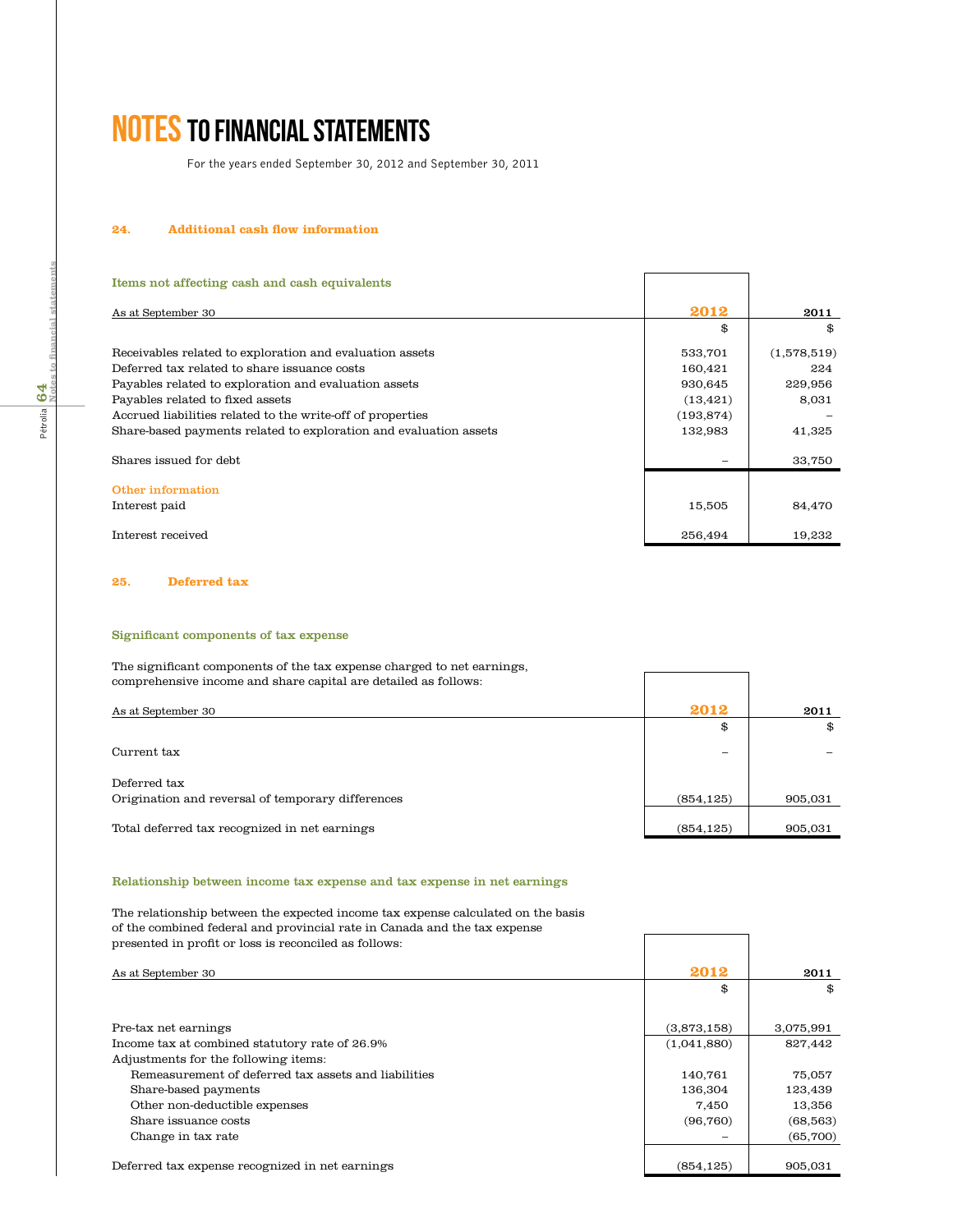# NOTES TO FINANCIAL STATEMENTS

For the years ended September 30, 2012 and September 30, 2011

## 24. Additional cash flow information

### Items not affecting cash and cash equivalents

| As at September 30 | 2012 | 2011 |
|---|---|---|
| | $ | $ |
| Receivables related to exploration and evaluation assets | 533,701 | (1,578,519) |
| Deferred tax related to share issuance costs | 160,421 | 224 |
| Payables related to exploration and evaluation assets | 930,645 | 229,956 |
| Payables related to fixed assets | (13,421) | 8,031 |
| Accrued liabilities related to the write-off of properties | (193,874) | – |
| Share-based payments related to exploration and evaluation assets | 132,983 | 41,325 |
| Shares issued for debt | – | 33,750 |
| **Other information** | | |
| Interest paid | 15,505 | 84,470 |
| Interest received | 256,494 | 19,232 |

## 25. Deferred tax

### Significant components of tax expense

The significant components of the tax expense charged to net earnings, comprehensive income and share capital are detailed as follows:

| As at September 30 | 2012 | 2011 |
|---|---|---|
| | $ | $ |
| Current tax | – | – |
| Deferred tax | | |
| Origination and reversal of temporary differences | (854,125) | 905,031 |
| Total deferred tax recognized in net earnings | (854,125) | 905,031 |

### Relationship between income tax expense and tax expense in net earnings

The relationship between the expected income tax expense calculated on the basis of the combined federal and provincial rate in Canada and the tax expense presented in profit or loss is reconciled as follows:

| As at September 30 | 2012 | 2011 |
|---|---|---|
| | $ | $ |
| Pre-tax net earnings | (3,873,158) | 3,075,991 |
| Income tax at combined statutory rate of 26.9% | (1,041,880) | 827,442 |
| Adjustments for the following items: | | |
| Remeasurement of deferred tax assets and liabilities | 140,761 | 75,057 |
| Share-based payments | 136,304 | 123,439 |
| Other non-deductible expenses | 7,450 | 13,356 |
| Share issuance costs | (96,760) | (68,563) |
| Change in tax rate | – | (65,700) |
| Deferred tax expense recognized in net earnings | (854,125) | 905,031 |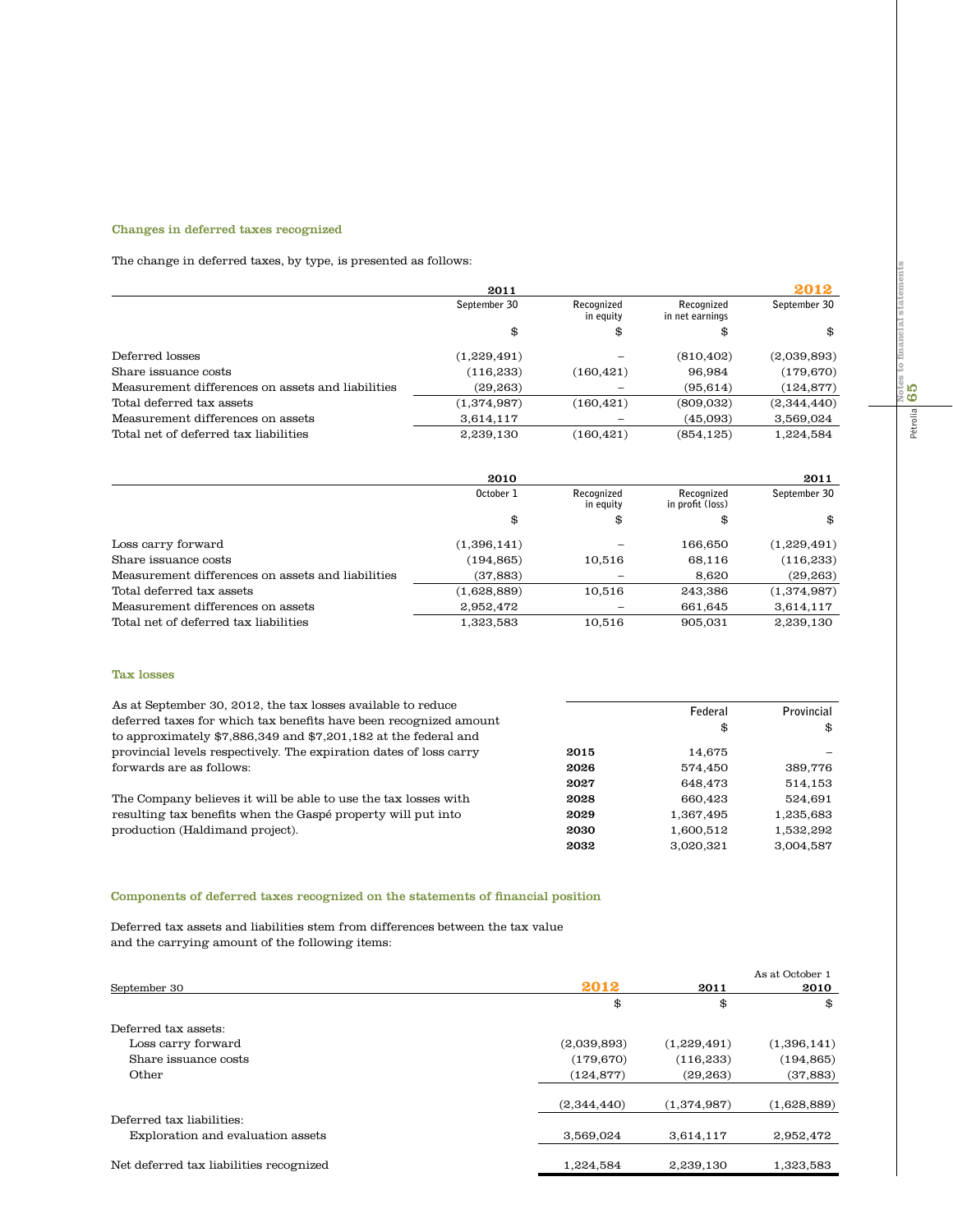### Changes in deferred taxes recognized

The change in deferred taxes, by type, is presented as follows:

| | 2011 | | | 2012 |
|---|---|---|---|---|
| | September 30 | Recognized in equity | Recognized in net earnings | September 30 |
| | $ | $ | $ | $ |
| Deferred losses | (1,229,491) | – | (810,402) | (2,039,893) |
| Share issuance costs | (116,233) | (160,421) | 96,984 | (179,670) |
| Measurement differences on assets and liabilities | (29,263) | – | (95,614) | (124,877) |
| Total deferred tax assets | (1,374,987) | (160,421) | (809,032) | (2,344,440) |
| Measurement differences on assets | 3,614,117 | – | (45,093) | 3,569,024 |
| Total net of deferred tax liabilities | 2,239,130 | (160,421) | (854,125) | 1,224,584 |

| | 2010 | | | 2011 |
|---|---|---|---|---|
| | October 1 | Recognized in equity | Recognized in profit (loss) | September 30 |
| | $ | $ | $ | $ |
| Loss carry forward | (1,396,141) | – | 166,650 | (1,229,491) |
| Share issuance costs | (194,865) | 10,516 | 68,116 | (116,233) |
| Measurement differences on assets and liabilities | (37,883) | – | 8,620 | (29,263) |
| Total deferred tax assets | (1,628,889) | 10,516 | 243,386 | (1,374,987) |
| Measurement differences on assets | 2,952,472 | – | 661,645 | 3,614,117 |
| Total net of deferred tax liabilities | 1,323,583 | 10,516 | 905,031 | 2,239,130 |

### Tax losses

As at September 30, 2012, the tax losses available to reduce deferred taxes for which tax benefits have been recognized amount to approximately $7,886,349 and $7,201,182 at the federal and provincial levels respectively. The expiration dates of loss carry forwards are as follows:

The Company believes it will be able to use the tax losses with resulting tax benefits when the Gaspé property will put into production (Haldimand project).

| | Federal | Provincial |
|---|---|---|
| | $ | $ |
| **2015** | 14,675 | – |
| **2026** | 574,450 | 389,776 |
| **2027** | 648,473 | 514,153 |
| **2028** | 660,423 | 524,691 |
| **2029** | 1,367,495 | 1,235,683 |
| **2030** | 1,600,512 | 1,532,292 |
| **2032** | 3,020,321 | 3,004,587 |

### Components of deferred taxes recognized on the statements of financial position

Deferred tax assets and liabilities stem from differences between the tax value and the carrying amount of the following items:

| September 30 | 2012 | 2011 | As at October 1 2010 |
|---|---|---|---|
| | $ | $ | $ |
| Deferred tax assets: | | | |
| Loss carry forward | (2,039,893) | (1,229,491) | (1,396,141) |
| Share issuance costs | (179,670) | (116,233) | (194,865) |
| Other | (124,877) | (29,263) | (37,883) |
| | (2,344,440) | (1,374,987) | (1,628,889) |
| Deferred tax liabilities: | | | |
| Exploration and evaluation assets | 3,569,024 | 3,614,117 | 2,952,472 |
| Net deferred tax liabilities recognized | 1,224,584 | 2,239,130 | 1,323,583 |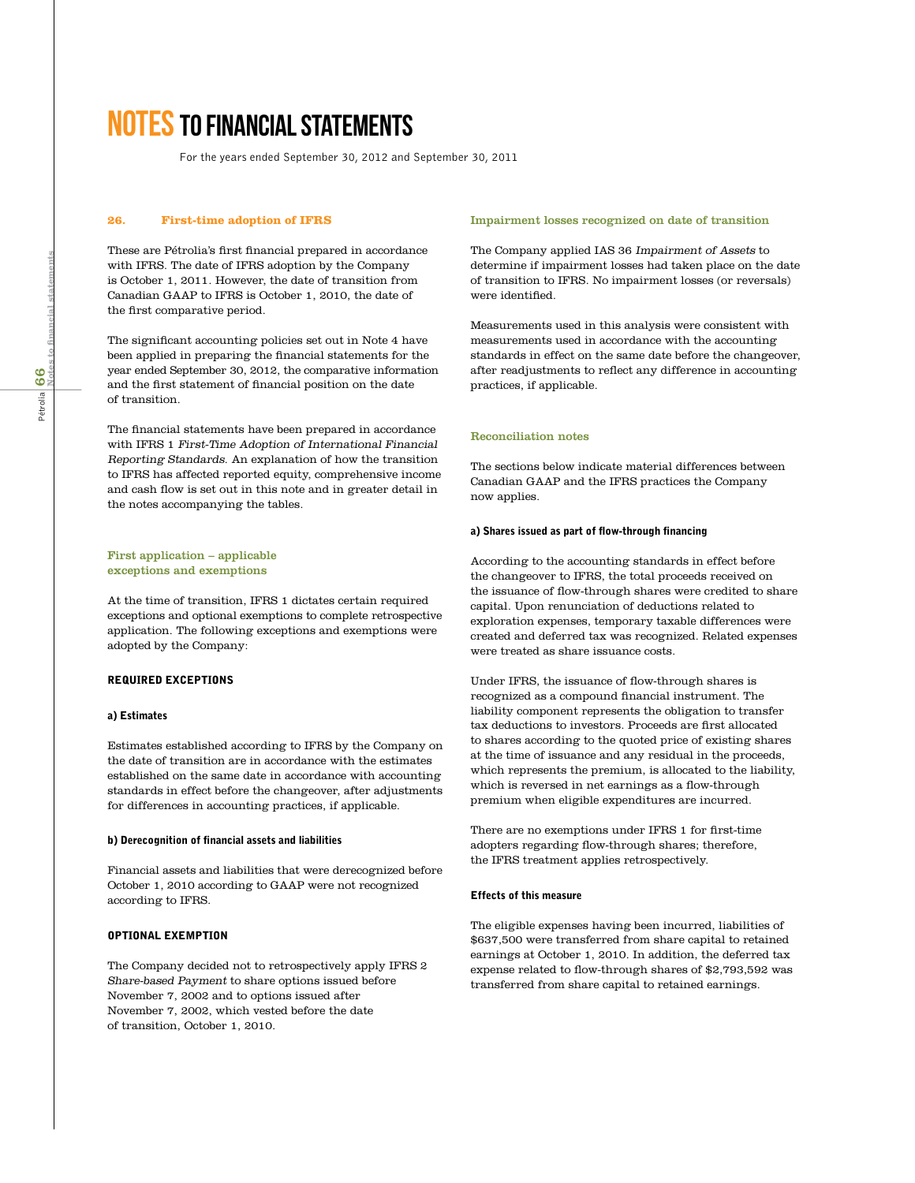# NOTES TO FINANCIAL STATEMENTS

For the years ended September 30, 2012 and September 30, 2011

## 26. First-time adoption of IFRS

These are Pétrolia's first financial prepared in accordance with IFRS. The date of IFRS adoption by the Company is October 1, 2011. However, the date of transition from Canadian GAAP to IFRS is October 1, 2010, the date of the first comparative period.

The significant accounting policies set out in Note 4 have been applied in preparing the financial statements for the year ended September 30, 2012, the comparative information and the first statement of financial position on the date of transition.

The financial statements have been prepared in accordance with IFRS 1 *First-Time Adoption of International Financial Reporting Standards*. An explanation of how the transition to IFRS has affected reported equity, comprehensive income and cash flow is set out in this note and in greater detail in the notes accompanying the tables.

### First application – applicable exceptions and exemptions

At the time of transition, IFRS 1 dictates certain required exceptions and optional exemptions to complete retrospective application. The following exceptions and exemptions were adopted by the Company:

#### REQUIRED EXCEPTIONS

**a) Estimates**

Estimates established according to IFRS by the Company on the date of transition are in accordance with the estimates established on the same date in accordance with accounting standards in effect before the changeover, after adjustments for differences in accounting practices, if applicable.

**b) Derecognition of financial assets and liabilities**

Financial assets and liabilities that were derecognized before October 1, 2010 according to GAAP were not recognized according to IFRS.

#### OPTIONAL EXEMPTION

The Company decided not to retrospectively apply IFRS 2 *Share-based Payment* to share options issued before November 7, 2002 and to options issued after November 7, 2002, which vested before the date of transition, October 1, 2010.

### Impairment losses recognized on date of transition

The Company applied IAS 36 *Impairment of Assets* to determine if impairment losses had taken place on the date of transition to IFRS. No impairment losses (or reversals) were identified.

Measurements used in this analysis were consistent with measurements used in accordance with the accounting standards in effect on the same date before the changeover, after readjustments to reflect any difference in accounting practices, if applicable.

### Reconciliation notes

The sections below indicate material differences between Canadian GAAP and the IFRS practices the Company now applies.

**a) Shares issued as part of flow-through financing**

According to the accounting standards in effect before the changeover to IFRS, the total proceeds received on the issuance of flow-through shares were credited to share capital. Upon renunciation of deductions related to exploration expenses, temporary taxable differences were created and deferred tax was recognized. Related expenses were treated as share issuance costs.

Under IFRS, the issuance of flow-through shares is recognized as a compound financial instrument. The liability component represents the obligation to transfer tax deductions to investors. Proceeds are first allocated to shares according to the quoted price of existing shares at the time of issuance and any residual in the proceeds, which represents the premium, is allocated to the liability, which is reversed in net earnings as a flow-through premium when eligible expenditures are incurred.

There are no exemptions under IFRS 1 for first-time adopters regarding flow-through shares; therefore, the IFRS treatment applies retrospectively.

**Effects of this measure**

The eligible expenses having been incurred, liabilities of $637,500 were transferred from share capital to retained earnings at October 1, 2010. In addition, the deferred tax expense related to flow-through shares of $2,793,592 was transferred from share capital to retained earnings.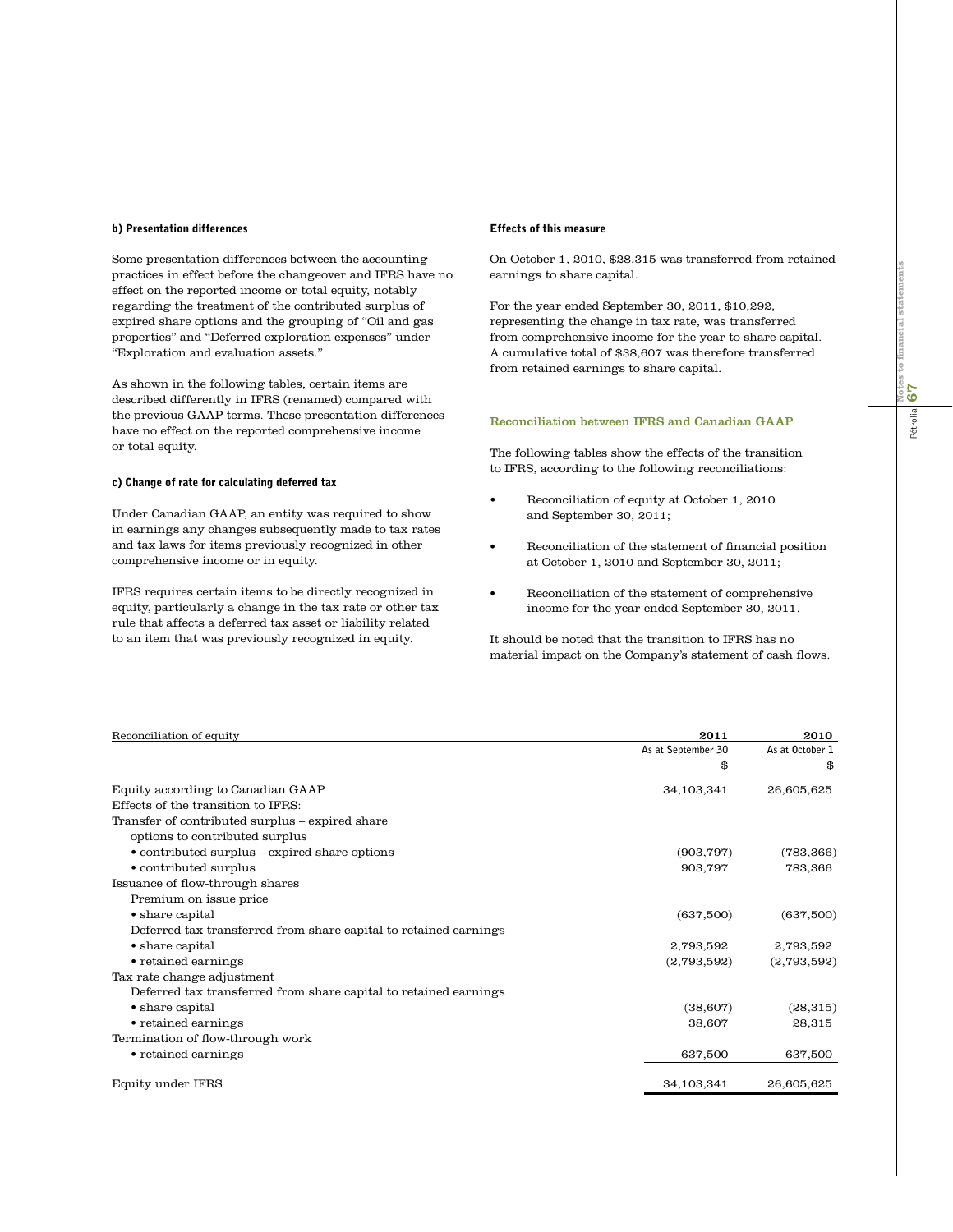#### b) Presentation differences

Some presentation differences between the accounting practices in effect before the changeover and IFRS have no effect on the reported income or total equity, notably regarding the treatment of the contributed surplus of expired share options and the grouping of "Oil and gas properties" and "Deferred exploration expenses" under "Exploration and evaluation assets."

As shown in the following tables, certain items are described differently in IFRS (renamed) compared with the previous GAAP terms. These presentation differences have no effect on the reported comprehensive income or total equity.

#### c) Change of rate for calculating deferred tax

Under Canadian GAAP, an entity was required to show in earnings any changes subsequently made to tax rates and tax laws for items previously recognized in other comprehensive income or in equity.

IFRS requires certain items to be directly recognized in equity, particularly a change in the tax rate or other tax rule that affects a deferred tax asset or liability related to an item that was previously recognized in equity.

#### Effects of this measure

On October 1, 2010, $28,315 was transferred from retained earnings to share capital.

For the year ended September 30, 2011, $10,292, representing the change in tax rate, was transferred from comprehensive income for the year to share capital. A cumulative total of $38,607 was therefore transferred from retained earnings to share capital.

### Reconciliation between IFRS and Canadian GAAP

The following tables show the effects of the transition to IFRS, according to the following reconciliations:

- Reconciliation of equity at October 1, 2010 and September 30, 2011;
- Reconciliation of the statement of financial position at October 1, 2010 and September 30, 2011;
- Reconciliation of the statement of comprehensive income for the year ended September 30, 2011.

It should be noted that the transition to IFRS has no material impact on the Company's statement of cash flows.

| Reconciliation of equity | 2011 | 2010 |
|---|---|---|
| | As at September 30 | As at October 1 |
| | $ | $ |
| Equity according to Canadian GAAP | 34,103,341 | 26,605,625 |
| Effects of the transition to IFRS: | | |
| Transfer of contributed surplus – expired share options to contributed surplus | | |
| • contributed surplus – expired share options | (903,797) | (783,366) |
| • contributed surplus | 903,797 | 783,366 |
| Issuance of flow-through shares | | |
| Premium on issue price | | |
| • share capital | (637,500) | (637,500) |
| Deferred tax transferred from share capital to retained earnings | | |
| • share capital | 2,793,592 | 2,793,592 |
| • retained earnings | (2,793,592) | (2,793,592) |
| Tax rate change adjustment | | |
| Deferred tax transferred from share capital to retained earnings | | |
| • share capital | (38,607) | (28,315) |
| • retained earnings | 38,607 | 28,315 |
| Termination of flow-through work | | |
| • retained earnings | 637,500 | 637,500 |
| Equity under IFRS | 34,103,341 | 26,605,625 |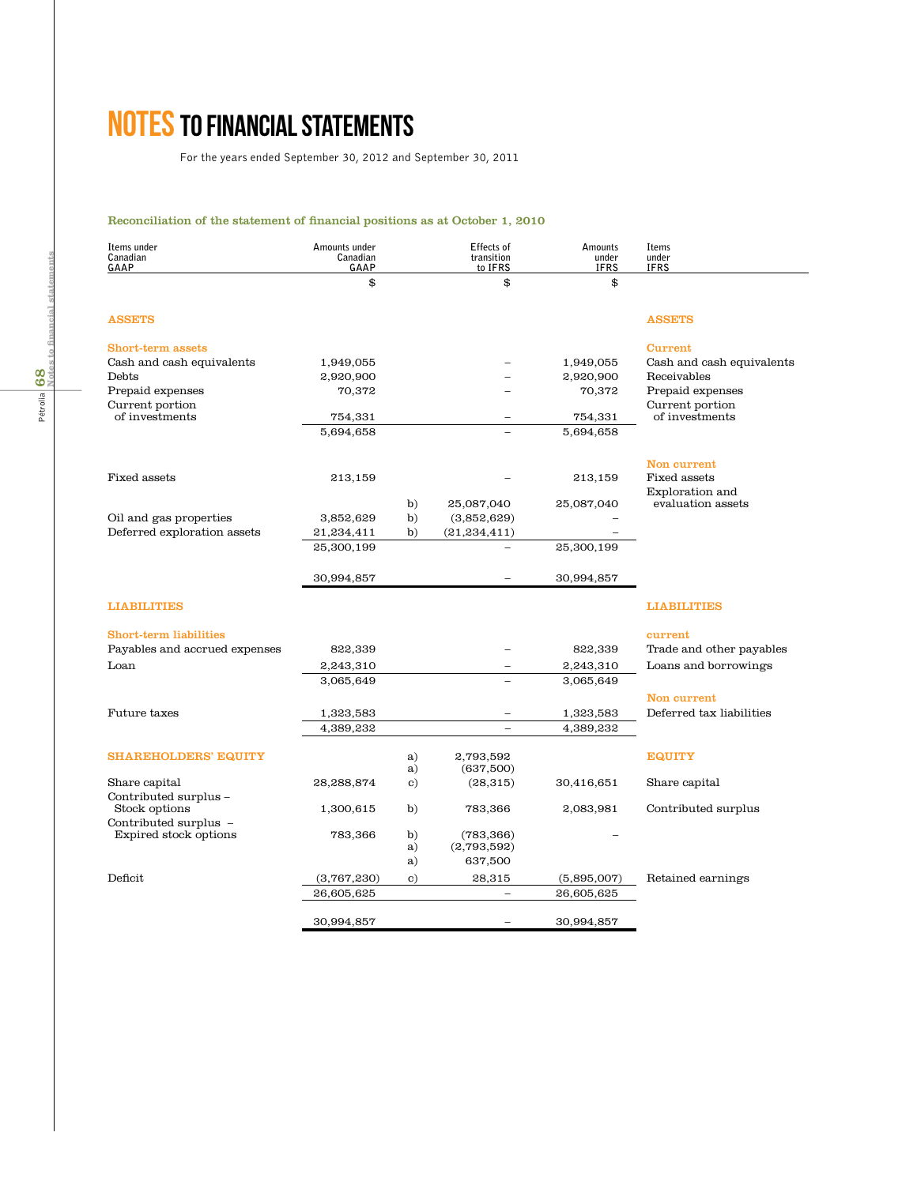# NOTES TO FINANCIAL STATEMENTS

For the years ended September 30, 2012 and September 30, 2011

### Reconciliation of the statement of financial positions as at October 1, 2010

| Items under Canadian GAAP | Amounts under Canadian GAAP | | Effects of transition to IFRS | Amounts under IFRS | Items under IFRS |
|---|---|---|---|---|---|
| | $ | | $ | $ | |
| **ASSETS** | | | | | **ASSETS** |
| **Short-term assets** | | | | | **Current** |
| Cash and cash equivalents | 1,949,055 | | – | 1,949,055 | Cash and cash equivalents |
| Debts | 2,920,900 | | – | 2,920,900 | Receivables |
| Prepaid expenses | 70,372 | | – | 70,372 | Prepaid expenses |
| Current portion of investments | 754,331 | | – | 754,331 | Current portion of investments |
| | 5,694,658 | | – | 5,694,658 | |
| | | | | | **Non current** |
| Fixed assets | 213,159 | | – | 213,159 | Fixed assets |
| | | b) | 25,087,040 | 25,087,040 | Exploration and evaluation assets |
| Oil and gas properties | 3,852,629 | b) | (3,852,629) | – | |
| Deferred exploration assets | 21,234,411 | b) | (21,234,411) | – | |
| | 25,300,199 | | – | 25,300,199 | |
| | 30,994,857 | | – | 30,994,857 | |
| **LIABILITIES** | | | | | **LIABILITIES** |
| **Short-term liabilities** | | | | | **current** |
| Payables and accrued expenses | 822,339 | | – | 822,339 | Trade and other payables |
| Loan | 2,243,310 | | – | 2,243,310 | Loans and borrowings |
| | 3,065,649 | | – | 3,065,649 | |
| | | | | | **Non current** |
| Future taxes | 1,323,583 | | – | 1,323,583 | Deferred tax liabilities |
| | 4,389,232 | | – | 4,389,232 | |
| **SHAREHOLDERS' EQUITY** | | a) | 2,793,592 | | **EQUITY** |
| | | a) | (637,500) | | |
| Share capital | 28,288,874 | c) | (28,315) | 30,416,651 | Share capital |
| Contributed surplus – Stock options | 1,300,615 | b) | 783,366 | 2,083,981 | Contributed surplus |
| Contributed surplus – Expired stock options | 783,366 | b) | (783,366) | – | |
| | | a) | (2,793,592) | | |
| | | a) | 637,500 | | |
| Deficit | (3,767,230) | c) | 28,315 | (5,895,007) | Retained earnings |
| | 26,605,625 | | – | 26,605,625 | |
| | 30,994,857 | | – | 30,994,857 | |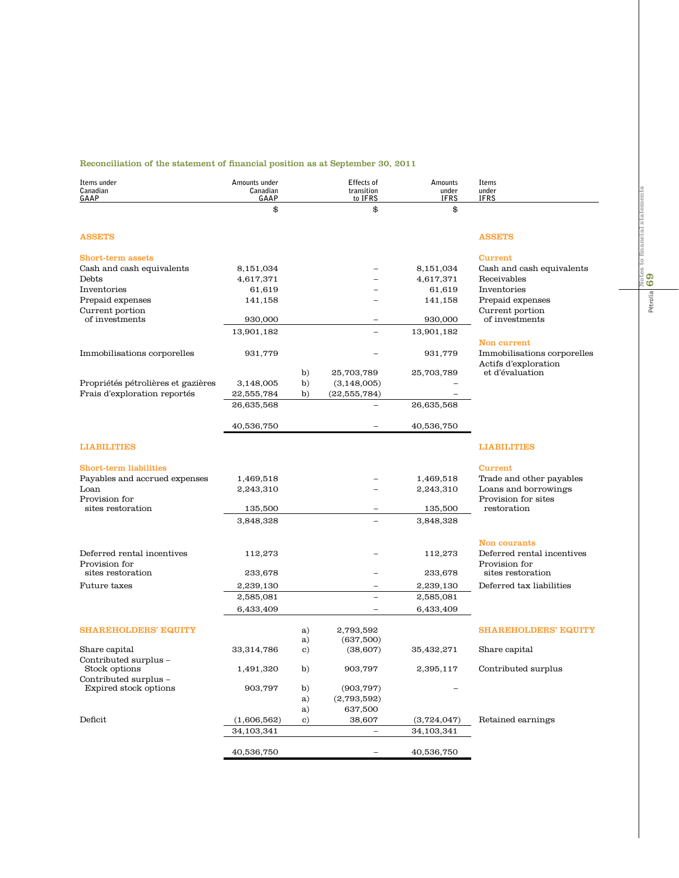## Reconciliation of the statement of financial position as at September 30, 2011

| Items under Canadian GAAP | Amounts under Canadian GAAP | | Effects of transition to IFRS | Amounts under IFRS | Items under IFRS |
|---|---|---|---|---|---|
| | $ | | $ | $ | |
| **ASSETS** | | | | | **ASSETS** |
| **Short-term assets** | | | | | **Current** |
| Cash and cash equivalents | 8,151,034 | | – | 8,151,034 | Cash and cash equivalents |
| Debts | 4,617,371 | | – | 4,617,371 | Receivables |
| Inventories | 61,619 | | – | 61,619 | Inventories |
| Prepaid expenses | 141,158 | | – | 141,158 | Prepaid expenses |
| Current portion of investments | 930,000 | | – | 930,000 | Current portion of investments |
| | 13,901,182 | | – | 13,901,182 | |
| | | | | | **Non current** |
| Immobilisations corporelles | 931,779 | | – | 931,779 | Immobilisations corporelles |
| | | b) | 25,703,789 | 25,703,789 | Actifs d'exploration et d'évaluation |
| Propriétés pétrolières et gazières | 3,148,005 | b) | (3,148,005) | – | |
| Frais d'exploration reportés | 22,555,784 | b) | (22,555,784) | – | |
| | 26,635,568 | | – | 26,635,568 | |
| | 40,536,750 | | – | 40,536,750 | |
| **LIABILITIES** | | | | | **LIABILITIES** |
| **Short-term liabilities** | | | | | **Current** |
| Payables and accrued expenses | 1,469,518 | | – | 1,469,518 | Trade and other payables |
| Loan | 2,243,310 | | – | 2,243,310 | Loans and borrowings |
| Provision for sites restoration | 135,500 | | – | 135,500 | Provision for sites restoration |
| | 3,848,328 | | – | 3,848,328 | |
| | | | | | **Non courants** |
| Deferred rental incentives | 112,273 | | – | 112,273 | Deferred rental incentives |
| Provision for sites restoration | 233,678 | | – | 233,678 | Provision for sites restoration |
| Future taxes | 2,239,130 | | – | 2,239,130 | Deferred tax liabilities |
| | 2,585,081 | | – | 2,585,081 | |
| | 6,433,409 | | – | 6,433,409 | |
| **SHAREHOLDERS' EQUITY** | | a) | 2,793,592 | | **SHAREHOLDERS' EQUITY** |
| | | a) | (637,500) | | |
| Share capital | 33,314,786 | c) | (38,607) | 35,432,271 | Share capital |
| Contributed surplus – Stock options | 1,491,320 | b) | 903,797 | 2,395,117 | Contributed surplus |
| Contributed surplus – Expired stock options | 903,797 | b) | (903,797) | – | |
| | | a) | (2,793,592) | | |
| | | a) | 637,500 | | |
| Deficit | (1,606,562) | c) | 38,607 | (3,724,047) | Retained earnings |
| | 34,103,341 | | – | 34,103,341 | |
| | 40,536,750 | | – | 40,536,750 | |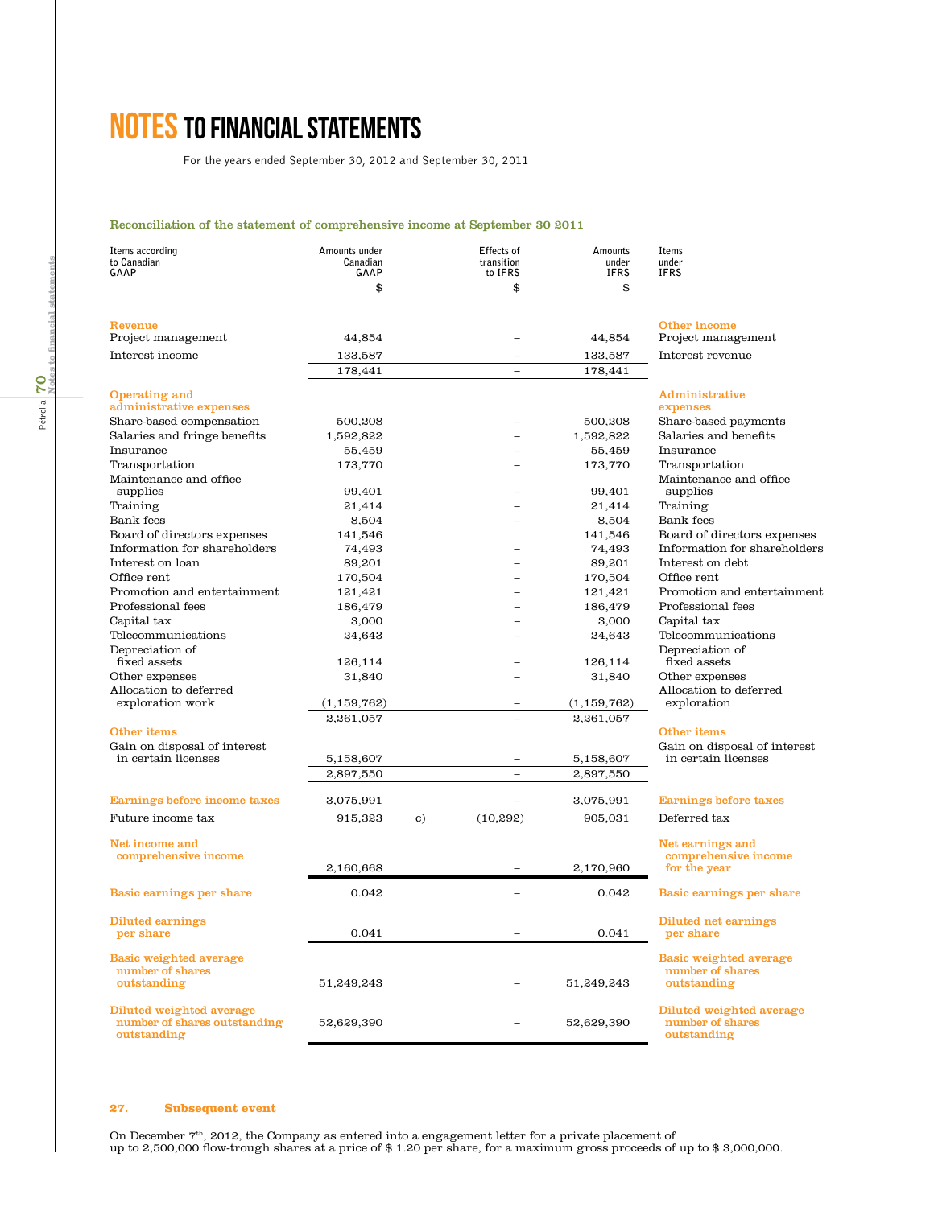# NOTES TO FINANCIAL STATEMENTS

For the years ended September 30, 2012 and September 30, 2011

### Reconciliation of the statement of comprehensive income at September 30 2011

| Items according to Canadian GAAP | Amounts under Canadian GAAP | | Effects of transition to IFRS | Amounts under IFRS | Items under IFRS |
|---|---|---|---|---|---|
| | $ | | $ | $ | |
| **Revenue** | | | | | **Other income** |
| Project management | 44,854 | | – | 44,854 | Project management |
| Interest income | 133,587 | | – | 133,587 | Interest revenue |
| | 178,441 | | – | 178,441 | |
| **Operating and administrative expenses** | | | | | **Administrative expenses** |
| Share-based compensation | 500,208 | | – | 500,208 | Share-based payments |
| Salaries and fringe benefits | 1,592,822 | | – | 1,592,822 | Salaries and benefits |
| Insurance | 55,459 | | – | 55,459 | Insurance |
| Transportation | 173,770 | | – | 173,770 | Transportation |
| Maintenance and office supplies | 99,401 | | – | 99,401 | Maintenance and office supplies |
| Training | 21,414 | | – | 21,414 | Training |
| Bank fees | 8,504 | | – | 8,504 | Bank fees |
| Board of directors expenses | 141,546 | | | 141,546 | Board of directors expenses |
| Information for shareholders | 74,493 | | – | 74,493 | Information for shareholders |
| Interest on loan | 89,201 | | – | 89,201 | Interest on debt |
| Office rent | 170,504 | | – | 170,504 | Office rent |
| Promotion and entertainment | 121,421 | | – | 121,421 | Promotion and entertainment |
| Professional fees | 186,479 | | – | 186,479 | Professional fees |
| Capital tax | 3,000 | | – | 3,000 | Capital tax |
| Telecommunications | 24,643 | | – | 24,643 | Telecommunications |
| Depreciation of fixed assets | 126,114 | | – | 126,114 | Depreciation of fixed assets |
| Other expenses | 31,840 | | – | 31,840 | Other expenses |
| Allocation to deferred exploration work | (1,159,762) | | – | (1,159,762) | Allocation to deferred exploration |
| | 2,261,057 | | – | 2,261,057 | |
| **Other items** | | | | | **Other items** |
| Gain on disposal of interest in certain licenses | 5,158,607 | | – | 5,158,607 | Gain on disposal of interest in certain licenses |
| | 2,897,550 | | – | 2,897,550 | |
| **Earnings before income taxes** | 3,075,991 | | – | 3,075,991 | **Earnings before taxes** |
| Future income tax | 915,323 | c) | (10,292) | 905,031 | Deferred tax |
| **Net income and comprehensive income** | 2,160,668 | | – | 2,170,960 | **Net earnings and comprehensive income for the year** |
| **Basic earnings per share** | 0.042 | | – | 0.042 | **Basic earnings per share** |
| **Diluted earnings per share** | 0.041 | | – | 0.041 | **Diluted net earnings per share** |
| **Basic weighted average number of shares outstanding** | 51,249,243 | | – | 51,249,243 | **Basic weighted average number of shares outstanding** |
| **Diluted weighted average number of shares outstanding outstanding** | 52,629,390 | | – | 52,629,390 | **Diluted weighted average number of shares outstanding** |

### 27. Subsequent event

On December 7th, 2012, the Company as entered into a engagement letter for a private placement of up to 2,500,000 flow-trough shares at a price of $ 1.20 per share, for a maximum gross proceeds of up to $ 3,000,000.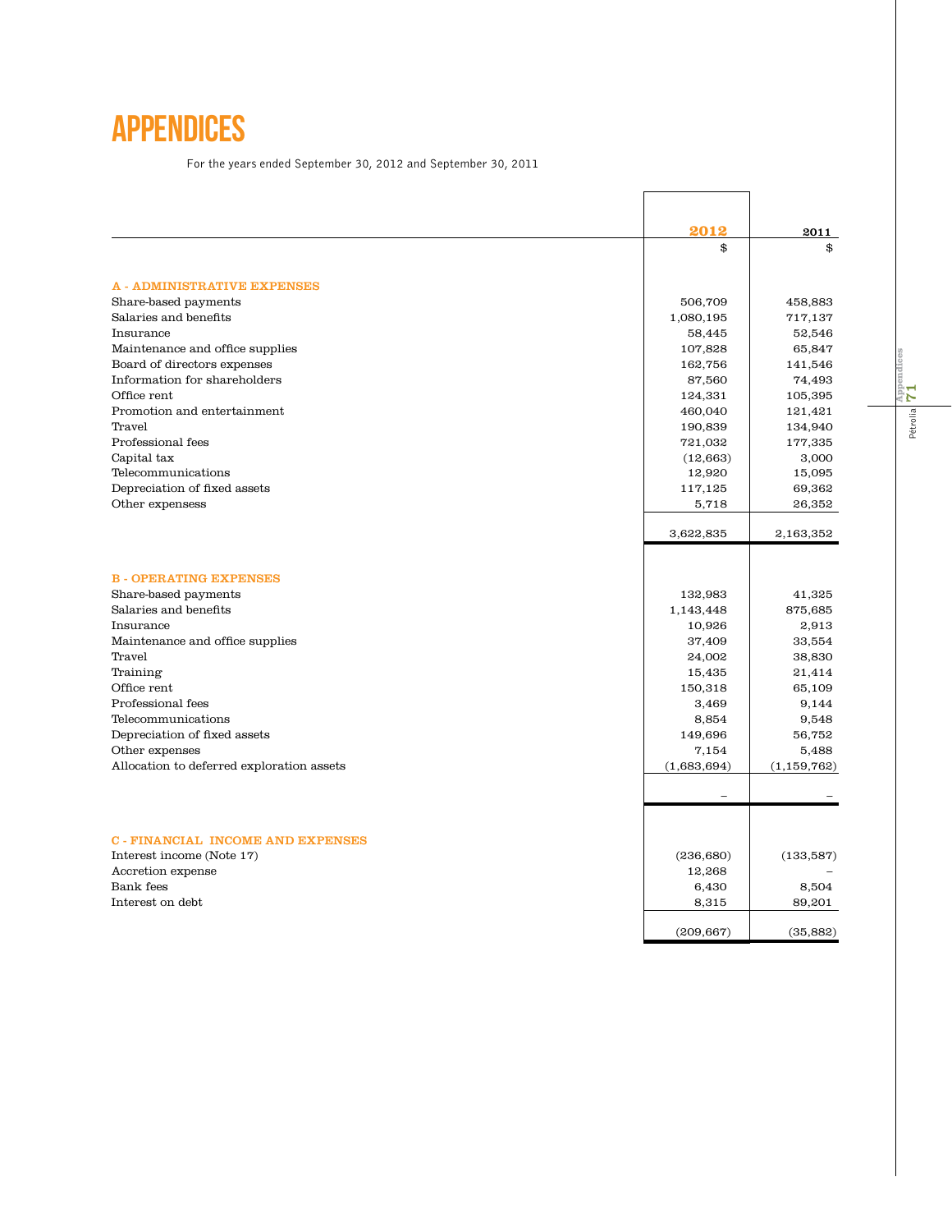# APPENDICES

For the years ended September 30, 2012 and September 30, 2011

| | 2012 | 2011 |
|---|---|---|
| | $ | $ |
| **A - ADMINISTRATIVE EXPENSES** | | |
| Share-based payments | 506,709 | 458,883 |
| Salaries and benefits | 1,080,195 | 717,137 |
| Insurance | 58,445 | 52,546 |
| Maintenance and office supplies | 107,828 | 65,847 |
| Board of directors expenses | 162,756 | 141,546 |
| Information for shareholders | 87,560 | 74,493 |
| Office rent | 124,331 | 105,395 |
| Promotion and entertainment | 460,040 | 121,421 |
| Travel | 190,839 | 134,940 |
| Professional fees | 721,032 | 177,335 |
| Capital tax | (12,663) | 3,000 |
| Telecommunications | 12,920 | 15,095 |
| Depreciation of fixed assets | 117,125 | 69,362 |
| Other expensess | 5,718 | 26,352 |
| | 3,622,835 | 2,163,352 |
| **B - OPERATING EXPENSES** | | |
| Share-based payments | 132,983 | 41,325 |
| Salaries and benefits | 1,143,448 | 875,685 |
| Insurance | 10,926 | 2,913 |
| Maintenance and office supplies | 37,409 | 33,554 |
| Travel | 24,002 | 38,830 |
| Training | 15,435 | 21,414 |
| Office rent | 150,318 | 65,109 |
| Professional fees | 3,469 | 9,144 |
| Telecommunications | 8,854 | 9,548 |
| Depreciation of fixed assets | 149,696 | 56,752 |
| Other expenses | 7,154 | 5,488 |
| Allocation to deferred exploration assets | (1,683,694) | (1,159,762) |
| | – | – |
| **C - FINANCIAL INCOME AND EXPENSES** | | |
| Interest income (Note 17) | (236,680) | (133,587) |
| Accretion expense | 12,268 | – |
| Bank fees | 6,430 | 8,504 |
| Interest on debt | 8,315 | 89,201 |
| | (209,667) | (35,882) |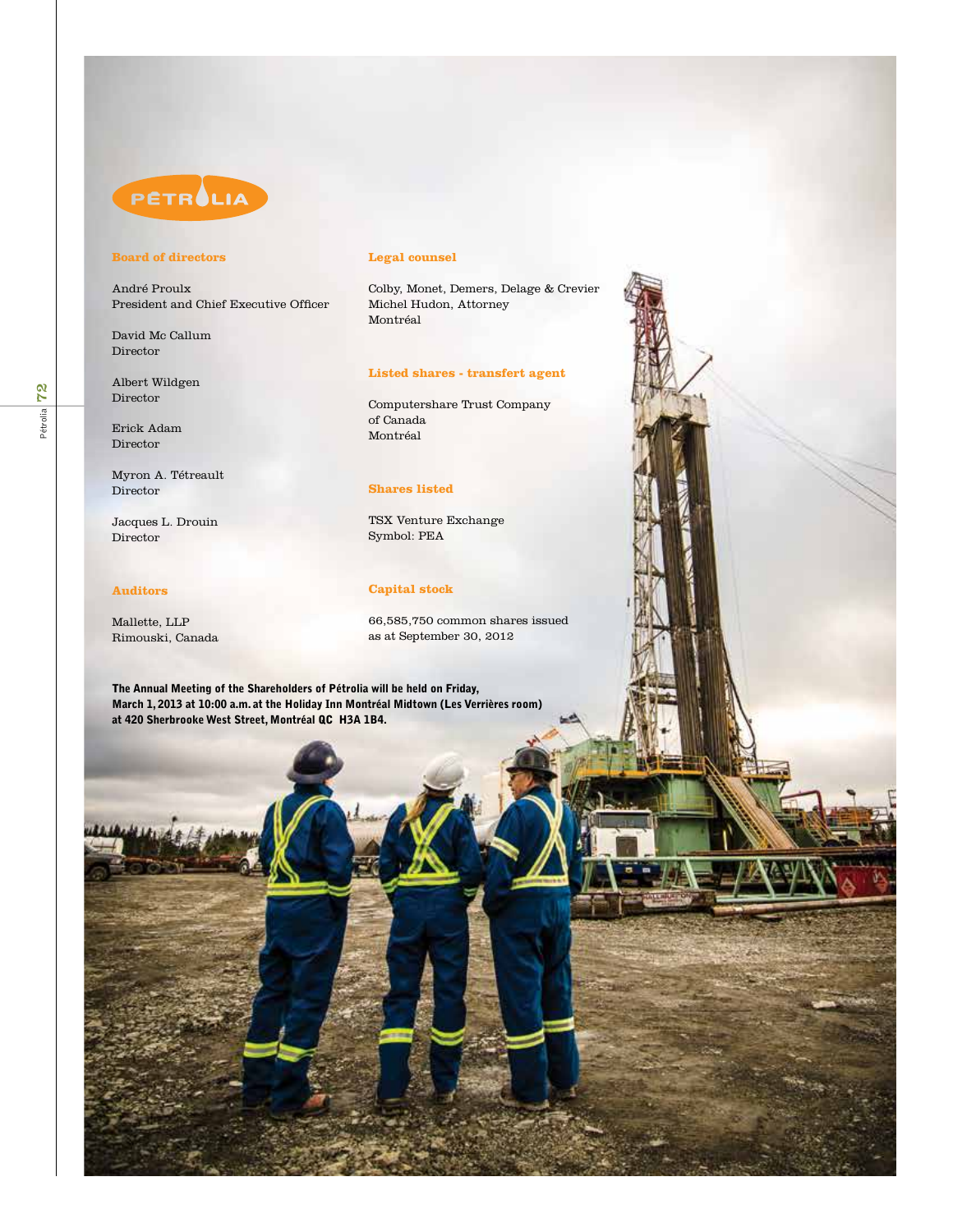PÉTROLIA

## Board of directors

André Proulx
President and Chief Executive Officer

David Mc Callum
Director

Albert Wildgen
Director

Erick Adam
Director

Myron A. Tétreault
Director

Jacques L. Drouin
Director

## Auditors

Mallette, LLP
Rimouski, Canada

## Legal counsel

Colby, Monet, Demers, Delage & Crevier
Michel Hudon, Attorney
Montréal

## Listed shares - transfert agent

Computershare Trust Company
of Canada
Montréal

## Shares listed

TSX Venture Exchange
Symbol: PEA

## Capital stock

66,585,750 common shares issued
as at September 30, 2012

**The Annual Meeting of the Shareholders of Pétrolia will be held on Friday, March 1, 2013 at 10:00 a.m. at the Holiday Inn Montréal Midtown (Les Verrières room) at 420 Sherbrooke West Street, Montréal QC H3A 1B4.**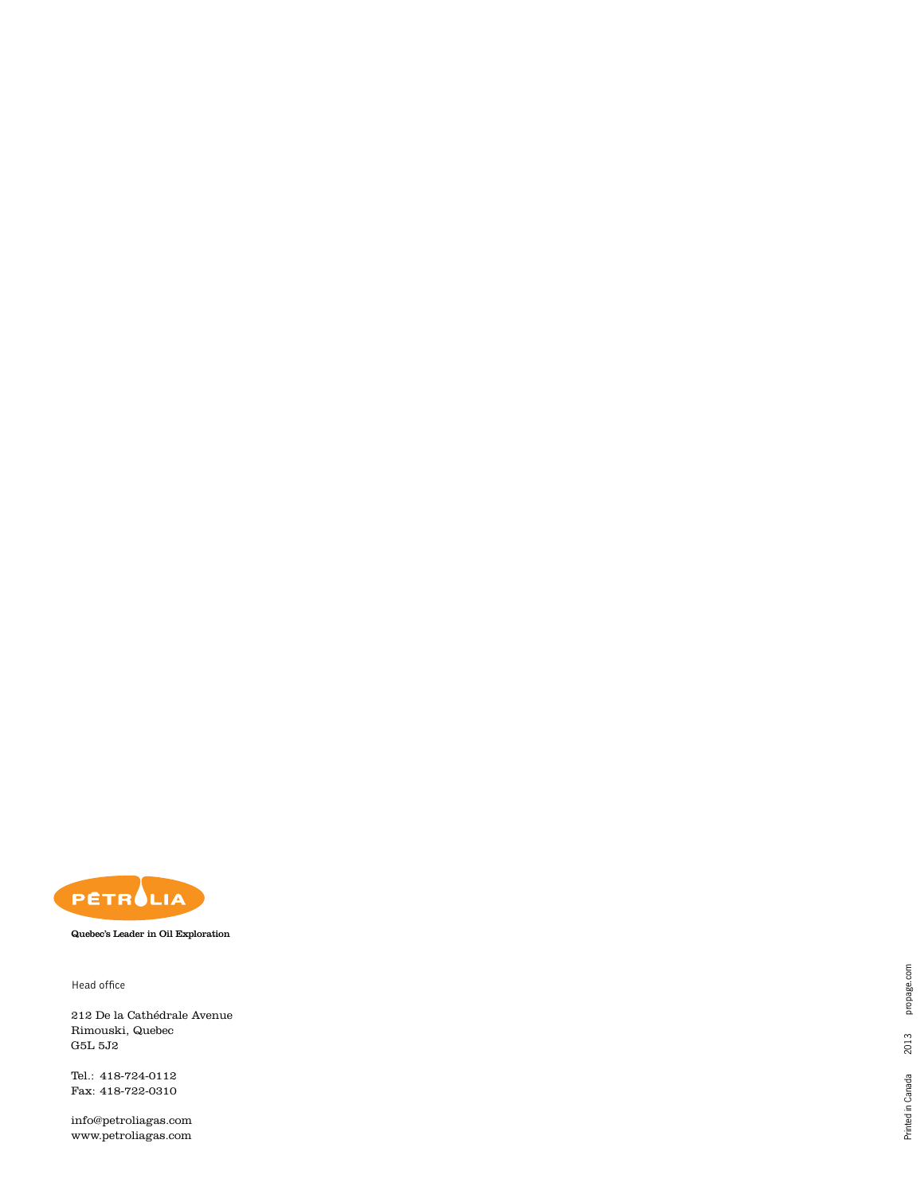PÉTROLIA

**Quebec's Leader in Oil Exploration**

Head office

212 De la Cathédrale Avenue
Rimouski, Quebec
G5L 5J2

Tel.: 418-724-0112
Fax: 418-722-0310

info@petroliagas.com
www.petroliagas.com

Printed in Canada 2013 propage.com